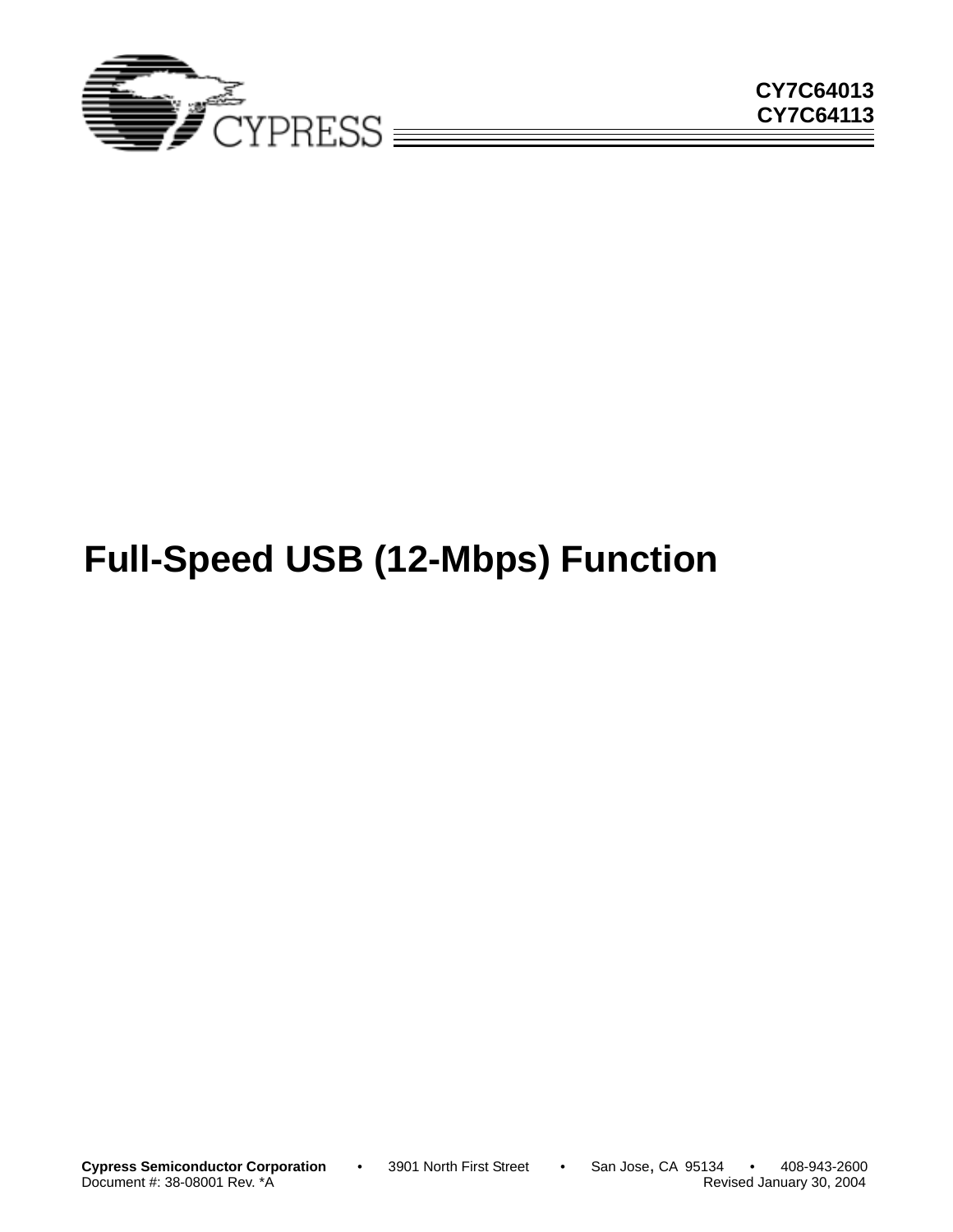CY7C64013
CY7C64113

# Full-Speed USB (12-Mbps) Function

Cypress Semiconductor Corporation • 3901 North First Street • San Jose, CA 95134 • 408-943-2600
Document #: 38-08001 Rev. *A Revised January 30, 2004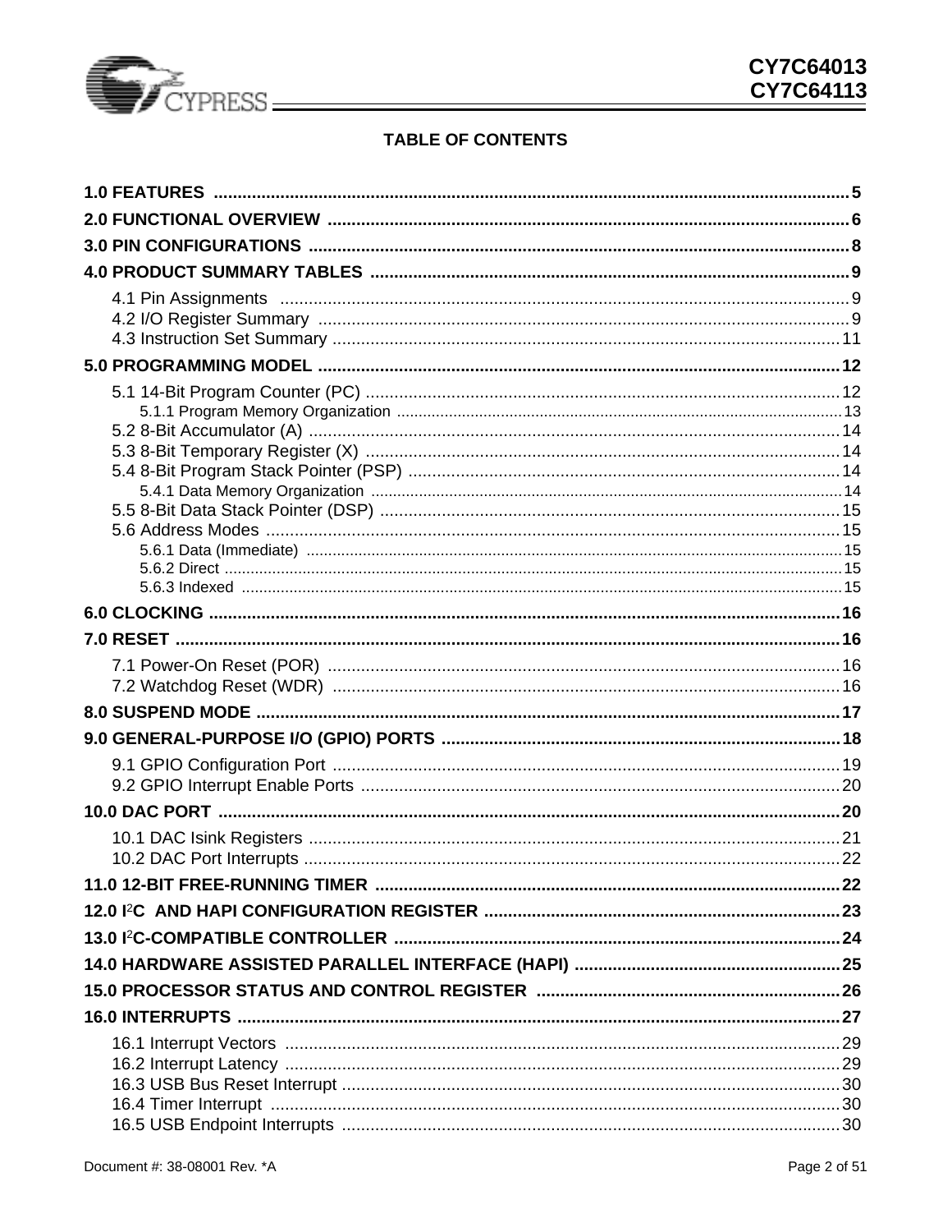## TABLE OF CONTENTS

**1.0 FEATURES** ..... 5

**2.0 FUNCTIONAL OVERVIEW** ..... 6

**3.0 PIN CONFIGURATIONS** ..... 8

**4.0 PRODUCT SUMMARY TABLES** ..... 9

- 4.1 Pin Assignments ..... 9
- 4.2 I/O Register Summary ..... 9
- 4.3 Instruction Set Summary ..... 11

**5.0 PROGRAMMING MODEL** ..... 12

- 5.1 14-Bit Program Counter (PC) ..... 12
  - 5.1.1 Program Memory Organization ..... 13
- 5.2 8-Bit Accumulator (A) ..... 14
- 5.3 8-Bit Temporary Register (X) ..... 14
- 5.4 8-Bit Program Stack Pointer (PSP) ..... 14
  - 5.4.1 Data Memory Organization ..... 14
- 5.5 8-Bit Data Stack Pointer (DSP) ..... 15
- 5.6 Address Modes ..... 15
  - 5.6.1 Data (Immediate) ..... 15
  - 5.6.2 Direct ..... 15
  - 5.6.3 Indexed ..... 15

**6.0 CLOCKING** ..... 16

**7.0 RESET** ..... 16

- 7.1 Power-On Reset (POR) ..... 16
- 7.2 Watchdog Reset (WDR) ..... 16

**8.0 SUSPEND MODE** ..... 17

**9.0 GENERAL-PURPOSE I/O (GPIO) PORTS** ..... 18

- 9.1 GPIO Configuration Port ..... 19
- 9.2 GPIO Interrupt Enable Ports ..... 20

**10.0 DAC PORT** ..... 20

- 10.1 DAC Isink Registers ..... 21
- 10.2 DAC Port Interrupts ..... 22

**11.0 12-BIT FREE-RUNNING TIMER** ..... 22

**12.0 I2C AND HAPI CONFIGURATION REGISTER** ..... 23

**13.0 I2C-COMPATIBLE CONTROLLER** ..... 24

**14.0 HARDWARE ASSISTED PARALLEL INTERFACE (HAPI)** ..... 25

**15.0 PROCESSOR STATUS AND CONTROL REGISTER** ..... 26

**16.0 INTERRUPTS** ..... 27

- 16.1 Interrupt Vectors ..... 29
- 16.2 Interrupt Latency ..... 29
- 16.3 USB Bus Reset Interrupt ..... 30
- 16.4 Timer Interrupt ..... 30
- 16.5 USB Endpoint Interrupts ..... 30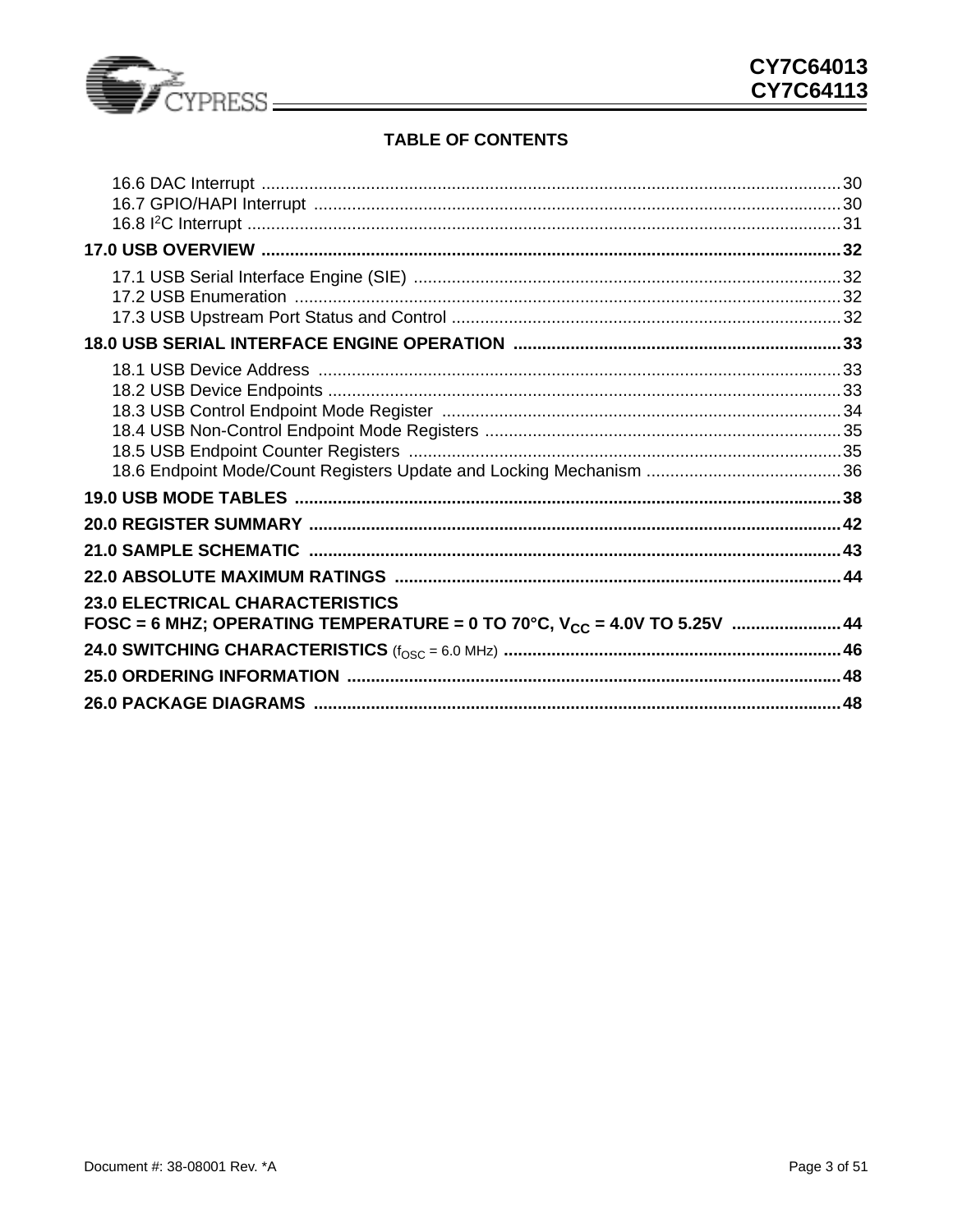## TABLE OF CONTENTS

- 16.6 DAC Interrupt ........................................................................................................................ 30
- 16.7 GPIO/HAPI Interrupt ............................................................................................................. 30
- 16.8 $I^2C$ Interrupt ........................................................................................................................... 31

**17.0 USB OVERVIEW ........................................................................................................................ 32**

- 17.1 USB Serial Interface Engine (SIE) ......................................................................................... 32
- 17.2 USB Enumeration .................................................................................................................. 32
- 17.3 USB Upstream Port Status and Control ................................................................................. 32

**18.0 USB SERIAL INTERFACE ENGINE OPERATION .................................................................... 33**

- 18.1 USB Device Address ............................................................................................................. 33
- 18.2 USB Device Endpoints ........................................................................................................... 33
- 18.3 USB Control Endpoint Mode Register .................................................................................... 34
- 18.4 USB Non-Control Endpoint Mode Registers ........................................................................... 35
- 18.5 USB Endpoint Counter Registers ........................................................................................... 35
- 18.6 Endpoint Mode/Count Registers Update and Locking Mechanism ......................................... 36

**19.0 USB MODE TABLES .................................................................................................................. 38**

**20.0 REGISTER SUMMARY ............................................................................................................... 42**

**21.0 SAMPLE SCHEMATIC ............................................................................................................... 43**

**22.0 ABSOLUTE MAXIMUM RATINGS ............................................................................................. 44**

**23.0 ELECTRICAL CHARACTERISTICS**
**FOSC = 6 MHZ; OPERATING TEMPERATURE = 0 TO 70°C, $V_{CC}$ = 4.0V TO 5.25V ....................... 44**

**24.0 SWITCHING CHARACTERISTICS** ($f_{OSC}$ = 6.0 MHz) **....................................................................... 46**

**25.0 ORDERING INFORMATION ....................................................................................................... 48**

**26.0 PACKAGE DIAGRAMS .............................................................................................................. 48**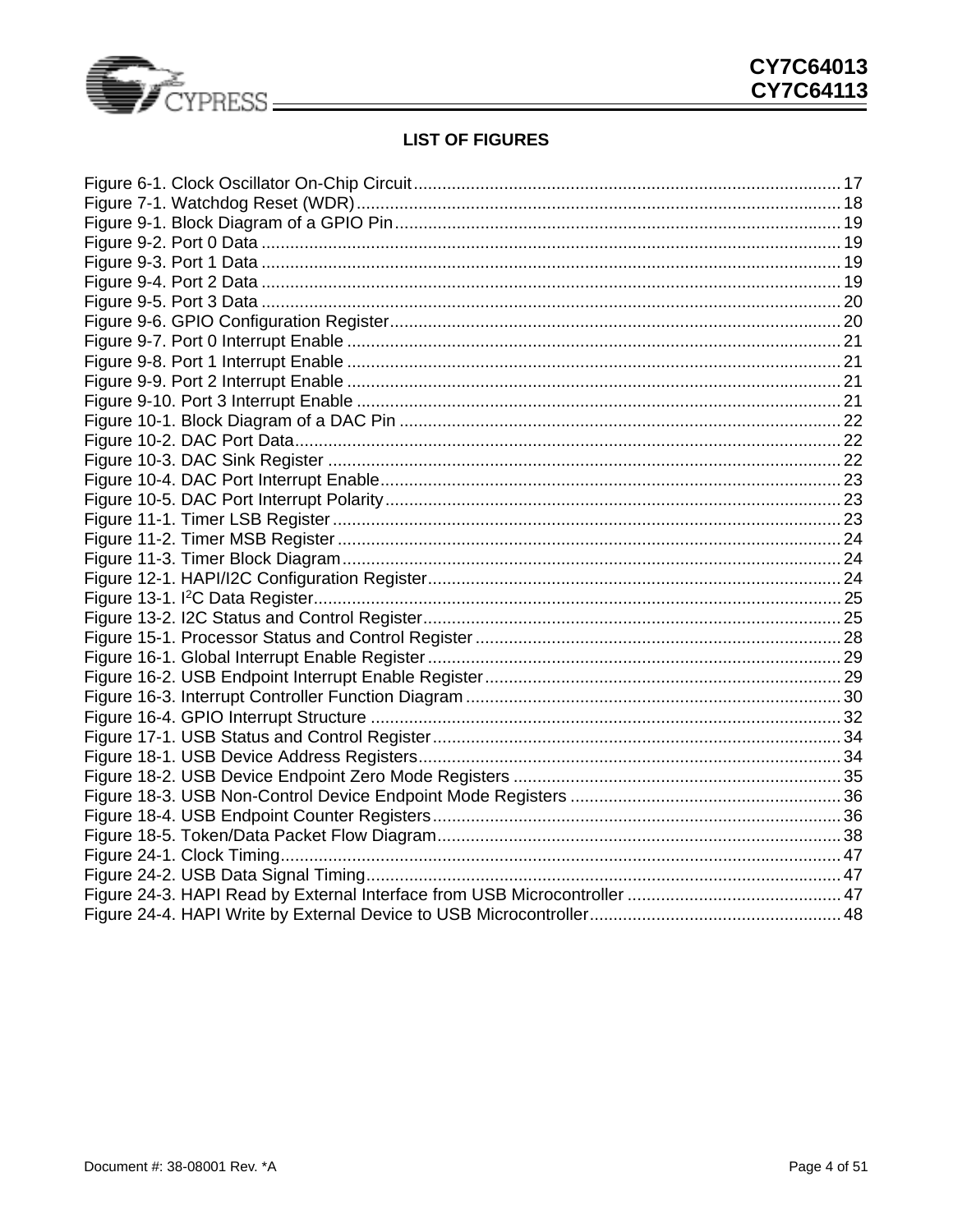## LIST OF FIGURES

Figure 6-1. Clock Oscillator On-Chip Circuit........................................................................................ 17
Figure 7-1. Watchdog Reset (WDR)..................................................................................................... 18
Figure 9-1. Block Diagram of a GPIO Pin............................................................................................ 19
Figure 9-2. Port 0 Data ........................................................................................................................ 19
Figure 9-3. Port 1 Data ........................................................................................................................ 19
Figure 9-4. Port 2 Data ........................................................................................................................ 19
Figure 9-5. Port 3 Data ........................................................................................................................ 20
Figure 9-6. GPIO Configuration Register............................................................................................. 20
Figure 9-7. Port 0 Interrupt Enable ...................................................................................................... 21
Figure 9-8. Port 1 Interrupt Enable ...................................................................................................... 21
Figure 9-9. Port 2 Interrupt Enable ...................................................................................................... 21
Figure 9-10. Port 3 Interrupt Enable .................................................................................................... 21
Figure 10-1. Block Diagram of a DAC Pin ........................................................................................... 22
Figure 10-2. DAC Port Data................................................................................................................. 22
Figure 10-3. DAC Sink Register .......................................................................................................... 22
Figure 10-4. DAC Port Interrupt Enable............................................................................................... 23
Figure 10-5. DAC Port Interrupt Polarity.............................................................................................. 23
Figure 11-1. Timer LSB Register......................................................................................................... 23
Figure 11-2. Timer MSB Register........................................................................................................ 24
Figure 11-3. Timer Block Diagram....................................................................................................... 24
Figure 12-1. HAPI/I2C Configuration Register..................................................................................... 24
Figure 13-1. I$^2$C Data Register......................................................................................................... 25
Figure 13-2. I2C Status and Control Register...................................................................................... 25
Figure 15-1. Processor Status and Control Register........................................................................... 28
Figure 16-1. Global Interrupt Enable Register..................................................................................... 29
Figure 16-2. USB Endpoint Interrupt Enable Register......................................................................... 29
Figure 16-3. Interrupt Controller Function Diagram............................................................................. 30
Figure 16-4. GPIO Interrupt Structure ................................................................................................. 32
Figure 17-1. USB Status and Control Register.................................................................................... 34
Figure 18-1. USB Device Address Registers....................................................................................... 34
Figure 18-2. USB Device Endpoint Zero Mode Registers ................................................................... 35
Figure 18-3. USB Non-Control Device Endpoint Mode Registers ....................................................... 36
Figure 18-4. USB Endpoint Counter Registers.................................................................................... 36
Figure 18-5. Token/Data Packet Flow Diagram................................................................................... 38
Figure 24-1. Clock Timing.................................................................................................................... 47
Figure 24-2. USB Data Signal Timing.................................................................................................. 47
Figure 24-3. HAPI Read by External Interface from USB Microcontroller ........................................... 47
Figure 24-4. HAPI Write by External Device to USB Microcontroller................................................... 48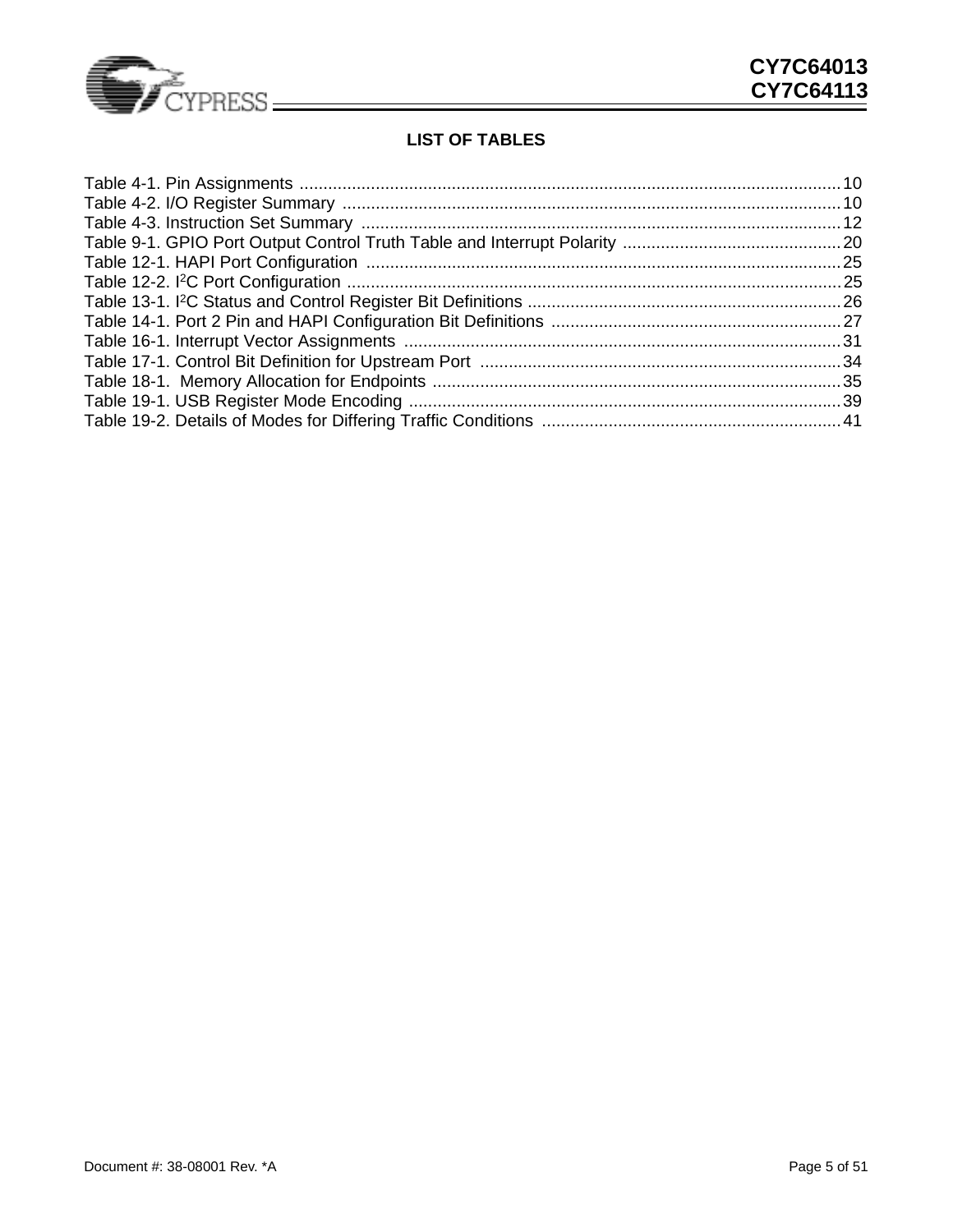## LIST OF TABLES

Table 4-1. Pin Assignments ................................................................................................................10
Table 4-2. I/O Register Summary ........................................................................................................10
Table 4-3. Instruction Set Summary .....................................................................................................12
Table 9-1. GPIO Port Output Control Truth Table and Interrupt Polarity ..............................................20
Table 12-1. HAPI Port Configuration ....................................................................................................25
Table 12-2. I2C Port Configuration ........................................................................................................25
Table 13-1. I2C Status and Control Register Bit Definitions ..................................................................26
Table 14-1. Port 2 Pin and HAPI Configuration Bit Definitions .............................................................27
Table 16-1. Interrupt Vector Assignments ............................................................................................31
Table 17-1. Control Bit Definition for Upstream Port ............................................................................34
Table 18-1. Memory Allocation for Endpoints ......................................................................................35
Table 19-1. USB Register Mode Encoding ...........................................................................................39
Table 19-2. Details of Modes for Differing Traffic Conditions ................................................................41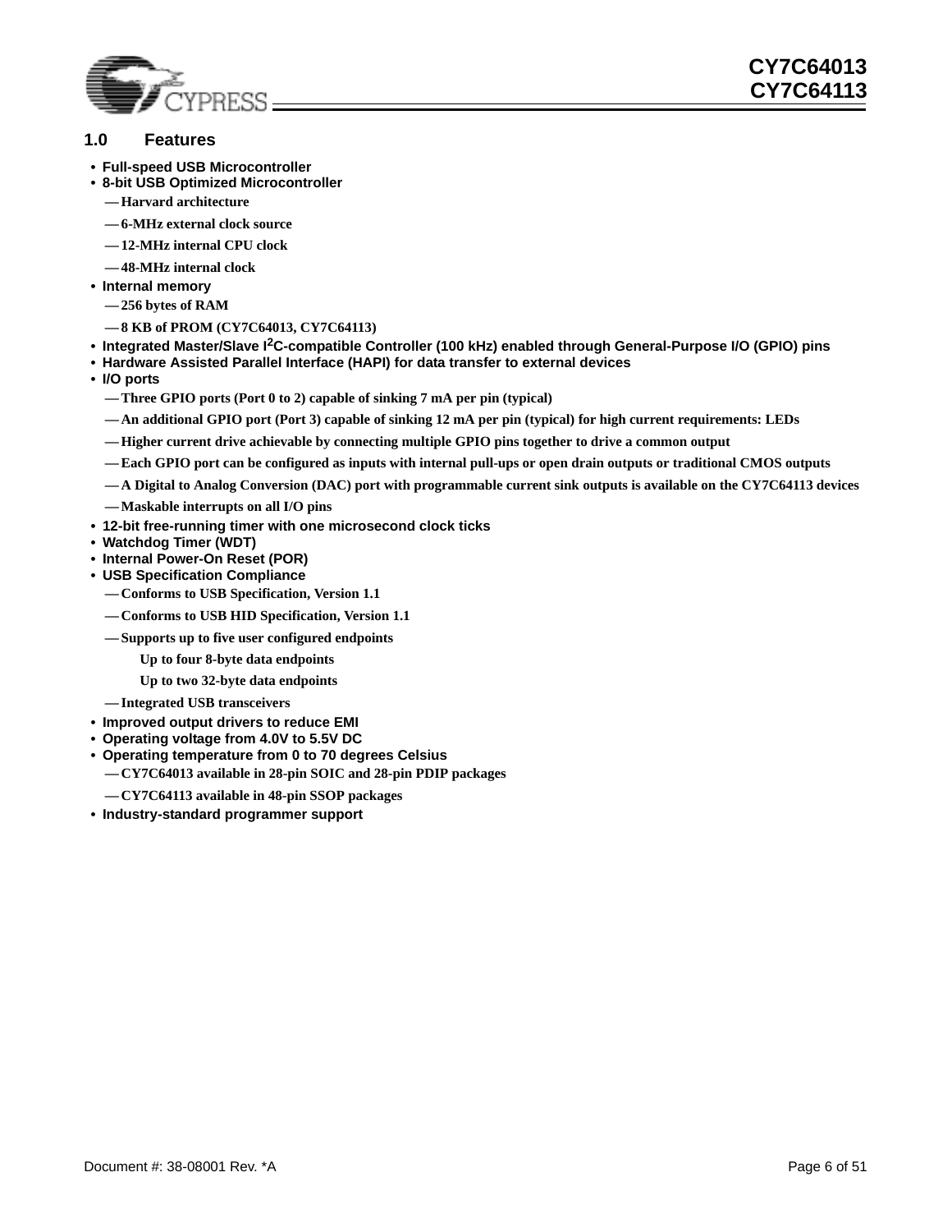## 1.0 Features

- **Full-speed USB Microcontroller**
- **8-bit USB Optimized Microcontroller**
  - Harvard architecture
  - 6-MHz external clock source
  - 12-MHz internal CPU clock
  - 48-MHz internal clock
- **Internal memory**
  - 256 bytes of RAM
  - 8 KB of PROM (CY7C64013, CY7C64113)
- **Integrated Master/Slave I²C-compatible Controller (100 kHz) enabled through General-Purpose I/O (GPIO) pins**
- **Hardware Assisted Parallel Interface (HAPI) for data transfer to external devices**
- **I/O ports**
  - Three GPIO ports (Port 0 to 2) capable of sinking 7 mA per pin (typical)
  - An additional GPIO port (Port 3) capable of sinking 12 mA per pin (typical) for high current requirements: LEDs
  - Higher current drive achievable by connecting multiple GPIO pins together to drive a common output
  - Each GPIO port can be configured as inputs with internal pull-ups or open drain outputs or traditional CMOS outputs
  - A Digital to Analog Conversion (DAC) port with programmable current sink outputs is available on the CY7C64113 devices
  - Maskable interrupts on all I/O pins
- **12-bit free-running timer with one microsecond clock ticks**
- **Watchdog Timer (WDT)**
- **Internal Power-On Reset (POR)**
- **USB Specification Compliance**
  - Conforms to USB Specification, Version 1.1
  - Conforms to USB HID Specification, Version 1.1
  - Supports up to five user configured endpoints
    - Up to four 8-byte data endpoints
    - Up to two 32-byte data endpoints
  - Integrated USB transceivers
- **Improved output drivers to reduce EMI**
- **Operating voltage from 4.0V to 5.5V DC**
- **Operating temperature from 0 to 70 degrees Celsius**
  - CY7C64013 available in 28-pin SOIC and 28-pin PDIP packages
  - CY7C64113 available in 48-pin SSOP packages
- **Industry-standard programmer support**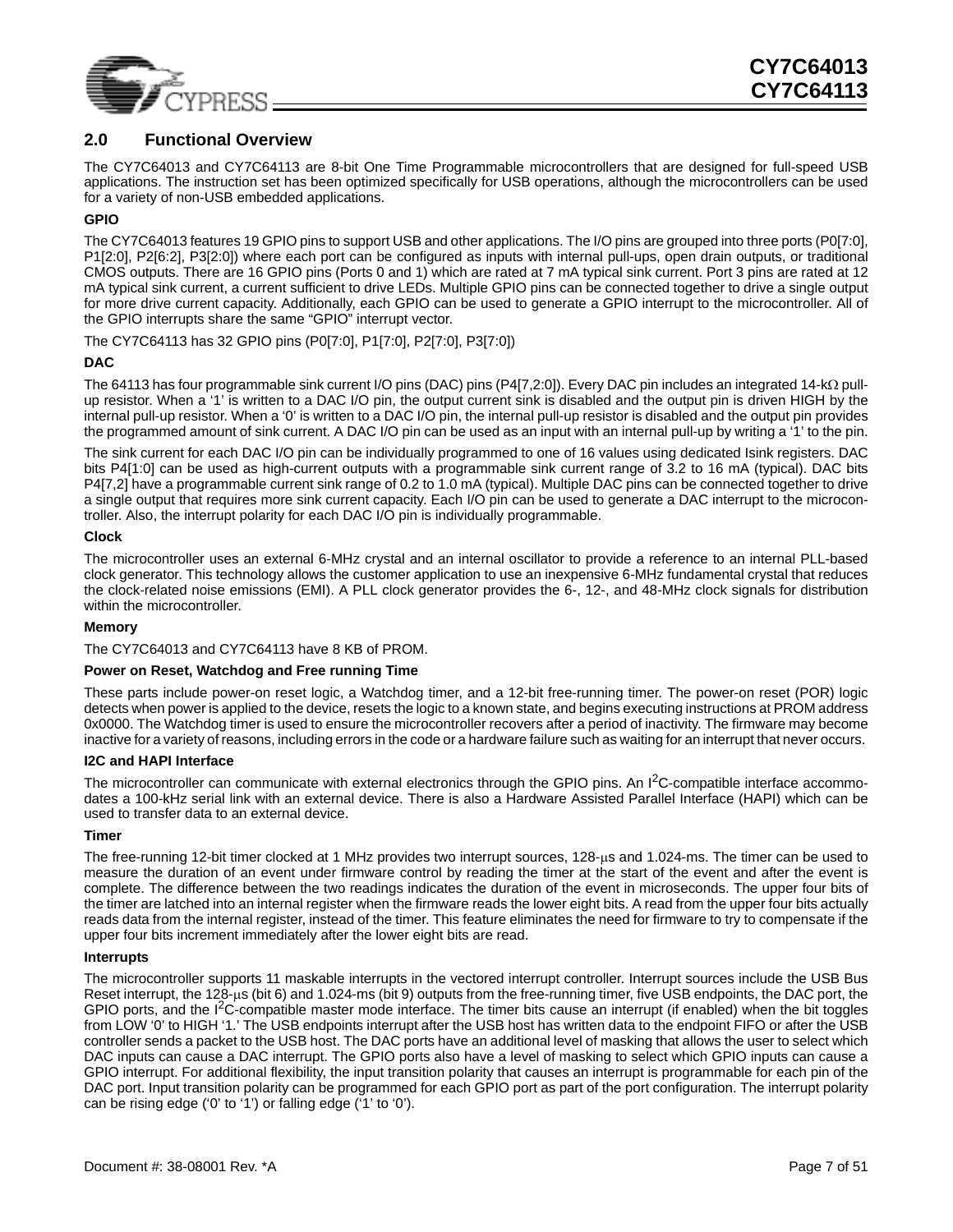## 2.0 Functional Overview

The CY7C64013 and CY7C64113 are 8-bit One Time Programmable microcontrollers that are designed for full-speed USB applications. The instruction set has been optimized specifically for USB operations, although the microcontrollers can be used for a variety of non-USB embedded applications.

**GPIO**

The CY7C64013 features 19 GPIO pins to support USB and other applications. The I/O pins are grouped into three ports (P0[7:0], P1[2:0], P2[6:2], P3[2:0]) where each port can be configured as inputs with internal pull-ups, open drain outputs, or traditional CMOS outputs. There are 16 GPIO pins (Ports 0 and 1) which are rated at 7 mA typical sink current. Port 3 pins are rated at 12 mA typical sink current, a current sufficient to drive LEDs. Multiple GPIO pins can be connected together to drive a single output for more drive current capacity. Additionally, each GPIO can be used to generate a GPIO interrupt to the microcontroller. All of the GPIO interrupts share the same "GPIO" interrupt vector.

The CY7C64113 has 32 GPIO pins (P0[7:0], P1[7:0], P2[7:0], P3[7:0])

**DAC**

The 64113 has four programmable sink current I/O pins (DAC) pins (P4[7,2:0]). Every DAC pin includes an integrated 14-kΩ pull-up resistor. When a '1' is written to a DAC I/O pin, the output current sink is disabled and the output pin is driven HIGH by the internal pull-up resistor. When a '0' is written to a DAC I/O pin, the internal pull-up resistor is disabled and the output pin provides the programmed amount of sink current. A DAC I/O pin can be used as an input with an internal pull-up by writing a '1' to the pin.

The sink current for each DAC I/O pin can be individually programmed to one of 16 values using dedicated Isink registers. DAC bits P4[1:0] can be used as high-current outputs with a programmable sink current range of 3.2 to 16 mA (typical). DAC bits P4[7,2] have a programmable current sink range of 0.2 to 1.0 mA (typical). Multiple DAC pins can be connected together to drive a single output that requires more sink current capacity. Each I/O pin can be used to generate a DAC interrupt to the microcontroller. Also, the interrupt polarity for each DAC I/O pin is individually programmable.

**Clock**

The microcontroller uses an external 6-MHz crystal and an internal oscillator to provide a reference to an internal PLL-based clock generator. This technology allows the customer application to use an inexpensive 6-MHz fundamental crystal that reduces the clock-related noise emissions (EMI). A PLL clock generator provides the 6-, 12-, and 48-MHz clock signals for distribution within the microcontroller.

**Memory**

The CY7C64013 and CY7C64113 have 8 KB of PROM.

**Power on Reset, Watchdog and Free running Time**

These parts include power-on reset logic, a Watchdog timer, and a 12-bit free-running timer. The power-on reset (POR) logic detects when power is applied to the device, resets the logic to a known state, and begins executing instructions at PROM address 0x0000. The Watchdog timer is used to ensure the microcontroller recovers after a period of inactivity. The firmware may become inactive for a variety of reasons, including errors in the code or a hardware failure such as waiting for an interrupt that never occurs.

**I2C and HAPI Interface**

The microcontroller can communicate with external electronics through the GPIO pins. An $I^2C$-compatible interface accommodates a 100-kHz serial link with an external device. There is also a Hardware Assisted Parallel Interface (HAPI) which can be used to transfer data to an external device.

**Timer**

The free-running 12-bit timer clocked at 1 MHz provides two interrupt sources, 128-μs and 1.024-ms. The timer can be used to measure the duration of an event under firmware control by reading the timer at the start of the event and after the event is complete. The difference between the two readings indicates the duration of the event in microseconds. The upper four bits of the timer are latched into an internal register when the firmware reads the lower eight bits. A read from the upper four bits actually reads data from the internal register, instead of the timer. This feature eliminates the need for firmware to try to compensate if the upper four bits increment immediately after the lower eight bits are read.

**Interrupts**

The microcontroller supports 11 maskable interrupts in the vectored interrupt controller. Interrupt sources include the USB Bus Reset interrupt, the 128-μs (bit 6) and 1.024-ms (bit 9) outputs from the free-running timer, five USB endpoints, the DAC port, the GPIO ports, and the $I^2C$-compatible master mode interface. The timer bits cause an interrupt (if enabled) when the bit toggles from LOW '0' to HIGH '1.' The USB endpoints interrupt after the USB host has written data to the endpoint FIFO or after the USB controller sends a packet to the USB host. The DAC ports have an additional level of masking that allows the user to select which DAC inputs can cause a DAC interrupt. The GPIO ports also have a level of masking to select which GPIO inputs can cause a GPIO interrupt. For additional flexibility, the input transition polarity that causes an interrupt is programmable for each pin of the DAC port. Input transition polarity can be programmed for each GPIO port as part of the port configuration. The interrupt polarity can be rising edge ('0' to '1') or falling edge ('1' to '0').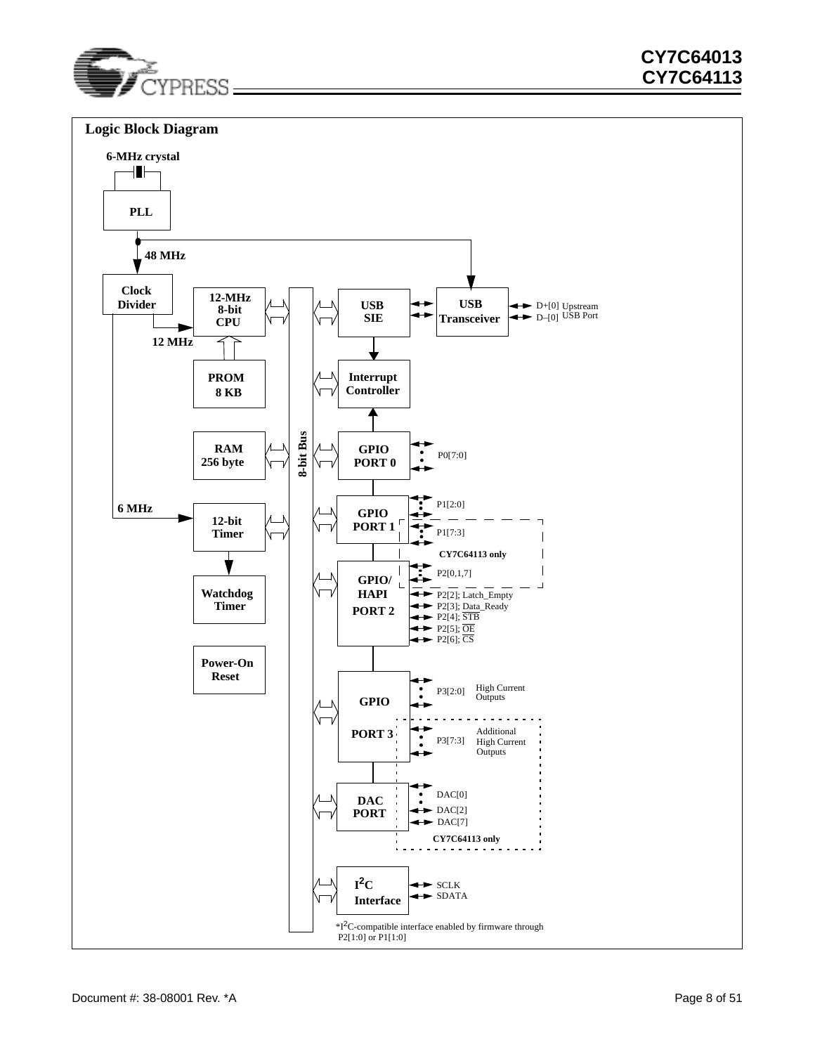## Logic Block Diagram

6-MHz crystal

PLL

48 MHz

Clock Divider

12-MHz 8-bit CPU

12 MHz

PROM 8 KB

RAM 256 byte

6 MHz

12-bit Timer

Watchdog Timer

Power-On Reset

8-bit Bus

USB SIE

USB Transceiver

D+[0] Upstream USB Port
D–[0]

Interrupt Controller

GPIO PORT 0 — P0[7:0]

GPIO PORT 1 — P1[2:0], P1[7:3]

CY7C64113 only

GPIO/ HAPI PORT 2 — P2[0,1,7], P2[2]; Latch_Empty, P2[3]; Data_Ready, P2[4]; $\overline{\text{STB}}$, P2[5]; $\overline{\text{OE}}$, P2[6]; $\overline{\text{CS}}$

GPIO PORT 3 — P3[2:0] High Current Outputs, P3[7:3] Additional High Current Outputs

DAC PORT — DAC[0], DAC[2], DAC[7]

CY7C64113 only

$I^2C$ Interface — SCLK, SDATA

*$I^2C$-compatible interface enabled by firmware through P2[1:0] or P1[1:0]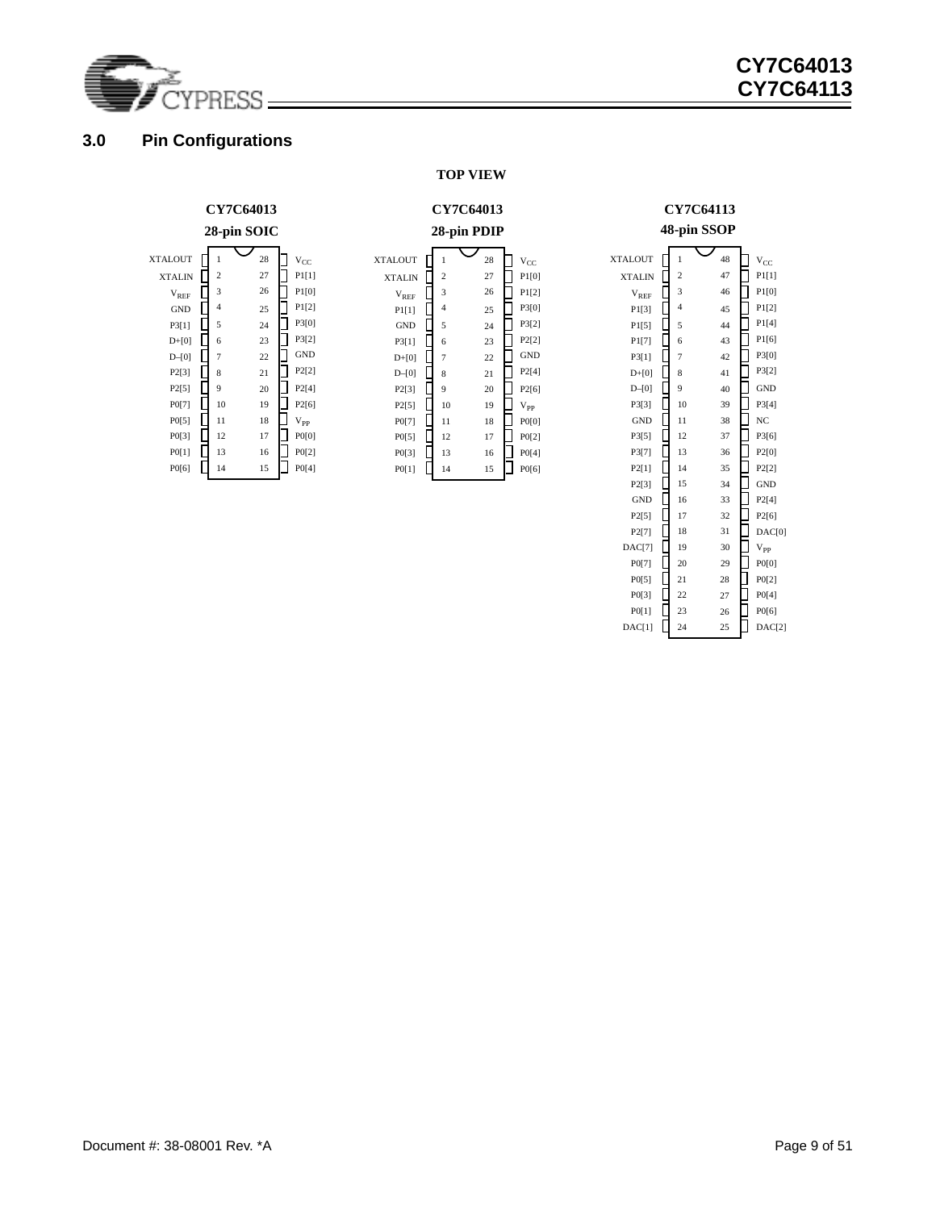## 3.0 Pin Configurations

**TOP VIEW**

**CY7C64013 28-pin SOIC**

| Pin Name | Pin | Pin | Pin Name |
|---|---|---|---|
| XTALOUT | 1 | 28 | $V_{CC}$ |
| XTALIN | 2 | 27 | P1[1] |
| $V_{REF}$ | 3 | 26 | P1[0] |
| GND | 4 | 25 | P1[2] |
| P3[1] | 5 | 24 | P3[0] |
| D+[0] | 6 | 23 | P3[2] |
| D–[0] | 7 | 22 | GND |
| P2[3] | 8 | 21 | P2[2] |
| P2[5] | 9 | 20 | P2[4] |
| P0[7] | 10 | 19 | P2[6] |
| P0[5] | 11 | 18 | $V_{PP}$ |
| P0[3] | 12 | 17 | P0[0] |
| P0[1] | 13 | 16 | P0[2] |
| P0[6] | 14 | 15 | P0[4] |

**CY7C64013 28-pin PDIP**

| Pin Name | Pin | Pin | Pin Name |
|---|---|---|---|
| XTALOUT | 1 | 28 | $V_{CC}$ |
| XTALIN | 2 | 27 | P1[0] |
| $V_{REF}$ | 3 | 26 | P1[2] |
| P1[1] | 4 | 25 | P3[0] |
| GND | 5 | 24 | P3[2] |
| P3[1] | 6 | 23 | P2[2] |
| D+[0] | 7 | 22 | GND |
| D–[0] | 8 | 21 | P2[4] |
| P2[3] | 9 | 20 | P2[6] |
| P2[5] | 10 | 19 | $V_{PP}$ |
| P0[7] | 11 | 18 | P0[0] |
| P0[5] | 12 | 17 | P0[2] |
| P0[3] | 13 | 16 | P0[4] |
| P0[1] | 14 | 15 | P0[6] |

**CY7C64113 48-pin SSOP**

| Pin Name | Pin | Pin | Pin Name |
|---|---|---|---|
| XTALOUT | 1 | 48 | $V_{CC}$ |
| XTALIN | 2 | 47 | P1[1] |
| $V_{REF}$ | 3 | 46 | P1[0] |
| P1[3] | 4 | 45 | P1[2] |
| P1[5] | 5 | 44 | P1[4] |
| P1[7] | 6 | 43 | P1[6] |
| P3[1] | 7 | 42 | P3[0] |
| D+[0] | 8 | 41 | P3[2] |
| D–[0] | 9 | 40 | GND |
| P3[3] | 10 | 39 | P3[4] |
| GND | 11 | 38 | NC |
| P3[5] | 12 | 37 | P3[6] |
| P3[7] | 13 | 36 | P2[0] |
| P2[1] | 14 | 35 | P2[2] |
| P2[3] | 15 | 34 | GND |
| GND | 16 | 33 | P2[4] |
| P2[5] | 17 | 32 | P2[6] |
| P2[7] | 18 | 31 | DAC[0] |
| DAC[7] | 19 | 30 | $V_{PP}$ |
| P0[7] | 20 | 29 | P0[0] |
| P0[5] | 21 | 28 | P0[2] |
| P0[3] | 22 | 27 | P0[4] |
| P0[1] | 23 | 26 | P0[6] |
| DAC[1] | 24 | 25 | DAC[2] |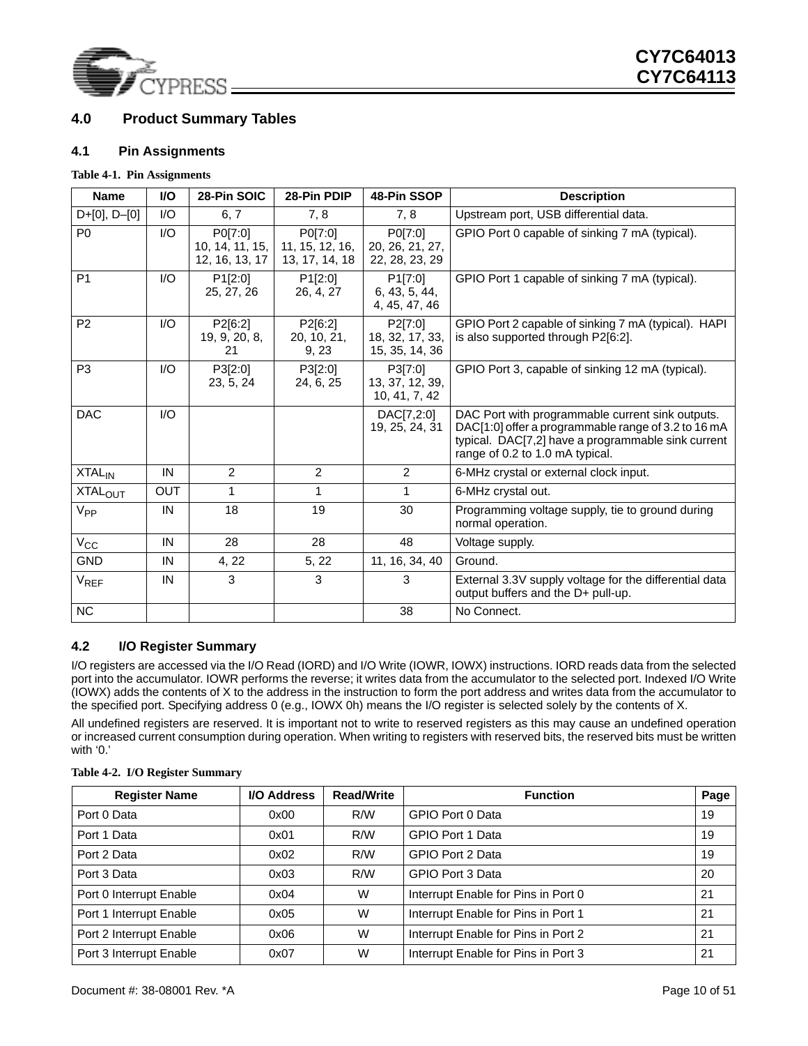## 4.0 Product Summary Tables

### 4.1 Pin Assignments

**Table 4-1. Pin Assignments**

| Name | I/O | 28-Pin SOIC | 28-Pin PDIP | 48-Pin SSOP | Description |
|---|---|---|---|---|---|
| D+[0], D–[0] | I/O | 6, 7 | 7, 8 | 7, 8 | Upstream port, USB differential data. |
| P0 | I/O | P0[7:0] 10, 14, 11, 15, 12, 16, 13, 17 | P0[7:0] 11, 15, 12, 16, 13, 17, 14, 18 | P0[7:0] 20, 26, 21, 27, 22, 28, 23, 29 | GPIO Port 0 capable of sinking 7 mA (typical). |
| P1 | I/O | P1[2:0] 25, 27, 26 | P1[2:0] 26, 4, 27 | P1[7:0] 6, 43, 5, 44, 4, 45, 47, 46 | GPIO Port 1 capable of sinking 7 mA (typical). |
| P2 | I/O | P2[6:2] 19, 9, 20, 8, 21 | P2[6:2] 20, 10, 21, 9, 23 | P2[7:0] 18, 32, 17, 33, 15, 35, 14, 36 | GPIO Port 2 capable of sinking 7 mA (typical). HAPI is also supported through P2[6:2]. |
| P3 | I/O | P3[2:0] 23, 5, 24 | P3[2:0] 24, 6, 25 | P3[7:0] 13, 37, 12, 39, 10, 41, 7, 42 | GPIO Port 3, capable of sinking 12 mA (typical). |
| DAC | I/O | | | DAC[7,2:0] 19, 25, 24, 31 | DAC Port with programmable current sink outputs. DAC[1:0] offer a programmable range of 3.2 to 16 mA typical. DAC[7,2] have a programmable sink current range of 0.2 to 1.0 mA typical. |
| $XTAL_{IN}$ | IN | 2 | 2 | 2 | 6-MHz crystal or external clock input. |
| $XTAL_{OUT}$ | OUT | 1 | 1 | 1 | 6-MHz crystal out. |
| $V_{PP}$ | IN | 18 | 19 | 30 | Programming voltage supply, tie to ground during normal operation. |
| $V_{CC}$ | IN | 28 | 28 | 48 | Voltage supply. |
| GND | IN | 4, 22 | 5, 22 | 11, 16, 34, 40 | Ground. |
| $V_{REF}$ | IN | 3 | 3 | 3 | External 3.3V supply voltage for the differential data output buffers and the D+ pull-up. |
| NC | | | | 38 | No Connect. |

### 4.2 I/O Register Summary

I/O registers are accessed via the I/O Read (IORD) and I/O Write (IOWR, IOWX) instructions. IORD reads data from the selected port into the accumulator. IOWR performs the reverse; it writes data from the accumulator to the selected port. Indexed I/O Write (IOWX) adds the contents of X to the address in the instruction to form the port address and writes data from the accumulator to the specified port. Specifying address 0 (e.g., IOWX 0h) means the I/O register is selected solely by the contents of X.

All undefined registers are reserved. It is important not to write to reserved registers as this may cause an undefined operation or increased current consumption during operation. When writing to registers with reserved bits, the reserved bits must be written with '0.'

**Table 4-2. I/O Register Summary**

| Register Name | I/O Address | Read/Write | Function | Page |
|---|---|---|---|---|
| Port 0 Data | 0x00 | R/W | GPIO Port 0 Data | 19 |
| Port 1 Data | 0x01 | R/W | GPIO Port 1 Data | 19 |
| Port 2 Data | 0x02 | R/W | GPIO Port 2 Data | 19 |
| Port 3 Data | 0x03 | R/W | GPIO Port 3 Data | 20 |
| Port 0 Interrupt Enable | 0x04 | W | Interrupt Enable for Pins in Port 0 | 21 |
| Port 1 Interrupt Enable | 0x05 | W | Interrupt Enable for Pins in Port 1 | 21 |
| Port 2 Interrupt Enable | 0x06 | W | Interrupt Enable for Pins in Port 2 | 21 |
| Port 3 Interrupt Enable | 0x07 | W | Interrupt Enable for Pins in Port 3 | 21 |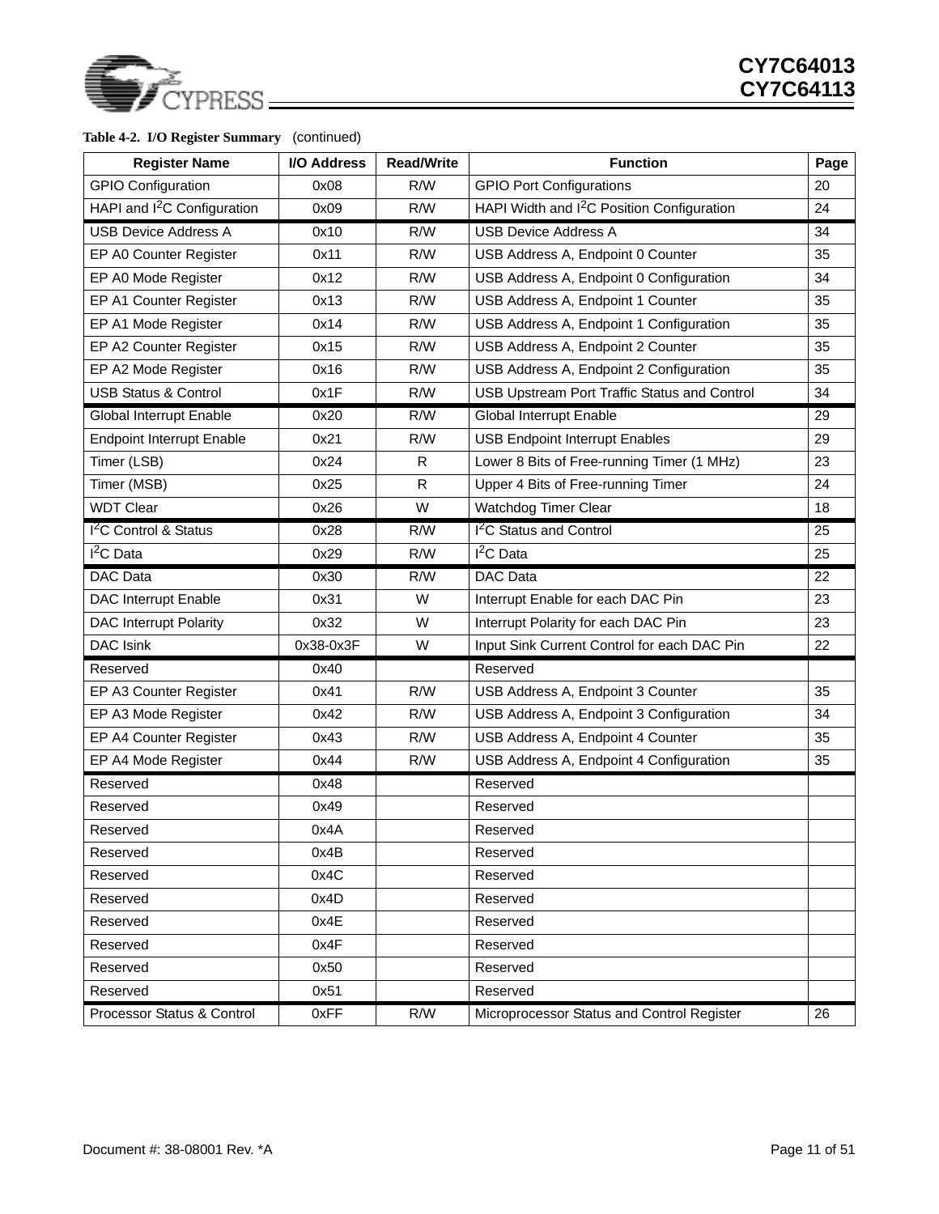**Table 4-2. I/O Register Summary** (continued)

| Register Name | I/O Address | Read/Write | Function | Page |
|---|---|---|---|---|
| GPIO Configuration | 0x08 | R/W | GPIO Port Configurations | 20 |
| HAPI and I$^2$C Configuration | 0x09 | R/W | HAPI Width and I$^2$C Position Configuration | 24 |
| USB Device Address A | 0x10 | R/W | USB Device Address A | 34 |
| EP A0 Counter Register | 0x11 | R/W | USB Address A, Endpoint 0 Counter | 35 |
| EP A0 Mode Register | 0x12 | R/W | USB Address A, Endpoint 0 Configuration | 34 |
| EP A1 Counter Register | 0x13 | R/W | USB Address A, Endpoint 1 Counter | 35 |
| EP A1 Mode Register | 0x14 | R/W | USB Address A, Endpoint 1 Configuration | 35 |
| EP A2 Counter Register | 0x15 | R/W | USB Address A, Endpoint 2 Counter | 35 |
| EP A2 Mode Register | 0x16 | R/W | USB Address A, Endpoint 2 Configuration | 35 |
| USB Status & Control | 0x1F | R/W | USB Upstream Port Traffic Status and Control | 34 |
| Global Interrupt Enable | 0x20 | R/W | Global Interrupt Enable | 29 |
| Endpoint Interrupt Enable | 0x21 | R/W | USB Endpoint Interrupt Enables | 29 |
| Timer (LSB) | 0x24 | R | Lower 8 Bits of Free-running Timer (1 MHz) | 23 |
| Timer (MSB) | 0x25 | R | Upper 4 Bits of Free-running Timer | 24 |
| WDT Clear | 0x26 | W | Watchdog Timer Clear | 18 |
| I$^2$C Control & Status | 0x28 | R/W | I$^2$C Status and Control | 25 |
| I$^2$C Data | 0x29 | R/W | I$^2$C Data | 25 |
| DAC Data | 0x30 | R/W | DAC Data | 22 |
| DAC Interrupt Enable | 0x31 | W | Interrupt Enable for each DAC Pin | 23 |
| DAC Interrupt Polarity | 0x32 | W | Interrupt Polarity for each DAC Pin | 23 |
| DAC Isink | 0x38-0x3F | W | Input Sink Current Control for each DAC Pin | 22 |
| Reserved | 0x40 | | Reserved | |
| EP A3 Counter Register | 0x41 | R/W | USB Address A, Endpoint 3 Counter | 35 |
| EP A3 Mode Register | 0x42 | R/W | USB Address A, Endpoint 3 Configuration | 34 |
| EP A4 Counter Register | 0x43 | R/W | USB Address A, Endpoint 4 Counter | 35 |
| EP A4 Mode Register | 0x44 | R/W | USB Address A, Endpoint 4 Configuration | 35 |
| Reserved | 0x48 | | Reserved | |
| Reserved | 0x49 | | Reserved | |
| Reserved | 0x4A | | Reserved | |
| Reserved | 0x4B | | Reserved | |
| Reserved | 0x4C | | Reserved | |
| Reserved | 0x4D | | Reserved | |
| Reserved | 0x4E | | Reserved | |
| Reserved | 0x4F | | Reserved | |
| Reserved | 0x50 | | Reserved | |
| Reserved | 0x51 | | Reserved | |
| Processor Status & Control | 0xFF | R/W | Microprocessor Status and Control Register | 26 |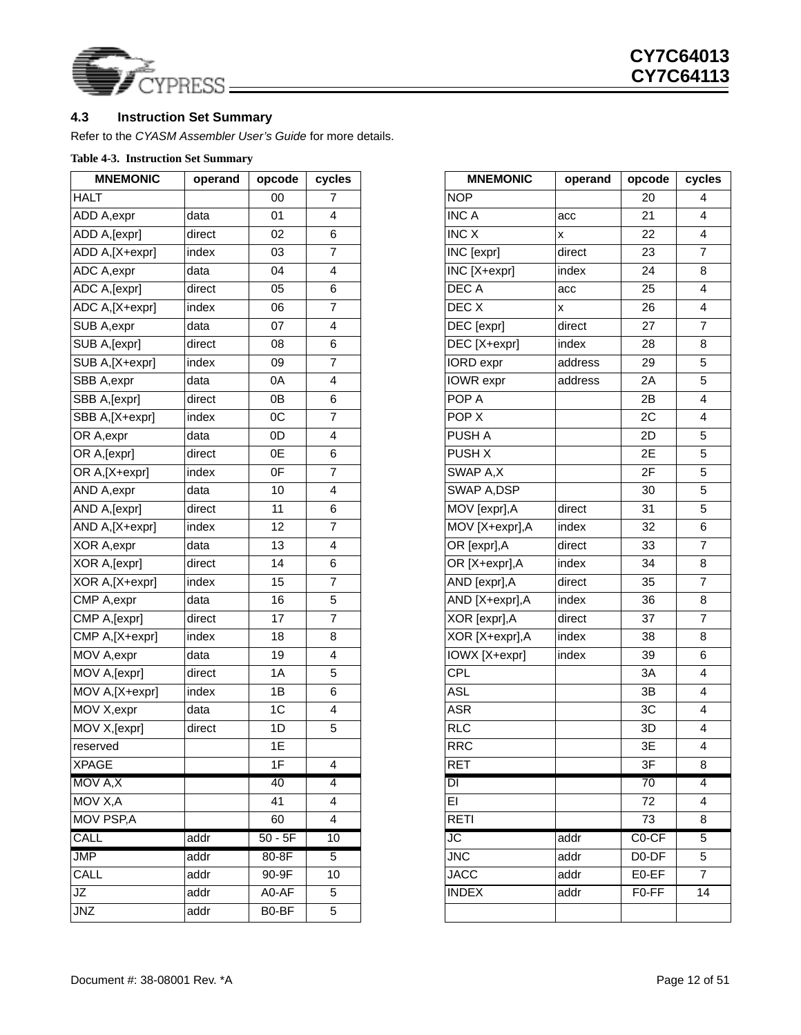### 4.3 Instruction Set Summary

Refer to the *CYASM Assembler User's Guide* for more details.

**Table 4-3. Instruction Set Summary**

| MNEMONIC | operand | opcode | cycles |
|---|---|---|---|
| HALT | | 00 | 7 |
| ADD A,expr | data | 01 | 4 |
| ADD A,[expr] | direct | 02 | 6 |
| ADD A,[X+expr] | index | 03 | 7 |
| ADC A,expr | data | 04 | 4 |
| ADC A,[expr] | direct | 05 | 6 |
| ADC A,[X+expr] | index | 06 | 7 |
| SUB A,expr | data | 07 | 4 |
| SUB A,[expr] | direct | 08 | 6 |
| SUB A,[X+expr] | index | 09 | 7 |
| SBB A,expr | data | 0A | 4 |
| SBB A,[expr] | direct | 0B | 6 |
| SBB A,[X+expr] | index | 0C | 7 |
| OR A,expr | data | 0D | 4 |
| OR A,[expr] | direct | 0E | 6 |
| OR A,[X+expr] | index | 0F | 7 |
| AND A,expr | data | 10 | 4 |
| AND A,[expr] | direct | 11 | 6 |
| AND A,[X+expr] | index | 12 | 7 |
| XOR A,expr | data | 13 | 4 |
| XOR A,[expr] | direct | 14 | 6 |
| XOR A,[X+expr] | index | 15 | 7 |
| CMP A,expr | data | 16 | 5 |
| CMP A,[expr] | direct | 17 | 7 |
| CMP A,[X+expr] | index | 18 | 8 |
| MOV A,expr | data | 19 | 4 |
| MOV A,[expr] | direct | 1A | 5 |
| MOV A,[X+expr] | index | 1B | 6 |
| MOV X,expr | data | 1C | 4 |
| MOV X,[expr] | direct | 1D | 5 |
| reserved | | 1E | |
| XPAGE | | 1F | 4 |
| MOV A,X | | 40 | 4 |
| MOV X,A | | 41 | 4 |
| MOV PSP,A | | 60 | 4 |
| CALL | addr | 50 - 5F | 10 |
| JMP | addr | 80-8F | 5 |
| CALL | addr | 90-9F | 10 |
| JZ | addr | A0-AF | 5 |
| JNZ | addr | B0-BF | 5 |

| MNEMONIC | operand | opcode | cycles |
|---|---|---|---|
| NOP | | 20 | 4 |
| INC A | acc | 21 | 4 |
| INC X | x | 22 | 4 |
| INC [expr] | direct | 23 | 7 |
| INC [X+expr] | index | 24 | 8 |
| DEC A | acc | 25 | 4 |
| DEC X | x | 26 | 4 |
| DEC [expr] | direct | 27 | 7 |
| DEC [X+expr] | index | 28 | 8 |
| IORD expr | address | 29 | 5 |
| IOWR expr | address | 2A | 5 |
| POP A | | 2B | 4 |
| POP X | | 2C | 4 |
| PUSH A | | 2D | 5 |
| PUSH X | | 2E | 5 |
| SWAP A,X | | 2F | 5 |
| SWAP A,DSP | | 30 | 5 |
| MOV [expr],A | direct | 31 | 5 |
| MOV [X+expr],A | index | 32 | 6 |
| OR [expr],A | direct | 33 | 7 |
| OR [X+expr],A | index | 34 | 8 |
| AND [expr],A | direct | 35 | 7 |
| AND [X+expr],A | index | 36 | 8 |
| XOR [expr],A | direct | 37 | 7 |
| XOR [X+expr],A | index | 38 | 8 |
| IOWX [X+expr] | index | 39 | 6 |
| CPL | | 3A | 4 |
| ASL | | 3B | 4 |
| ASR | | 3C | 4 |
| RLC | | 3D | 4 |
| RRC | | 3E | 4 |
| RET | | 3F | 8 |
| DI | | 70 | 4 |
| EI | | 72 | 4 |
| RETI | | 73 | 8 |
| JC | addr | C0-CF | 5 |
| JNC | addr | D0-DF | 5 |
| JACC | addr | E0-EF | 7 |
| INDEX | addr | F0-FF | 14 |
| | | | |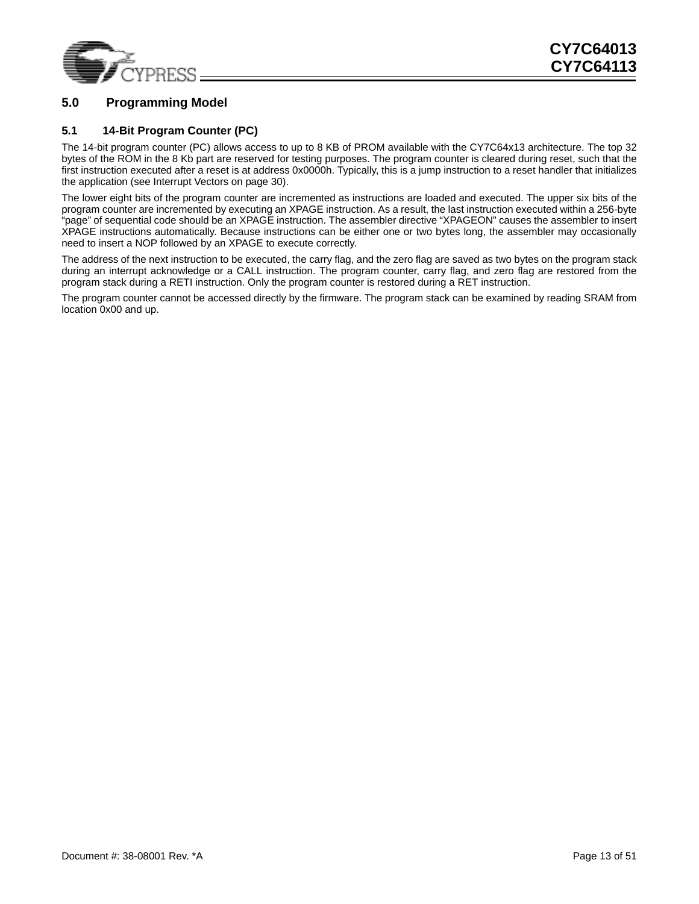## 5.0 Programming Model

### 5.1 14-Bit Program Counter (PC)

The 14-bit program counter (PC) allows access to up to 8 KB of PROM available with the CY7C64x13 architecture. The top 32 bytes of the ROM in the 8 Kb part are reserved for testing purposes. The program counter is cleared during reset, such that the first instruction executed after a reset is at address 0x0000h. Typically, this is a jump instruction to a reset handler that initializes the application (see Interrupt Vectors on page 30).

The lower eight bits of the program counter are incremented as instructions are loaded and executed. The upper six bits of the program counter are incremented by executing an XPAGE instruction. As a result, the last instruction executed within a 256-byte "page" of sequential code should be an XPAGE instruction. The assembler directive "XPAGEON" causes the assembler to insert XPAGE instructions automatically. Because instructions can be either one or two bytes long, the assembler may occasionally need to insert a NOP followed by an XPAGE to execute correctly.

The address of the next instruction to be executed, the carry flag, and the zero flag are saved as two bytes on the program stack during an interrupt acknowledge or a CALL instruction. The program counter, carry flag, and zero flag are restored from the program stack during a RETI instruction. Only the program counter is restored during a RET instruction.

The program counter cannot be accessed directly by the firmware. The program stack can be examined by reading SRAM from location 0x00 and up.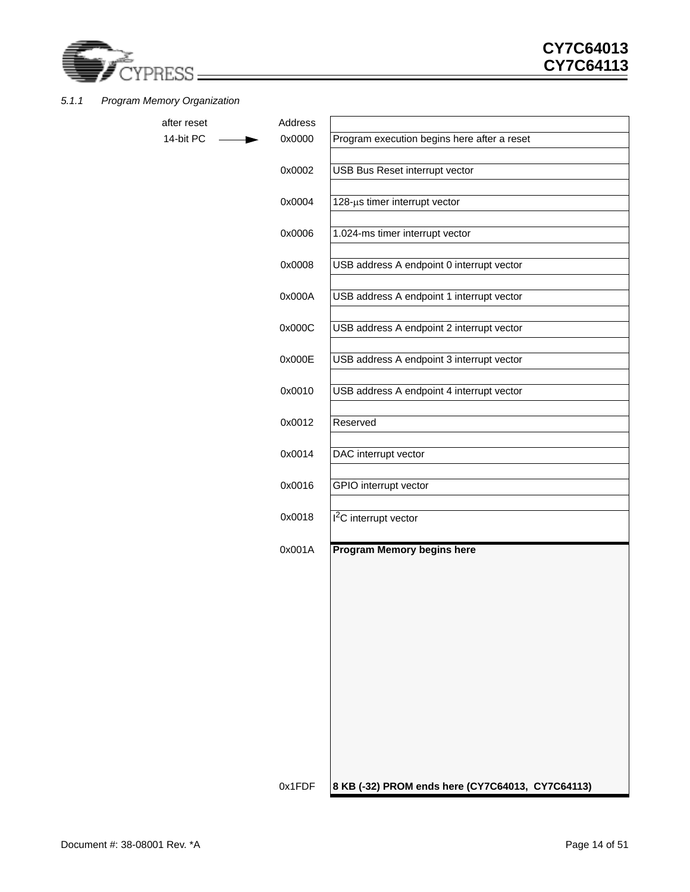#### 5.1.1 Program Memory Organization

| after reset | Address | |
|---|---|---|
| 14-bit PC → | 0x0000 | Program execution begins here after a reset |
| | 0x0002 | USB Bus Reset interrupt vector |
| | 0x0004 | 128-μs timer interrupt vector |
| | 0x0006 | 1.024-ms timer interrupt vector |
| | 0x0008 | USB address A endpoint 0 interrupt vector |
| | 0x000A | USB address A endpoint 1 interrupt vector |
| | 0x000C | USB address A endpoint 2 interrupt vector |
| | 0x000E | USB address A endpoint 3 interrupt vector |
| | 0x0010 | USB address A endpoint 4 interrupt vector |
| | 0x0012 | Reserved |
| | 0x0014 | DAC interrupt vector |
| | 0x0016 | GPIO interrupt vector |
| | 0x0018 | $I^2C$ interrupt vector |
| | 0x001A | **Program Memory begins here** |
| | 0x1FDF | **8 KB (-32) PROM ends here (CY7C64013, CY7C64113)** |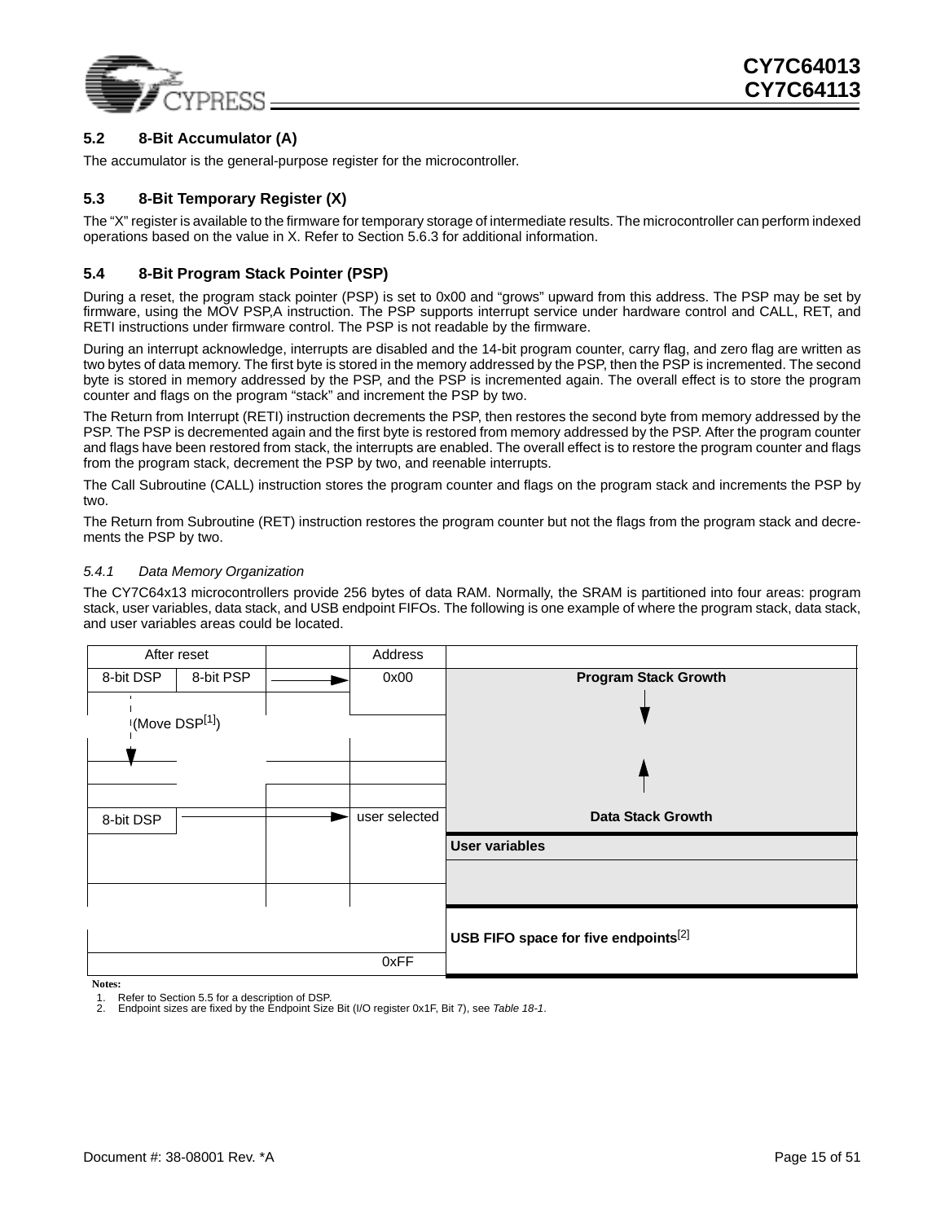## 5.2 8-Bit Accumulator (A)

The accumulator is the general-purpose register for the microcontroller.

## 5.3 8-Bit Temporary Register (X)

The “X” register is available to the firmware for temporary storage of intermediate results. The microcontroller can perform indexed operations based on the value in X. Refer to Section 5.6.3 for additional information.

## 5.4 8-Bit Program Stack Pointer (PSP)

During a reset, the program stack pointer (PSP) is set to 0x00 and “grows” upward from this address. The PSP may be set by firmware, using the MOV PSP,A instruction. The PSP supports interrupt service under hardware control and CALL, RET, and RETI instructions under firmware control. The PSP is not readable by the firmware.

During an interrupt acknowledge, interrupts are disabled and the 14-bit program counter, carry flag, and zero flag are written as two bytes of data memory. The first byte is stored in the memory addressed by the PSP, then the PSP is incremented. The second byte is stored in memory addressed by the PSP, and the PSP is incremented again. The overall effect is to store the program counter and flags on the program “stack” and increment the PSP by two.

The Return from Interrupt (RETI) instruction decrements the PSP, then restores the second byte from memory addressed by the PSP. The PSP is decremented again and the first byte is restored from memory addressed by the PSP. After the program counter and flags have been restored from stack, the interrupts are enabled. The overall effect is to restore the program counter and flags from the program stack, decrement the PSP by two, and reenable interrupts.

The Call Subroutine (CALL) instruction stores the program counter and flags on the program stack and increments the PSP by two.

The Return from Subroutine (RET) instruction restores the program counter but not the flags from the program stack and decrements the PSP by two.

### *5.4.1 Data Memory Organization*

The CY7C64x13 microcontrollers provide 256 bytes of data RAM. Normally, the SRAM is partitioned into four areas: program stack, user variables, data stack, and USB endpoint FIFOs. The following is one example of where the program stack, data stack, and user variables areas could be located.

| After reset | | | Address | |
|---|---|---|---|---|
| 8-bit DSP | 8-bit PSP | → | 0x00 | **Program Stack Growth** ↓ |
| ↓ (Move DSP[1]) | | | | |
| | | | | ↑ |
| 8-bit DSP | → | | user selected | **Data Stack Growth** |
| | | | | **User variables** |
| | | | | |
| | | | | **USB FIFO space for five endpoints**[2] |
| | | | 0xFF | |

**Notes:**

1. Refer to Section 5.5 for a description of DSP.
2. Endpoint sizes are fixed by the Endpoint Size Bit (I/O register 0x1F, Bit 7), see *Table 18-1*.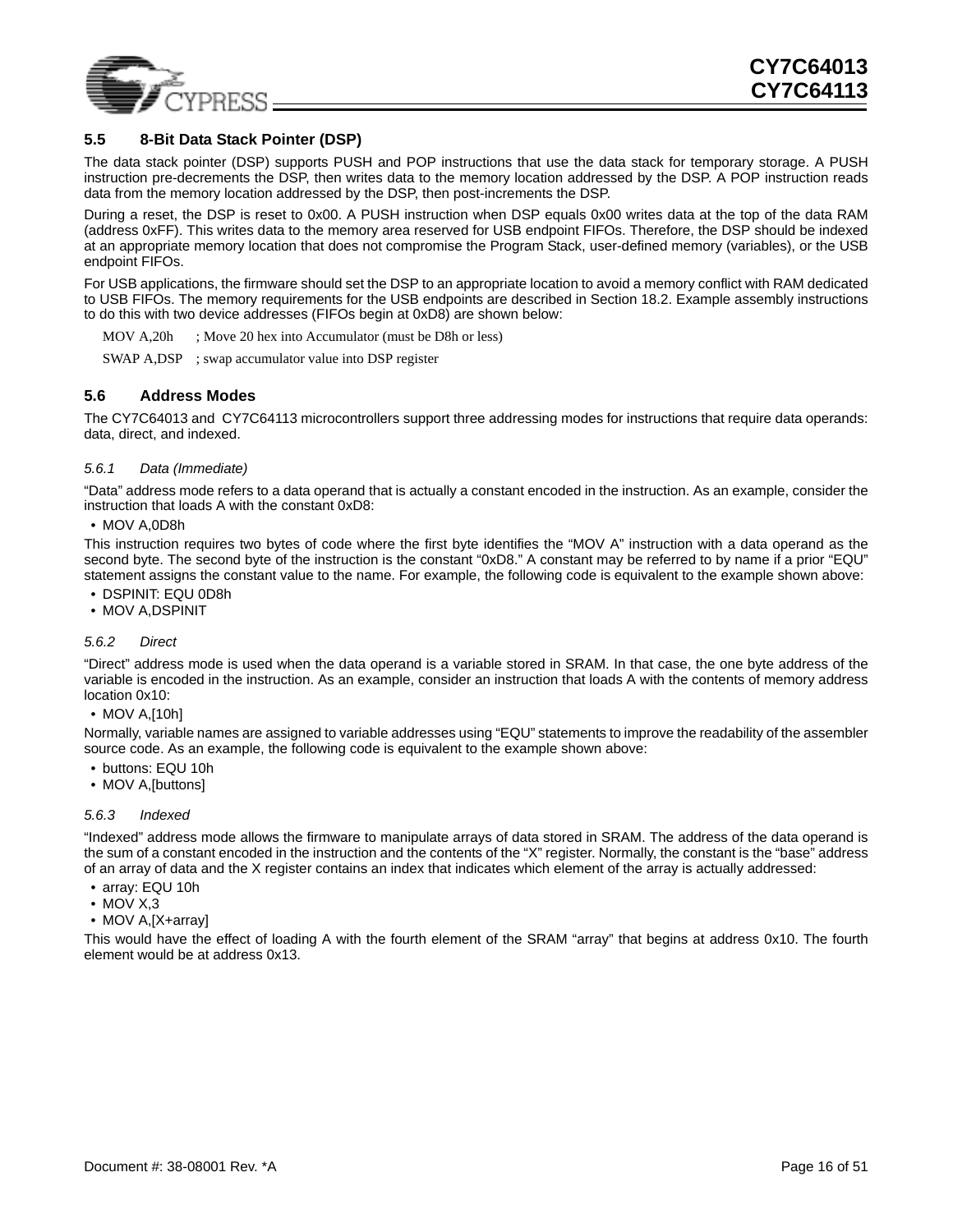## 5.5 8-Bit Data Stack Pointer (DSP)

The data stack pointer (DSP) supports PUSH and POP instructions that use the data stack for temporary storage. A PUSH instruction pre-decrements the DSP, then writes data to the memory location addressed by the DSP. A POP instruction reads data from the memory location addressed by the DSP, then post-increments the DSP.

During a reset, the DSP is reset to 0x00. A PUSH instruction when DSP equals 0x00 writes data at the top of the data RAM (address 0xFF). This writes data to the memory area reserved for USB endpoint FIFOs. Therefore, the DSP should be indexed at an appropriate memory location that does not compromise the Program Stack, user-defined memory (variables), or the USB endpoint FIFOs.

For USB applications, the firmware should set the DSP to an appropriate location to avoid a memory conflict with RAM dedicated to USB FIFOs. The memory requirements for the USB endpoints are described in Section 18.2. Example assembly instructions to do this with two device addresses (FIFOs begin at 0xD8) are shown below:

```
MOV A,20h      ; Move 20 hex into Accumulator (must be D8h or less)
SWAP A,DSP     ; swap accumulator value into DSP register
```

## 5.6 Address Modes

The CY7C64013 and CY7C64113 microcontrollers support three addressing modes for instructions that require data operands: data, direct, and indexed.

### *5.6.1 Data (Immediate)*

"Data" address mode refers to a data operand that is actually a constant encoded in the instruction. As an example, consider the instruction that loads A with the constant 0xD8:

- MOV A,0D8h

This instruction requires two bytes of code where the first byte identifies the "MOV A" instruction with a data operand as the second byte. The second byte of the instruction is the constant "0xD8." A constant may be referred to by name if a prior "EQU" statement assigns the constant value to the name. For example, the following code is equivalent to the example shown above:

- DSPINIT: EQU 0D8h
- MOV A,DSPINIT

### *5.6.2 Direct*

"Direct" address mode is used when the data operand is a variable stored in SRAM. In that case, the one byte address of the variable is encoded in the instruction. As an example, consider an instruction that loads A with the contents of memory address location 0x10:

- MOV A,[10h]

Normally, variable names are assigned to variable addresses using "EQU" statements to improve the readability of the assembler source code. As an example, the following code is equivalent to the example shown above:

- buttons: EQU 10h
- MOV A,[buttons]

### *5.6.3 Indexed*

"Indexed" address mode allows the firmware to manipulate arrays of data stored in SRAM. The address of the data operand is the sum of a constant encoded in the instruction and the contents of the "X" register. Normally, the constant is the "base" address of an array of data and the X register contains an index that indicates which element of the array is actually addressed:

- array: EQU 10h
- MOV X,3
- MOV A,[X+array]

This would have the effect of loading A with the fourth element of the SRAM "array" that begins at address 0x10. The fourth element would be at address 0x13.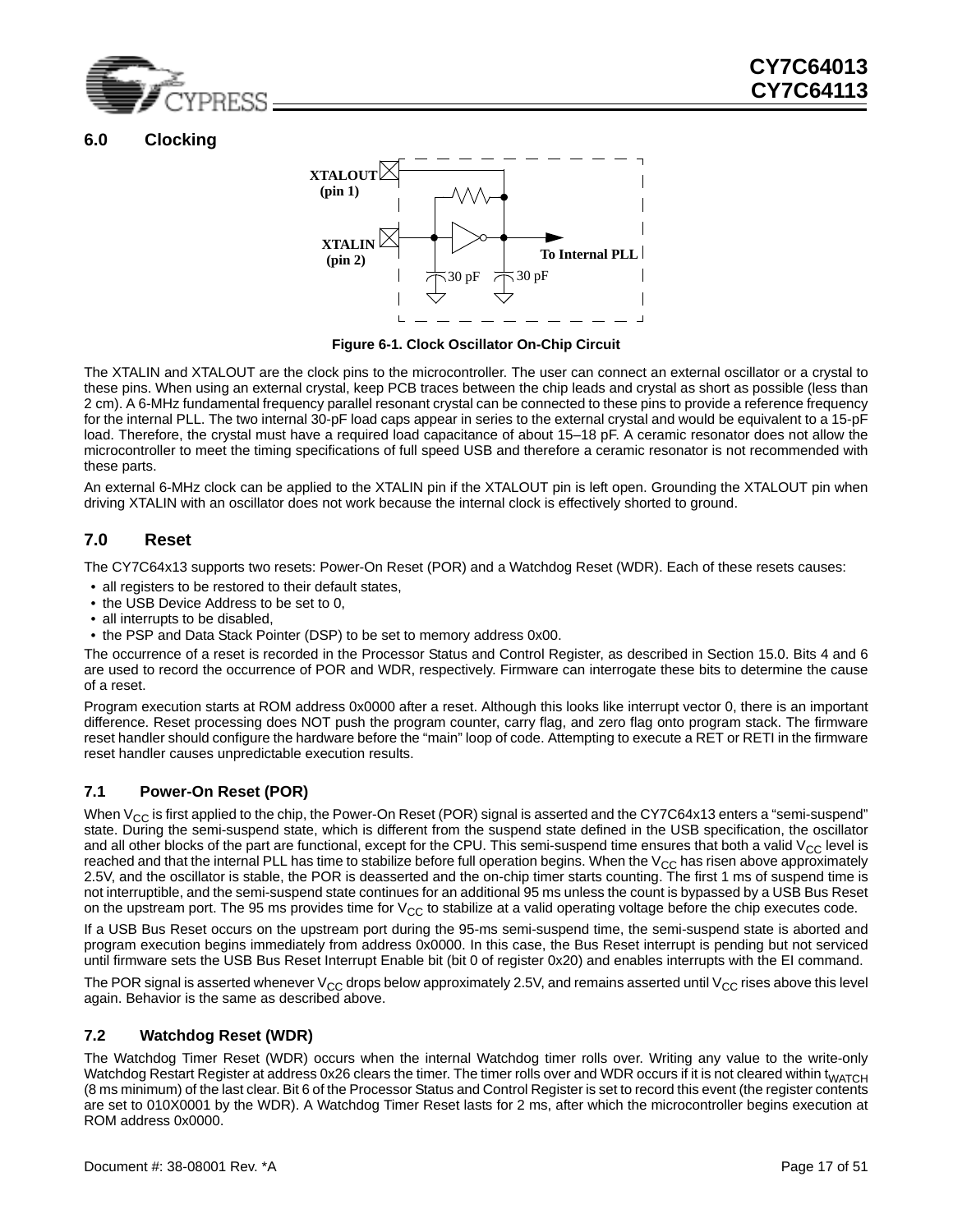## 6.0 Clocking

Figure 6-1. Clock Oscillator On-Chip Circuit

The XTALIN and XTALOUT are the clock pins to the microcontroller. The user can connect an external oscillator or a crystal to these pins. When using an external crystal, keep PCB traces between the chip leads and crystal as short as possible (less than 2 cm). A 6-MHz fundamental frequency parallel resonant crystal can be connected to these pins to provide a reference frequency for the internal PLL. The two internal 30-pF load caps appear in series to the external crystal and would be equivalent to a 15-pF load. Therefore, the crystal must have a required load capacitance of about 15–18 pF. A ceramic resonator does not allow the microcontroller to meet the timing specifications of full speed USB and therefore a ceramic resonator is not recommended with these parts.

An external 6-MHz clock can be applied to the XTALIN pin if the XTALOUT pin is left open. Grounding the XTALOUT pin when driving XTALIN with an oscillator does not work because the internal clock is effectively shorted to ground.

## 7.0 Reset

The CY7C64x13 supports two resets: Power-On Reset (POR) and a Watchdog Reset (WDR). Each of these resets causes:

- all registers to be restored to their default states,
- the USB Device Address to be set to 0,
- all interrupts to be disabled,
- the PSP and Data Stack Pointer (DSP) to be set to memory address 0x00.

The occurrence of a reset is recorded in the Processor Status and Control Register, as described in Section 15.0. Bits 4 and 6 are used to record the occurrence of POR and WDR, respectively. Firmware can interrogate these bits to determine the cause of a reset.

Program execution starts at ROM address 0x0000 after a reset. Although this looks like interrupt vector 0, there is an important difference. Reset processing does NOT push the program counter, carry flag, and zero flag onto program stack. The firmware reset handler should configure the hardware before the “main” loop of code. Attempting to execute a RET or RETI in the firmware reset handler causes unpredictable execution results.

### 7.1 Power-On Reset (POR)

When $V_{CC}$ is first applied to the chip, the Power-On Reset (POR) signal is asserted and the CY7C64x13 enters a “semi-suspend” state. During the semi-suspend state, which is different from the suspend state defined in the USB specification, the oscillator and all other blocks of the part are functional, except for the CPU. This semi-suspend time ensures that both a valid $V_{CC}$ level is reached and that the internal PLL has time to stabilize before full operation begins. When the $V_{CC}$ has risen above approximately 2.5V, and the oscillator is stable, the POR is deasserted and the on-chip timer starts counting. The first 1 ms of suspend time is not interruptible, and the semi-suspend state continues for an additional 95 ms unless the count is bypassed by a USB Bus Reset on the upstream port. The 95 ms provides time for $V_{CC}$ to stabilize at a valid operating voltage before the chip executes code.

If a USB Bus Reset occurs on the upstream port during the 95-ms semi-suspend time, the semi-suspend state is aborted and program execution begins immediately from address 0x0000. In this case, the Bus Reset interrupt is pending but not serviced until firmware sets the USB Bus Reset Interrupt Enable bit (bit 0 of register 0x20) and enables interrupts with the EI command.

The POR signal is asserted whenever $V_{CC}$ drops below approximately 2.5V, and remains asserted until $V_{CC}$ rises above this level again. Behavior is the same as described above.

### 7.2 Watchdog Reset (WDR)

The Watchdog Timer Reset (WDR) occurs when the internal Watchdog timer rolls over. Writing any value to the write-only Watchdog Restart Register at address 0x26 clears the timer. The timer rolls over and WDR occurs if it is not cleared within $t_{WATCH}$ (8 ms minimum) of the last clear. Bit 6 of the Processor Status and Control Register is set to record this event (the register contents are set to 010X0001 by the WDR). A Watchdog Timer Reset lasts for 2 ms, after which the microcontroller begins execution at ROM address 0x0000.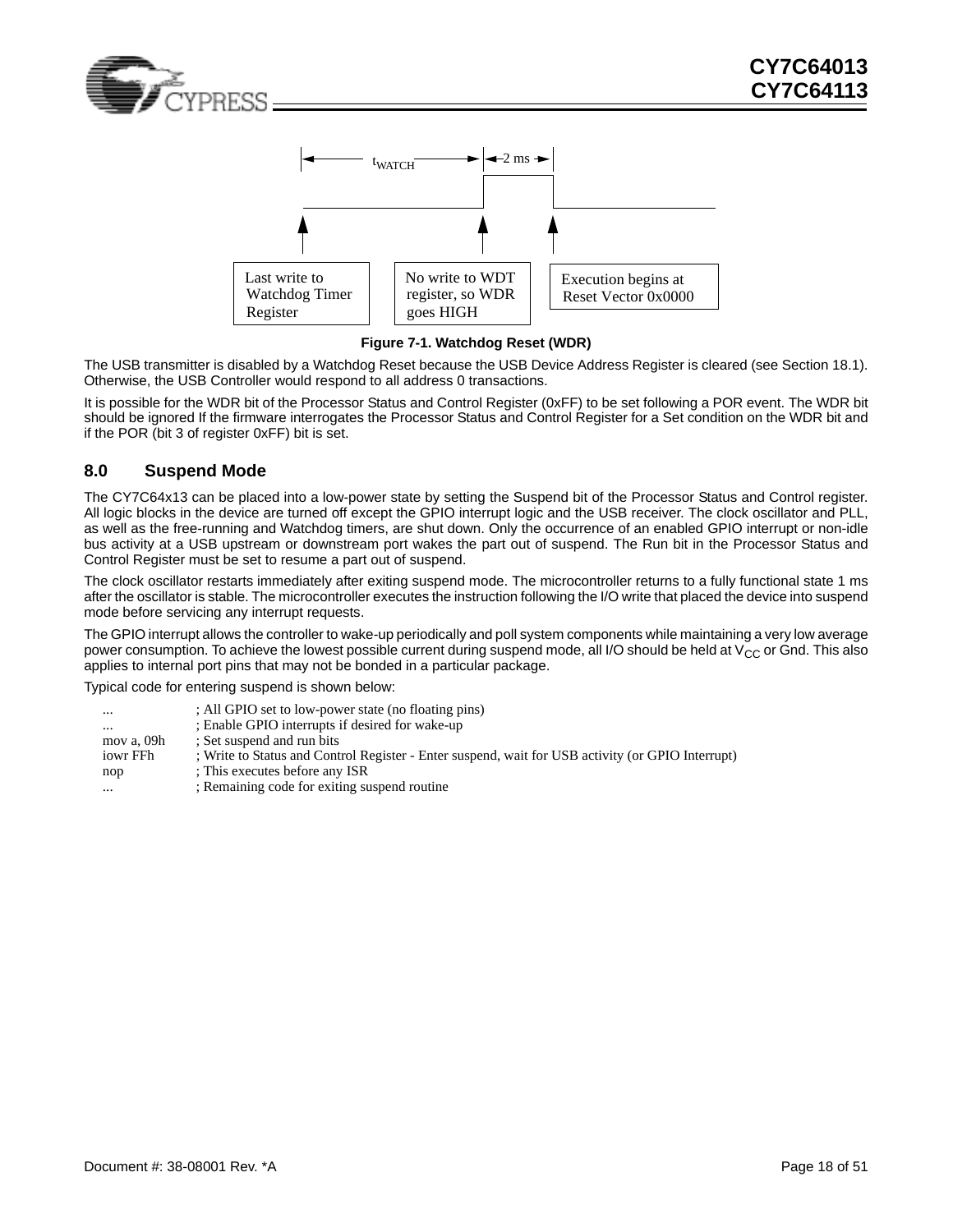Last write to Watchdog Timer Register

No write to WDT register, so WDR goes HIGH

Execution begins at Reset Vector 0x0000

$t_{WATCH}$ — 2 ms

**Figure 7-1. Watchdog Reset (WDR)**

The USB transmitter is disabled by a Watchdog Reset because the USB Device Address Register is cleared (see Section 18.1). Otherwise, the USB Controller would respond to all address 0 transactions.

It is possible for the WDR bit of the Processor Status and Control Register (0xFF) to be set following a POR event. The WDR bit should be ignored If the firmware interrogates the Processor Status and Control Register for a Set condition on the WDR bit and if the POR (bit 3 of register 0xFF) bit is set.

## 8.0 Suspend Mode

The CY7C64x13 can be placed into a low-power state by setting the Suspend bit of the Processor Status and Control register. All logic blocks in the device are turned off except the GPIO interrupt logic and the USB receiver. The clock oscillator and PLL, as well as the free-running and Watchdog timers, are shut down. Only the occurrence of an enabled GPIO interrupt or non-idle bus activity at a USB upstream or downstream port wakes the part out of suspend. The Run bit in the Processor Status and Control Register must be set to resume a part out of suspend.

The clock oscillator restarts immediately after exiting suspend mode. The microcontroller returns to a fully functional state 1 ms after the oscillator is stable. The microcontroller executes the instruction following the I/O write that placed the device into suspend mode before servicing any interrupt requests.

The GPIO interrupt allows the controller to wake-up periodically and poll system components while maintaining a very low average power consumption. To achieve the lowest possible current during suspend mode, all I/O should be held at $V_{CC}$ or Gnd. This also applies to internal port pins that may not be bonded in a particular package.

Typical code for entering suspend is shown below:

```
...          ; All GPIO set to low-power state (no floating pins)
...          ; Enable GPIO interrupts if desired for wake-up
mov a, 09h   ; Set suspend and run bits
iowr FFh     ; Write to Status and Control Register - Enter suspend, wait for USB activity (or GPIO Interrupt)
nop          ; This executes before any ISR
...          ; Remaining code for exiting suspend routine
```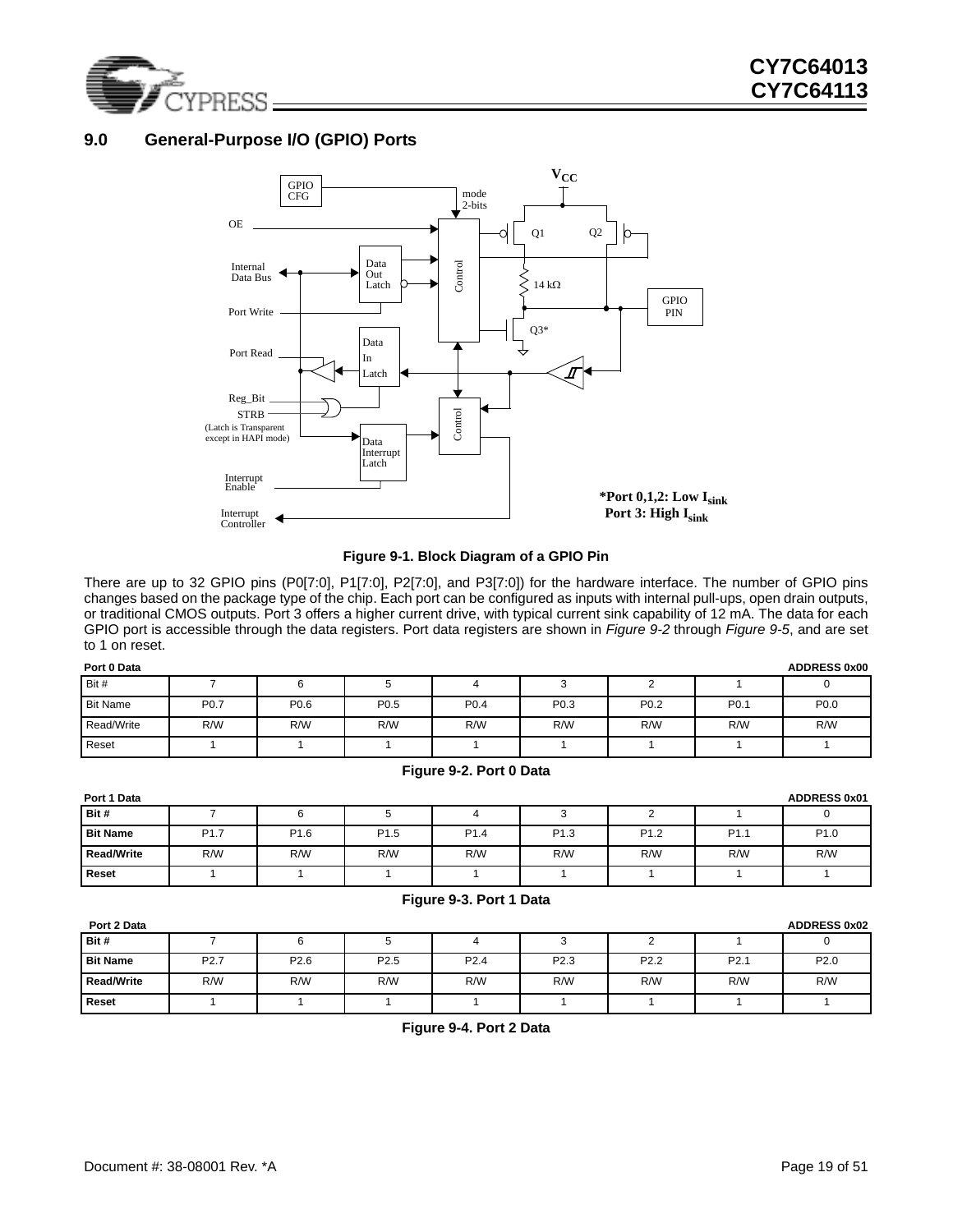## 9.0 General-Purpose I/O (GPIO) Ports

Figure 9-1. Block Diagram of a GPIO Pin

There are up to 32 GPIO pins (P0[7:0], P1[7:0], P2[7:0], and P3[7:0]) for the hardware interface. The number of GPIO pins changes based on the package type of the chip. Each port can be configured as inputs with internal pull-ups, open drain outputs, or traditional CMOS outputs. Port 3 offers a higher current drive, with typical current sink capability of 12 mA. The data for each GPIO port is accessible through the data registers. Port data registers are shown in *Figure 9-2* through *Figure 9-5*, and are set to 1 on reset.

**Port 0 Data** — **ADDRESS 0x00**

| Bit # | 7 | 6 | 5 | 4 | 3 | 2 | 1 | 0 |
|---|---|---|---|---|---|---|---|---|
| Bit Name | P0.7 | P0.6 | P0.5 | P0.4 | P0.3 | P0.2 | P0.1 | P0.0 |
| Read/Write | R/W | R/W | R/W | R/W | R/W | R/W | R/W | R/W |
| Reset | 1 | 1 | 1 | 1 | 1 | 1 | 1 | 1 |

**Figure 9-2. Port 0 Data**

**Port 1 Data** — **ADDRESS 0x01**

| **Bit #** | 7 | 6 | 5 | 4 | 3 | 2 | 1 | 0 |
|---|---|---|---|---|---|---|---|---|
| **Bit Name** | P1.7 | P1.6 | P1.5 | P1.4 | P1.3 | P1.2 | P1.1 | P1.0 |
| **Read/Write** | R/W | R/W | R/W | R/W | R/W | R/W | R/W | R/W |
| **Reset** | 1 | 1 | 1 | 1 | 1 | 1 | 1 | 1 |

**Figure 9-3. Port 1 Data**

**Port 2 Data** — **ADDRESS 0x02**

| **Bit #** | 7 | 6 | 5 | 4 | 3 | 2 | 1 | 0 |
|---|---|---|---|---|---|---|---|---|
| **Bit Name** | P2.7 | P2.6 | P2.5 | P2.4 | P2.3 | P2.2 | P2.1 | P2.0 |
| **Read/Write** | R/W | R/W | R/W | R/W | R/W | R/W | R/W | R/W |
| **Reset** | 1 | 1 | 1 | 1 | 1 | 1 | 1 | 1 |

**Figure 9-4. Port 2 Data**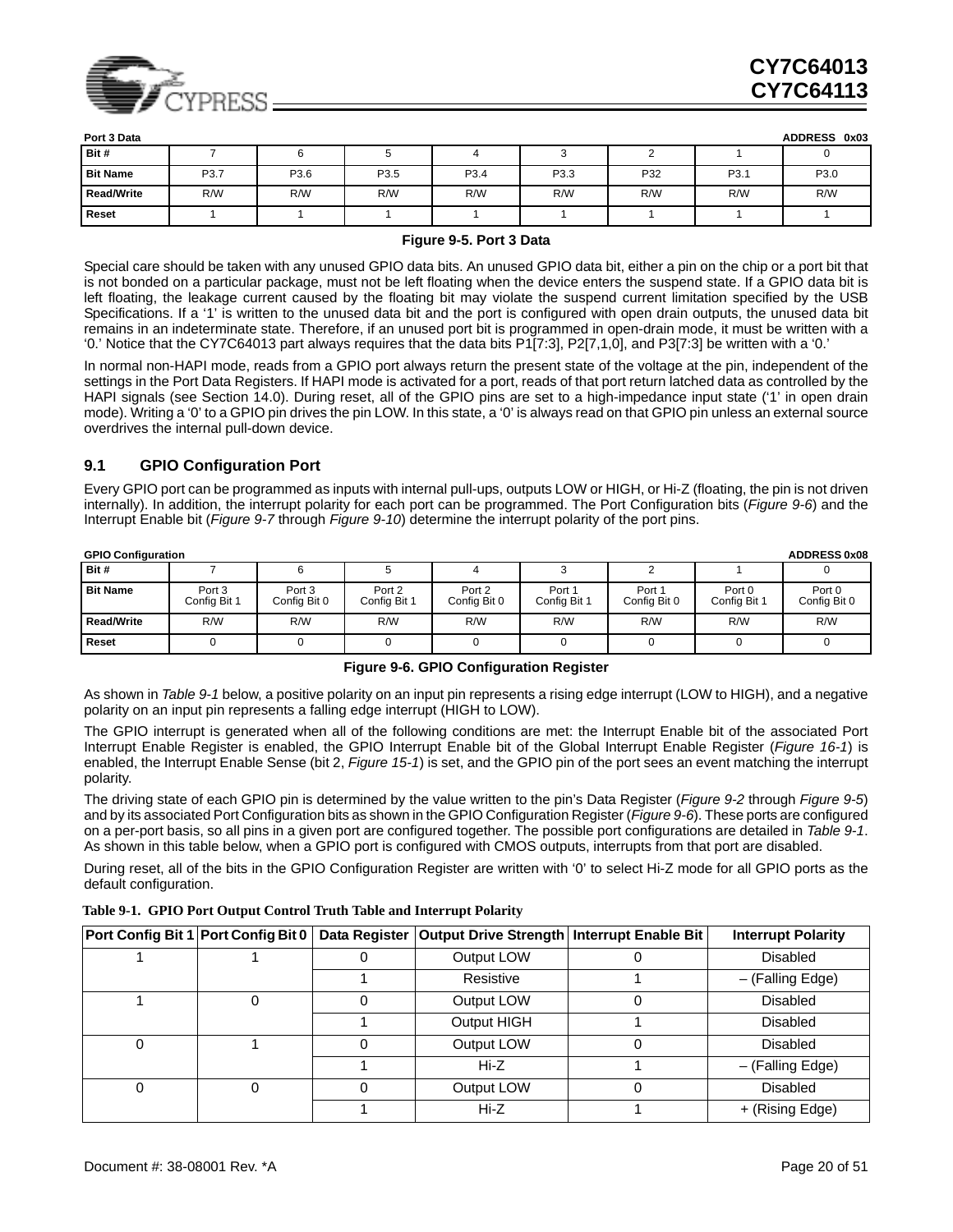**Port 3 Data** ADDRESS 0x03

| Bit # | 7 | 6 | 5 | 4 | 3 | 2 | 1 | 0 |
|---|---|---|---|---|---|---|---|---|
| **Bit Name** | P3.7 | P3.6 | P3.5 | P3.4 | P3.3 | P32 | P3.1 | P3.0 |
| **Read/Write** | R/W | R/W | R/W | R/W | R/W | R/W | R/W | R/W |
| **Reset** | 1 | 1 | 1 | 1 | 1 | 1 | 1 | 1 |

**Figure 9-5. Port 3 Data**

Special care should be taken with any unused GPIO data bits. An unused GPIO data bit, either a pin on the chip or a port bit that is not bonded on a particular package, must not be left floating when the device enters the suspend state. If a GPIO data bit is left floating, the leakage current caused by the floating bit may violate the suspend current limitation specified by the USB Specifications. If a '1' is written to the unused data bit and the port is configured with open drain outputs, the unused data bit remains in an indeterminate state. Therefore, if an unused port bit is programmed in open-drain mode, it must be written with a '0.' Notice that the CY7C64013 part always requires that the data bits P1[7:3], P2[7,1,0], and P3[7:3] be written with a '0.'

In normal non-HAPI mode, reads from a GPIO port always return the present state of the voltage at the pin, independent of the settings in the Port Data Registers. If HAPI mode is activated for a port, reads of that port return latched data as controlled by the HAPI signals (see Section 14.0). During reset, all of the GPIO pins are set to a high-impedance input state ('1' in open drain mode). Writing a '0' to a GPIO pin drives the pin LOW. In this state, a '0' is always read on that GPIO pin unless an external source overdrives the internal pull-down device.

## 9.1 GPIO Configuration Port

Every GPIO port can be programmed as inputs with internal pull-ups, outputs LOW or HIGH, or Hi-Z (floating, the pin is not driven internally). In addition, the interrupt polarity for each port can be programmed. The Port Configuration bits (*Figure 9-6*) and the Interrupt Enable bit (*Figure 9-7* through *Figure 9-10*) determine the interrupt polarity of the port pins.

**GPIO Configuration** ADDRESS 0x08

| Bit # | 7 | 6 | 5 | 4 | 3 | 2 | 1 | 0 |
|---|---|---|---|---|---|---|---|---|
| **Bit Name** | Port 3 Config Bit 1 | Port 3 Config Bit 0 | Port 2 Config Bit 1 | Port 2 Config Bit 0 | Port 1 Config Bit 1 | Port 1 Config Bit 0 | Port 0 Config Bit 1 | Port 0 Config Bit 0 |
| **Read/Write** | R/W | R/W | R/W | R/W | R/W | R/W | R/W | R/W |
| **Reset** | 0 | 0 | 0 | 0 | 0 | 0 | 0 | 0 |

**Figure 9-6. GPIO Configuration Register**

As shown in *Table 9-1* below, a positive polarity on an input pin represents a rising edge interrupt (LOW to HIGH), and a negative polarity on an input pin represents a falling edge interrupt (HIGH to LOW).

The GPIO interrupt is generated when all of the following conditions are met: the Interrupt Enable bit of the associated Port Interrupt Enable Register is enabled, the GPIO Interrupt Enable bit of the Global Interrupt Enable Register (*Figure 16-1*) is enabled, the Interrupt Enable Sense (bit 2, *Figure 15-1*) is set, and the GPIO pin of the port sees an event matching the interrupt polarity.

The driving state of each GPIO pin is determined by the value written to the pin's Data Register (*Figure 9-2* through *Figure 9-5*) and by its associated Port Configuration bits as shown in the GPIO Configuration Register (*Figure 9-6*). These ports are configured on a per-port basis, so all pins in a given port are configured together. The possible port configurations are detailed in *Table 9-1*. As shown in this table below, when a GPIO port is configured with CMOS outputs, interrupts from that port are disabled.

During reset, all of the bits in the GPIO Configuration Register are written with '0' to select Hi-Z mode for all GPIO ports as the default configuration.

**Table 9-1. GPIO Port Output Control Truth Table and Interrupt Polarity**

| Port Config Bit 1 | Port Config Bit 0 | Data Register | Output Drive Strength | Interrupt Enable Bit | Interrupt Polarity |
|---|---|---|---|---|---|
| 1 | 1 | 0 | Output LOW | 0 | Disabled |
| | | 1 | Resistive | 1 | – (Falling Edge) |
| 1 | 0 | 0 | Output LOW | 0 | Disabled |
| | | 1 | Output HIGH | 1 | Disabled |
| 0 | 1 | 0 | Output LOW | 0 | Disabled |
| | | 1 | Hi-Z | 1 | – (Falling Edge) |
| 0 | 0 | 0 | Output LOW | 0 | Disabled |
| | | 1 | Hi-Z | 1 | + (Rising Edge) |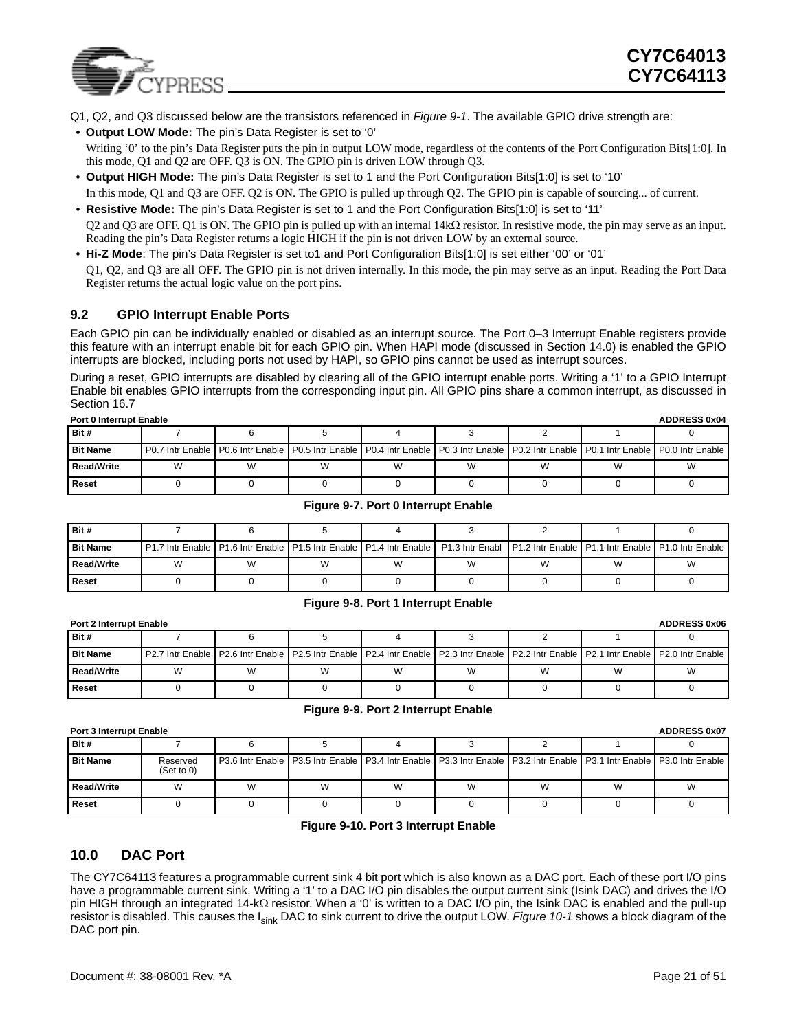Q1, Q2, and Q3 discussed below are the transistors referenced in *Figure 9-1*. The available GPIO drive strength are:

- **Output LOW Mode:** The pin's Data Register is set to '0'

  Writing '0' to the pin's Data Register puts the pin in output LOW mode, regardless of the contents of the Port Configuration Bits[1:0]. In this mode, Q1 and Q2 are OFF. Q3 is ON. The GPIO pin is driven LOW through Q3.

- **Output HIGH Mode:** The pin's Data Register is set to 1 and the Port Configuration Bits[1:0] is set to '10'

  In this mode, Q1 and Q3 are OFF. Q2 is ON. The GPIO is pulled up through Q2. The GPIO pin is capable of sourcing... of current.

- **Resistive Mode:** The pin's Data Register is set to 1 and the Port Configuration Bits[1:0] is set to '11'

  Q2 and Q3 are OFF. Q1 is ON. The GPIO pin is pulled up with an internal 14kΩ resistor. In resistive mode, the pin may serve as an input. Reading the pin's Data Register returns a logic HIGH if the pin is not driven LOW by an external source.

- **Hi-Z Mode**: The pin's Data Register is set to1 and Port Configuration Bits[1:0] is set either '00' or '01'

  Q1, Q2, and Q3 are all OFF. The GPIO pin is not driven internally. In this mode, the pin may serve as an input. Reading the Port Data Register returns the actual logic value on the port pins.

## 9.2 GPIO Interrupt Enable Ports

Each GPIO pin can be individually enabled or disabled as an interrupt source. The Port 0–3 Interrupt Enable registers provide this feature with an interrupt enable bit for each GPIO pin. When HAPI mode (discussed in Section 14.0) is enabled the GPIO interrupts are blocked, including ports not used by HAPI, so GPIO pins cannot be used as interrupt sources.

During a reset, GPIO interrupts are disabled by clearing all of the GPIO interrupt enable ports. Writing a '1' to a GPIO Interrupt Enable bit enables GPIO interrupts from the corresponding input pin. All GPIO pins share a common interrupt, as discussed in Section 16.7

**Port 0 Interrupt Enable** — **ADDRESS 0x04**

| Bit # | 7 | 6 | 5 | 4 | 3 | 2 | 1 | 0 |
|---|---|---|---|---|---|---|---|---|
| Bit Name | P0.7 Intr Enable | P0.6 Intr Enable | P0.5 Intr Enable | P0.4 Intr Enable | P0.3 Intr Enable | P0.2 Intr Enable | P0.1 Intr Enable | P0.0 Intr Enable |
| Read/Write | W | W | W | W | W | W | W | W |
| Reset | 0 | 0 | 0 | 0 | 0 | 0 | 0 | 0 |

**Figure 9-7. Port 0 Interrupt Enable**

| Bit # | 7 | 6 | 5 | 4 | 3 | 2 | 1 | 0 |
|---|---|---|---|---|---|---|---|---|
| Bit Name | P1.7 Intr Enable | P1.6 Intr Enable | P1.5 Intr Enable | P1.4 Intr Enable | P1.3 Intr Enabl | P1.2 Intr Enable | P1.1 Intr Enable | P1.0 Intr Enable |
| Read/Write | W | W | W | W | W | W | W | W |
| Reset | 0 | 0 | 0 | 0 | 0 | 0 | 0 | 0 |

**Figure 9-8. Port 1 Interrupt Enable**

**Port 2 Interrupt Enable** — **ADDRESS 0x06**

| Bit # | 7 | 6 | 5 | 4 | 3 | 2 | 1 | 0 |
|---|---|---|---|---|---|---|---|---|
| Bit Name | P2.7 Intr Enable | P2.6 Intr Enable | P2.5 Intr Enable | P2.4 Intr Enable | P2.3 Intr Enable | P2.2 Intr Enable | P2.1 Intr Enable | P2.0 Intr Enable |
| Read/Write | W | W | W | W | W | W | W | W |
| Reset | 0 | 0 | 0 | 0 | 0 | 0 | 0 | 0 |

**Figure 9-9. Port 2 Interrupt Enable**

**Port 3 Interrupt Enable** — **ADDRESS 0x07**

| Bit # | 7 | 6 | 5 | 4 | 3 | 2 | 1 | 0 |
|---|---|---|---|---|---|---|---|---|
| Bit Name | Reserved (Set to 0) | P3.6 Intr Enable | P3.5 Intr Enable | P3.4 Intr Enable | P3.3 Intr Enable | P3.2 Intr Enable | P3.1 Intr Enable | P3.0 Intr Enable |
| Read/Write | W | W | W | W | W | W | W | W |
| Reset | 0 | 0 | 0 | 0 | 0 | 0 | 0 | 0 |

**Figure 9-10. Port 3 Interrupt Enable**

# 10.0 DAC Port

The CY7C64113 features a programmable current sink 4 bit port which is also known as a DAC port. Each of these port I/O pins have a programmable current sink. Writing a '1' to a DAC I/O pin disables the output current sink (Isink DAC) and drives the I/O pin HIGH through an integrated 14-kΩ resistor. When a '0' is written to a DAC I/O pin, the Isink DAC is enabled and the pull-up resistor is disabled. This causes the $I_{sink}$ DAC to sink current to drive the output LOW. *Figure 10-1* shows a block diagram of the DAC port pin.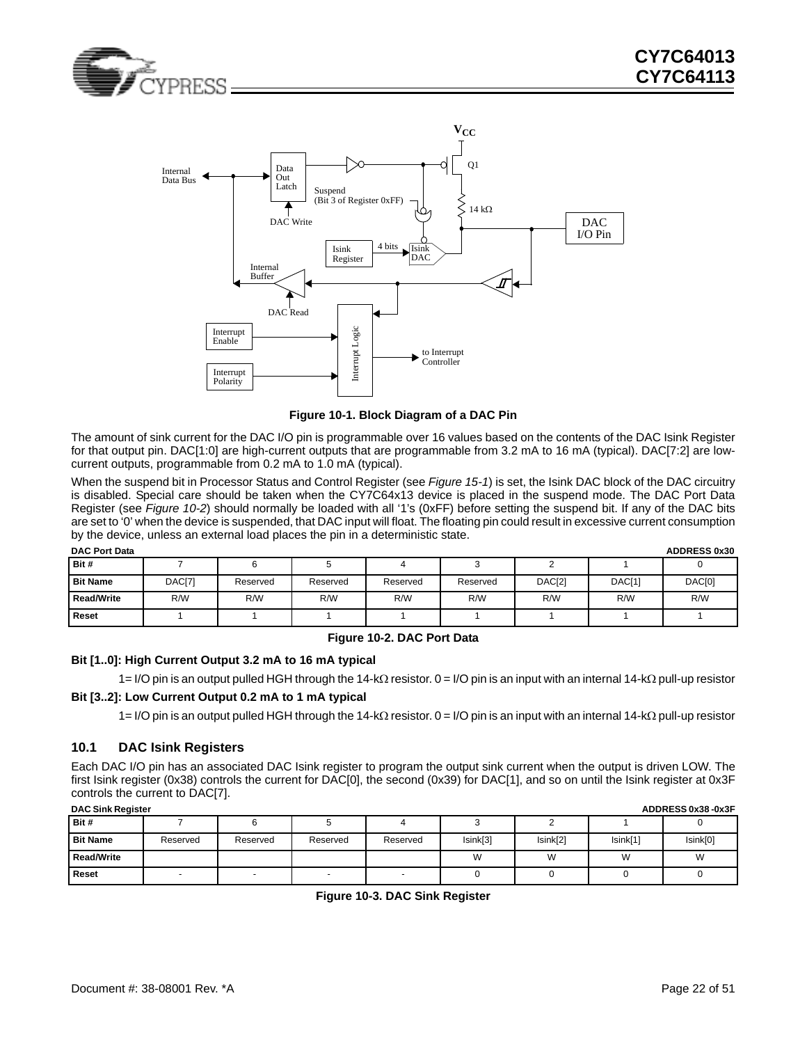Figure 10-1. Block Diagram of a DAC Pin

The amount of sink current for the DAC I/O pin is programmable over 16 values based on the contents of the DAC Isink Register for that output pin. DAC[1:0] are high-current outputs that are programmable from 3.2 mA to 16 mA (typical). DAC[7:2] are low-current outputs, programmable from 0.2 mA to 1.0 mA (typical).

When the suspend bit in Processor Status and Control Register (see *Figure 15-1*) is set, the Isink DAC block of the DAC circuitry is disabled. Special care should be taken when the CY7C64x13 device is placed in the suspend mode. The DAC Port Data Register (see *Figure 10-2*) should normally be loaded with all '1's (0xFF) before setting the suspend bit. If any of the DAC bits are set to '0' when the device is suspended, that DAC input will float. The floating pin could result in excessive current consumption by the device, unless an external load places the pin in a deterministic state.

**DAC Port Data** — **ADDRESS 0x30**

| Bit # | 7 | 6 | 5 | 4 | 3 | 2 | 1 | 0 |
|---|---|---|---|---|---|---|---|---|
| **Bit Name** | DAC[7] | Reserved | Reserved | Reserved | Reserved | DAC[2] | DAC[1] | DAC[0] |
| **Read/Write** | R/W | R/W | R/W | R/W | R/W | R/W | R/W | R/W |
| **Reset** | 1 | 1 | 1 | 1 | 1 | 1 | 1 | 1 |

**Figure 10-2. DAC Port Data**

**Bit [1..0]: High Current Output 3.2 mA to 16 mA typical**

1= I/O pin is an output pulled HGH through the 14-kΩ resistor. 0 = I/O pin is an input with an internal 14-kΩ pull-up resistor

**Bit [3..2]: Low Current Output 0.2 mA to 1 mA typical**

1= I/O pin is an output pulled HGH through the 14-kΩ resistor. 0 = I/O pin is an input with an internal 14-kΩ pull-up resistor

## 10.1 DAC Isink Registers

Each DAC I/O pin has an associated DAC Isink register to program the output sink current when the output is driven LOW. The first Isink register (0x38) controls the current for DAC[0], the second (0x39) for DAC[1], and so on until the Isink register at 0x3F controls the current to DAC[7].

**DAC Sink Register** — **ADDRESS 0x38 -0x3F**

| Bit # | 7 | 6 | 5 | 4 | 3 | 2 | 1 | 0 |
|---|---|---|---|---|---|---|---|---|
| **Bit Name** | Reserved | Reserved | Reserved | Reserved | Isink[3] | Isink[2] | Isink[1] | Isink[0] |
| **Read/Write** | | | | | W | W | W | W |
| **Reset** | - | - | - | - | 0 | 0 | 0 | 0 |

**Figure 10-3. DAC Sink Register**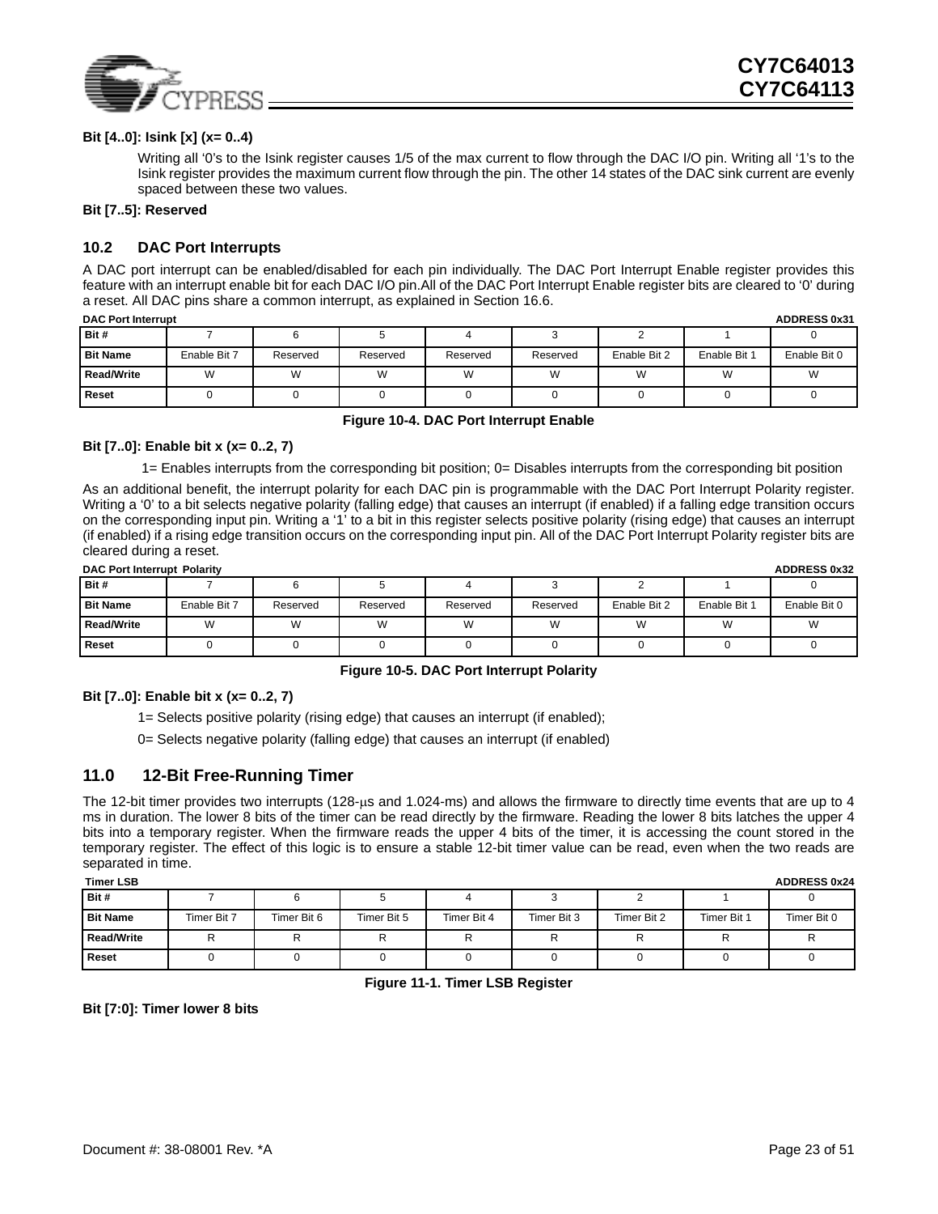**Bit [4..0]: Isink [x] (x= 0..4)**

Writing all '0's to the Isink register causes 1/5 of the max current to flow through the DAC I/O pin. Writing all '1's to the Isink register provides the maximum current flow through the pin. The other 14 states of the DAC sink current are evenly spaced between these two values.

**Bit [7..5]: Reserved**

## 10.2 DAC Port Interrupts

A DAC port interrupt can be enabled/disabled for each pin individually. The DAC Port Interrupt Enable register provides this feature with an interrupt enable bit for each DAC I/O pin.All of the DAC Port Interrupt Enable register bits are cleared to '0' during a reset. All DAC pins share a common interrupt, as explained in Section 16.6.

**DAC Port Interrupt** — **ADDRESS 0x31**

| Bit # | 7 | 6 | 5 | 4 | 3 | 2 | 1 | 0 |
|---|---|---|---|---|---|---|---|---|
| Bit Name | Enable Bit 7 | Reserved | Reserved | Reserved | Reserved | Enable Bit 2 | Enable Bit 1 | Enable Bit 0 |
| Read/Write | W | W | W | W | W | W | W | W |
| Reset | 0 | 0 | 0 | 0 | 0 | 0 | 0 | 0 |

**Figure 10-4. DAC Port Interrupt Enable**

**Bit [7..0]: Enable bit x (x= 0..2, 7)**

1= Enables interrupts from the corresponding bit position; 0= Disables interrupts from the corresponding bit position

As an additional benefit, the interrupt polarity for each DAC pin is programmable with the DAC Port Interrupt Polarity register. Writing a '0' to a bit selects negative polarity (falling edge) that causes an interrupt (if enabled) if a falling edge transition occurs on the corresponding input pin. Writing a '1' to a bit in this register selects positive polarity (rising edge) that causes an interrupt (if enabled) if a rising edge transition occurs on the corresponding input pin. All of the DAC Port Interrupt Polarity register bits are cleared during a reset.

**DAC Port Interrupt Polarity** — **ADDRESS 0x32**

| Bit # | 7 | 6 | 5 | 4 | 3 | 2 | 1 | 0 |
|---|---|---|---|---|---|---|---|---|
| Bit Name | Enable Bit 7 | Reserved | Reserved | Reserved | Reserved | Enable Bit 2 | Enable Bit 1 | Enable Bit 0 |
| Read/Write | W | W | W | W | W | W | W | W |
| Reset | 0 | 0 | 0 | 0 | 0 | 0 | 0 | 0 |

**Figure 10-5. DAC Port Interrupt Polarity**

**Bit [7..0]: Enable bit x (x= 0..2, 7)**

1= Selects positive polarity (rising edge) that causes an interrupt (if enabled);

0= Selects negative polarity (falling edge) that causes an interrupt (if enabled)

# 11.0 12-Bit Free-Running Timer

The 12-bit timer provides two interrupts (128-μs and 1.024-ms) and allows the firmware to directly time events that are up to 4 ms in duration. The lower 8 bits of the timer can be read directly by the firmware. Reading the lower 8 bits latches the upper 4 bits into a temporary register. When the firmware reads the upper 4 bits of the timer, it is accessing the count stored in the temporary register. The effect of this logic is to ensure a stable 12-bit timer value can be read, even when the two reads are separated in time.

**Timer LSB** — **ADDRESS 0x24**

| Bit # | 7 | 6 | 5 | 4 | 3 | 2 | 1 | 0 |
|---|---|---|---|---|---|---|---|---|
| Bit Name | Timer Bit 7 | Timer Bit 6 | Timer Bit 5 | Timer Bit 4 | Timer Bit 3 | Timer Bit 2 | Timer Bit 1 | Timer Bit 0 |
| Read/Write | R | R | R | R | R | R | R | R |
| Reset | 0 | 0 | 0 | 0 | 0 | 0 | 0 | 0 |

**Figure 11-1. Timer LSB Register**

**Bit [7:0]: Timer lower 8 bits**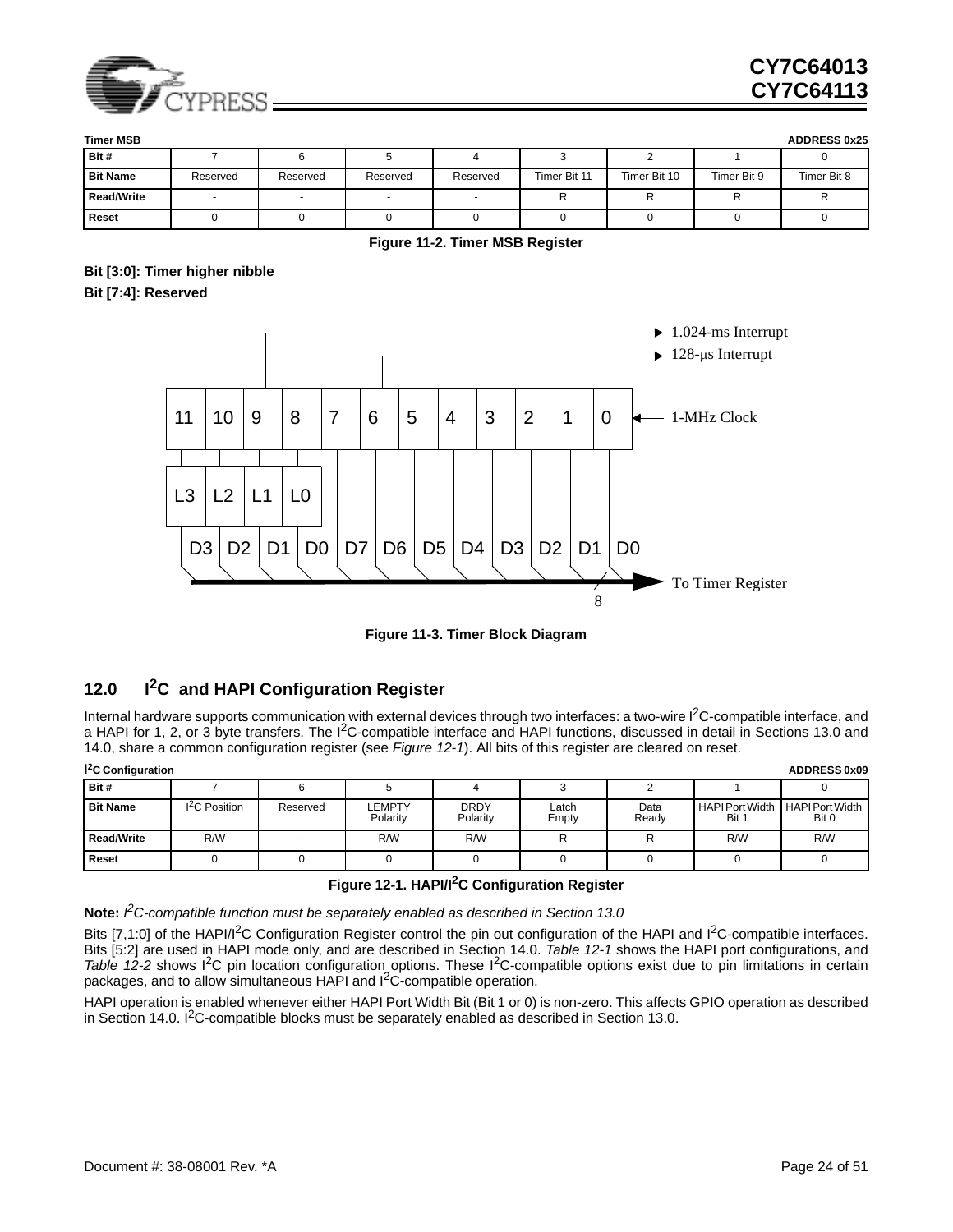**Timer MSB** **ADDRESS 0x25**

| Bit # | 7 | 6 | 5 | 4 | 3 | 2 | 1 | 0 |
|---|---|---|---|---|---|---|---|---|
| **Bit Name** | Reserved | Reserved | Reserved | Reserved | Timer Bit 11 | Timer Bit 10 | Timer Bit 9 | Timer Bit 8 |
| **Read/Write** | - | - | - | - | R | R | R | R |
| **Reset** | 0 | 0 | 0 | 0 | 0 | 0 | 0 | 0 |

**Figure 11-2. Timer MSB Register**

**Bit [3:0]: Timer higher nibble**

**Bit [7:4]: Reserved**

1.024-ms Interrupt

128-μs Interrupt

11 10 9 8 7 6 5 4 3 2 1 0 ← 1-MHz Clock

L3 L2 L1 L0

D3 D2 D1 D0 D7 D6 D5 D4 D3 D2 D1 D0

8 → To Timer Register

**Figure 11-3. Timer Block Diagram**

## 12.0 I²C and HAPI Configuration Register

Internal hardware supports communication with external devices through two interfaces: a two-wire I²C-compatible interface, and a HAPI for 1, 2, or 3 byte transfers. The I²C-compatible interface and HAPI functions, discussed in detail in Sections 13.0 and 14.0, share a common configuration register (see *Figure 12-1*). All bits of this register are cleared on reset.

**I²C Configuration** **ADDRESS 0x09**

| Bit # | 7 | 6 | 5 | 4 | 3 | 2 | 1 | 0 |
|---|---|---|---|---|---|---|---|---|
| **Bit Name** | I²C Position | Reserved | LEMPTY Polarity | DRDY Polarity | Latch Empty | Data Ready | HAPI Port Width Bit 1 | HAPI Port Width Bit 0 |
| **Read/Write** | R/W | - | R/W | R/W | R | R | R/W | R/W |
| **Reset** | 0 | 0 | 0 | 0 | 0 | 0 | 0 | 0 |

**Figure 12-1. HAPI/I²C Configuration Register**

**Note:** *I²C-compatible function must be separately enabled as described in Section 13.0*

Bits [7,1:0] of the HAPI/I²C Configuration Register control the pin out configuration of the HAPI and I²C-compatible interfaces. Bits [5:2] are used in HAPI mode only, and are described in Section 14.0. *Table 12-1* shows the HAPI port configurations, and *Table 12-2* shows I²C pin location configuration options. These I²C-compatible options exist due to pin limitations in certain packages, and to allow simultaneous HAPI and I²C-compatible operation.

HAPI operation is enabled whenever either HAPI Port Width Bit (Bit 1 or 0) is non-zero. This affects GPIO operation as described in Section 14.0. I²C-compatible blocks must be separately enabled as described in Section 13.0.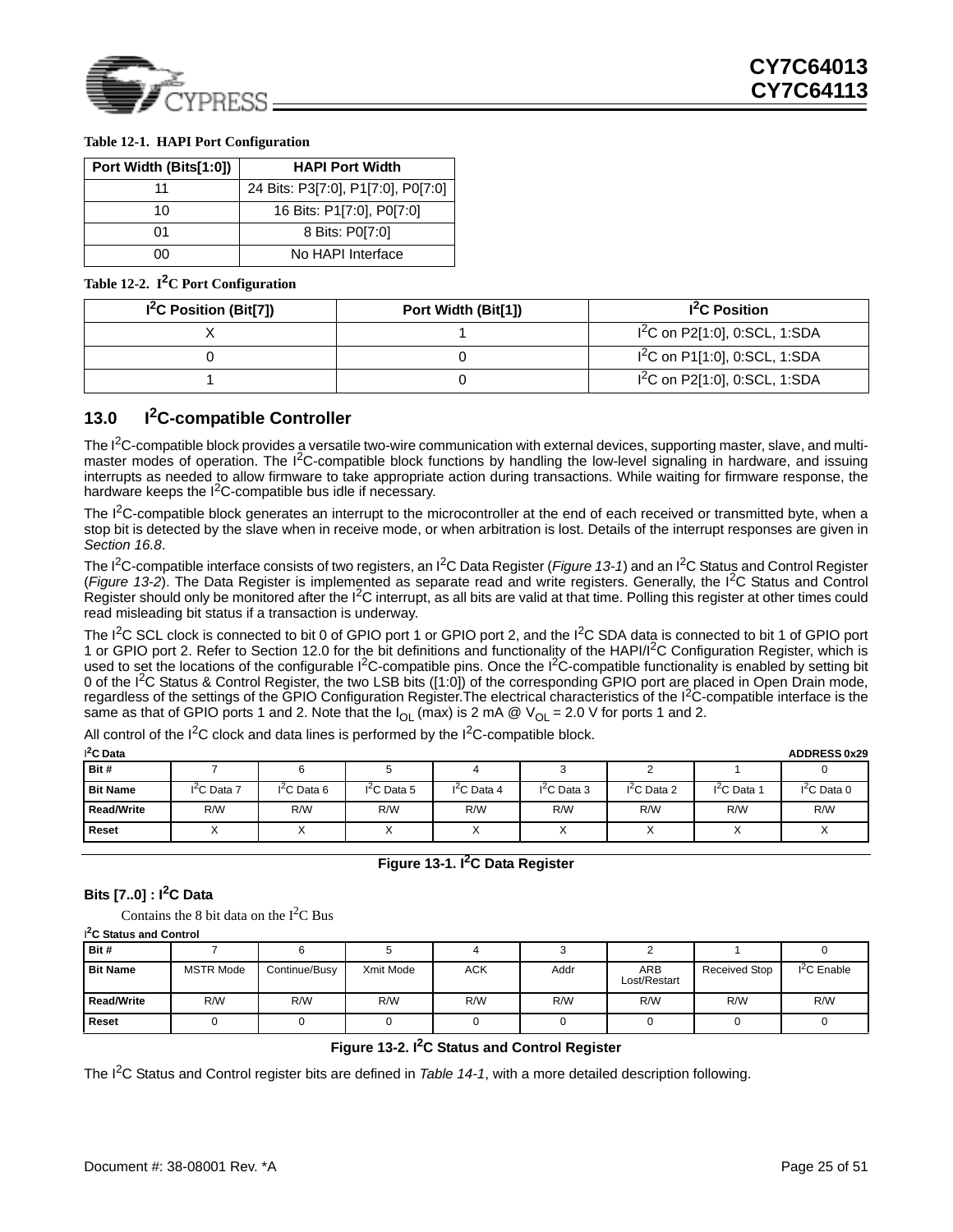**Table 12-1. HAPI Port Configuration**

| Port Width (Bits[1:0]) | HAPI Port Width |
|---|---|
| 11 | 24 Bits: P3[7:0], P1[7:0], P0[7:0] |
| 10 | 16 Bits: P1[7:0], P0[7:0] |
| 01 | 8 Bits: P0[7:0] |
| 00 | No HAPI Interface |

**Table 12-2. I²C Port Configuration**

| I²C Position (Bit[7]) | Port Width (Bit[1]) | I²C Position |
|---|---|---|
| X | 1 | I²C on P2[1:0], 0:SCL, 1:SDA |
| 0 | 0 | I²C on P1[1:0], 0:SCL, 1:SDA |
| 1 | 0 | I²C on P2[1:0], 0:SCL, 1:SDA |

## 13.0 I²C-compatible Controller

The I²C-compatible block provides a versatile two-wire communication with external devices, supporting master, slave, and multi-master modes of operation. The I²C-compatible block functions by handling the low-level signaling in hardware, and issuing interrupts as needed to allow firmware to take appropriate action during transactions. While waiting for firmware response, the hardware keeps the I²C-compatible bus idle if necessary.

The I²C-compatible block generates an interrupt to the microcontroller at the end of each received or transmitted byte, when a stop bit is detected by the slave when in receive mode, or when arbitration is lost. Details of the interrupt responses are given in *Section 16.8*.

The I²C-compatible interface consists of two registers, an I²C Data Register (*Figure 13-1*) and an I²C Status and Control Register (*Figure 13-2*). The Data Register is implemented as separate read and write registers. Generally, the I²C Status and Control Register should only be monitored after the I²C interrupt, as all bits are valid at that time. Polling this register at other times could read misleading bit status if a transaction is underway.

The I²C SCL clock is connected to bit 0 of GPIO port 1 or GPIO port 2, and the I²C SDA data is connected to bit 1 of GPIO port 1 or GPIO port 2. Refer to Section 12.0 for the bit definitions and functionality of the HAPI/I²C Configuration Register, which is used to set the locations of the configurable I²C-compatible pins. Once the I²C-compatible functionality is enabled by setting bit 0 of the I²C Status & Control Register, the two LSB bits ([1:0]) of the corresponding GPIO port are placed in Open Drain mode, regardless of the settings of the GPIO Configuration Register.The electrical characteristics of the I²C-compatible interface is the same as that of GPIO ports 1 and 2. Note that the $I_{OL}$ (max) is 2 mA @ $V_{OL}$ = 2.0 V for ports 1 and 2.

All control of the I²C clock and data lines is performed by the I²C-compatible block.

**I²C Data** — ADDRESS 0x29

| Bit # | 7 | 6 | 5 | 4 | 3 | 2 | 1 | 0 |
|---|---|---|---|---|---|---|---|---|
| Bit Name | I²C Data 7 | I²C Data 6 | I²C Data 5 | I²C Data 4 | I²C Data 3 | I²C Data 2 | I²C Data 1 | I²C Data 0 |
| Read/Write | R/W | R/W | R/W | R/W | R/W | R/W | R/W | R/W |
| Reset | X | X | X | X | X | X | X | X |

**Figure 13-1. I²C Data Register**

### Bits [7..0] : I²C Data

Contains the 8 bit data on the I²C Bus

**I²C Status and Control**

| Bit # | 7 | 6 | 5 | 4 | 3 | 2 | 1 | 0 |
|---|---|---|---|---|---|---|---|---|
| Bit Name | MSTR Mode | Continue/Busy | Xmit Mode | ACK | Addr | ARB Lost/Restart | Received Stop | I²C Enable |
| Read/Write | R/W | R/W | R/W | R/W | R/W | R/W | R/W | R/W |
| Reset | 0 | 0 | 0 | 0 | 0 | 0 | 0 | 0 |

**Figure 13-2. I²C Status and Control Register**

The I²C Status and Control register bits are defined in *Table 14-1*, with a more detailed description following.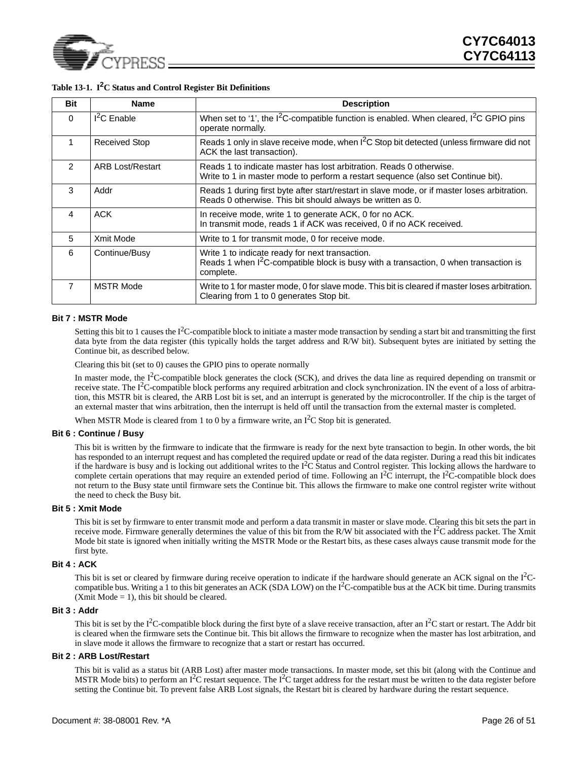**Table 13-1. $I^2C$ Status and Control Register Bit Definitions**

| Bit | Name | Description |
|---|---|---|
| 0 | $I^2C$ Enable | When set to '1', the $I^2C$-compatible function is enabled. When cleared, $I^2C$ GPIO pins operate normally. |
| 1 | Received Stop | Reads 1 only in slave receive mode, when $I^2C$ Stop bit detected (unless firmware did not ACK the last transaction). |
| 2 | ARB Lost/Restart | Reads 1 to indicate master has lost arbitration. Reads 0 otherwise.<br>Write to 1 in master mode to perform a restart sequence (also set Continue bit). |
| 3 | Addr | Reads 1 during first byte after start/restart in slave mode, or if master loses arbitration.<br>Reads 0 otherwise. This bit should always be written as 0. |
| 4 | ACK | In receive mode, write 1 to generate ACK, 0 for no ACK.<br>In transmit mode, reads 1 if ACK was received, 0 if no ACK received. |
| 5 | Xmit Mode | Write to 1 for transmit mode, 0 for receive mode. |
| 6 | Continue/Busy | Write 1 to indicate ready for next transaction.<br>Reads 1 when $I^2C$-compatible block is busy with a transaction, 0 when transaction is complete. |
| 7 | MSTR Mode | Write to 1 for master mode, 0 for slave mode. This bit is cleared if master loses arbitration.<br>Clearing from 1 to 0 generates Stop bit. |

**Bit 7 : MSTR Mode**

Setting this bit to 1 causes the $I^2C$-compatible block to initiate a master mode transaction by sending a start bit and transmitting the first data byte from the data register (this typically holds the target address and R/W bit). Subsequent bytes are initiated by setting the Continue bit, as described below.

Clearing this bit (set to 0) causes the GPIO pins to operate normally

In master mode, the $I^2C$-compatible block generates the clock (SCK), and drives the data line as required depending on transmit or receive state. The $I^2C$-compatible block performs any required arbitration and clock synchronization. IN the event of a loss of arbitration, this MSTR bit is cleared, the ARB Lost bit is set, and an interrupt is generated by the microcontroller. If the chip is the target of an external master that wins arbitration, then the interrupt is held off until the transaction from the external master is completed.

When MSTR Mode is cleared from 1 to 0 by a firmware write, an $I^2C$ Stop bit is generated.

**Bit 6 : Continue / Busy**

This bit is written by the firmware to indicate that the firmware is ready for the next byte transaction to begin. In other words, the bit has responded to an interrupt request and has completed the required update or read of the data register. During a read this bit indicates if the hardware is busy and is locking out additional writes to the $I^2C$ Status and Control register. This locking allows the hardware to complete certain operations that may require an extended period of time. Following an $I^2C$ interrupt, the $I^2C$-compatible block does not return to the Busy state until firmware sets the Continue bit. This allows the firmware to make one control register write without the need to check the Busy bit.

**Bit 5 : Xmit Mode**

This bit is set by firmware to enter transmit mode and perform a data transmit in master or slave mode. Clearing this bit sets the part in receive mode. Firmware generally determines the value of this bit from the R/W bit associated with the $I^2C$ address packet. The Xmit Mode bit state is ignored when initially writing the MSTR Mode or the Restart bits, as these cases always cause transmit mode for the first byte.

**Bit 4 : ACK**

This bit is set or cleared by firmware during receive operation to indicate if the hardware should generate an ACK signal on the $I^2C$-compatible bus. Writing a 1 to this bit generates an ACK (SDA LOW) on the $I^2C$-compatible bus at the ACK bit time. During transmits (Xmit Mode = 1), this bit should be cleared.

**Bit 3 : Addr**

This bit is set by the $I^2C$-compatible block during the first byte of a slave receive transaction, after an $I^2C$ start or restart. The Addr bit is cleared when the firmware sets the Continue bit. This bit allows the firmware to recognize when the master has lost arbitration, and in slave mode it allows the firmware to recognize that a start or restart has occurred.

**Bit 2 : ARB Lost/Restart**

This bit is valid as a status bit (ARB Lost) after master mode transactions. In master mode, set this bit (along with the Continue and MSTR Mode bits) to perform an $I^2C$ restart sequence. The $I^2C$ target address for the restart must be written to the data register before setting the Continue bit. To prevent false ARB Lost signals, the Restart bit is cleared by hardware during the restart sequence.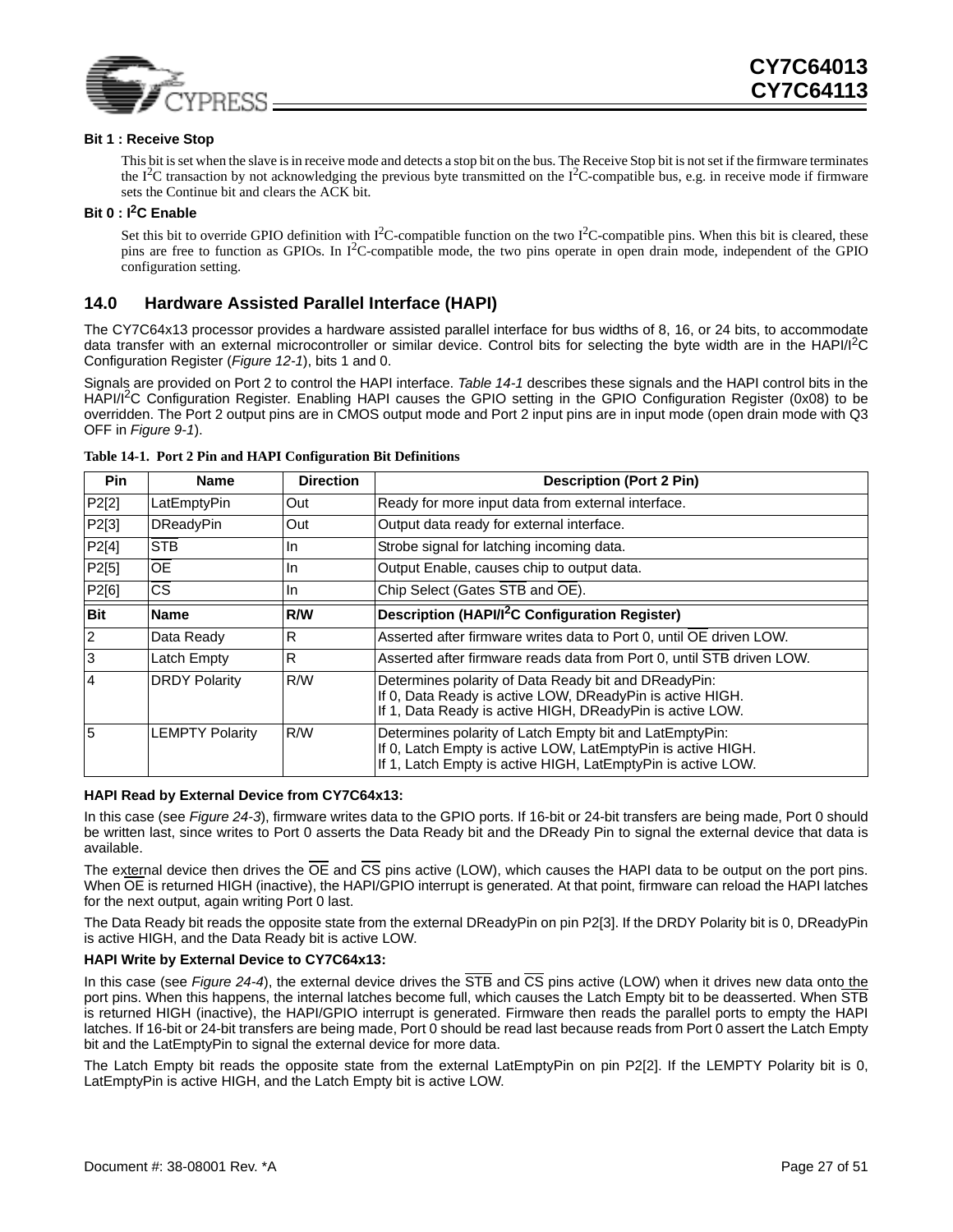**Bit 1 : Receive Stop**

This bit is set when the slave is in receive mode and detects a stop bit on the bus. The Receive Stop bit is not set if the firmware terminates the I$^2$C transaction by not acknowledging the previous byte transmitted on the I$^2$C-compatible bus, e.g. in receive mode if firmware sets the Continue bit and clears the ACK bit.

**Bit 0 : I$^2$C Enable**

Set this bit to override GPIO definition with I$^2$C-compatible function on the two I$^2$C-compatible pins. When this bit is cleared, these pins are free to function as GPIOs. In I$^2$C-compatible mode, the two pins operate in open drain mode, independent of the GPIO configuration setting.

## 14.0 Hardware Assisted Parallel Interface (HAPI)

The CY7C64x13 processor provides a hardware assisted parallel interface for bus widths of 8, 16, or 24 bits, to accommodate data transfer with an external microcontroller or similar device. Control bits for selecting the byte width are in the HAPI/I$^2$C Configuration Register (*Figure 12-1*), bits 1 and 0.

Signals are provided on Port 2 to control the HAPI interface. *Table 14-1* describes these signals and the HAPI control bits in the HAPI/I$^2$C Configuration Register. Enabling HAPI causes the GPIO setting in the GPIO Configuration Register (0x08) to be overridden. The Port 2 output pins are in CMOS output mode and Port 2 input pins are in input mode (open drain mode with Q3 OFF in *Figure 9-1*).

**Table 14-1. Port 2 Pin and HAPI Configuration Bit Definitions**

| Pin | Name | Direction | Description (Port 2 Pin) |
|---|---|---|---|
| P2[2] | LatEmptyPin | Out | Ready for more input data from external interface. |
| P2[3] | DReadyPin | Out | Output data ready for external interface. |
| P2[4] | $\overline{\text{STB}}$ | In | Strobe signal for latching incoming data. |
| P2[5] | $\overline{\text{OE}}$ | In | Output Enable, causes chip to output data. |
| P2[6] | $\overline{\text{CS}}$ | In | Chip Select (Gates $\overline{\text{STB}}$ and $\overline{\text{OE}}$). |
| **Bit** | **Name** | **R/W** | **Description (HAPI/I$^2$C Configuration Register)** |
| 2 | Data Ready | R | Asserted after firmware writes data to Port 0, until $\overline{\text{OE}}$ driven LOW. |
| 3 | Latch Empty | R | Asserted after firmware reads data from Port 0, until $\overline{\text{STB}}$ driven LOW. |
| 4 | DRDY Polarity | R/W | Determines polarity of Data Ready bit and DReadyPin:<br>If 0, Data Ready is active LOW, DReadyPin is active HIGH.<br>If 1, Data Ready is active HIGH, DReadyPin is active LOW. |
| 5 | LEMPTY Polarity | R/W | Determines polarity of Latch Empty bit and LatEmptyPin:<br>If 0, Latch Empty is active LOW, LatEmptyPin is active HIGH.<br>If 1, Latch Empty is active HIGH, LatEmptyPin is active LOW. |

**HAPI Read by External Device from CY7C64x13:**

In this case (see *Figure 24-3*), firmware writes data to the GPIO ports. If 16-bit or 24-bit transfers are being made, Port 0 should be written last, since writes to Port 0 asserts the Data Ready bit and the DReady Pin to signal the external device that data is available.

The external device then drives the $\overline{\text{OE}}$ and $\overline{\text{CS}}$ pins active (LOW), which causes the HAPI data to be output on the port pins. When $\overline{\text{OE}}$ is returned HIGH (inactive), the HAPI/GPIO interrupt is generated. At that point, firmware can reload the HAPI latches for the next output, again writing Port 0 last.

The Data Ready bit reads the opposite state from the external DReadyPin on pin P2[3]. If the DRDY Polarity bit is 0, DReadyPin is active HIGH, and the Data Ready bit is active LOW.

**HAPI Write by External Device to CY7C64x13:**

In this case (see *Figure 24-4*), the external device drives the $\overline{\text{STB}}$ and $\overline{\text{CS}}$ pins active (LOW) when it drives new data onto the port pins. When this happens, the internal latches become full, which causes the Latch Empty bit to be deasserted. When $\overline{\text{STB}}$ is returned HIGH (inactive), the HAPI/GPIO interrupt is generated. Firmware then reads the parallel ports to empty the HAPI latches. If 16-bit or 24-bit transfers are being made, Port 0 should be read last because reads from Port 0 assert the Latch Empty bit and the LatEmptyPin to signal the external device for more data.

The Latch Empty bit reads the opposite state from the external LatEmptyPin on pin P2[2]. If the LEMPTY Polarity bit is 0, LatEmptyPin is active HIGH, and the Latch Empty bit is active LOW.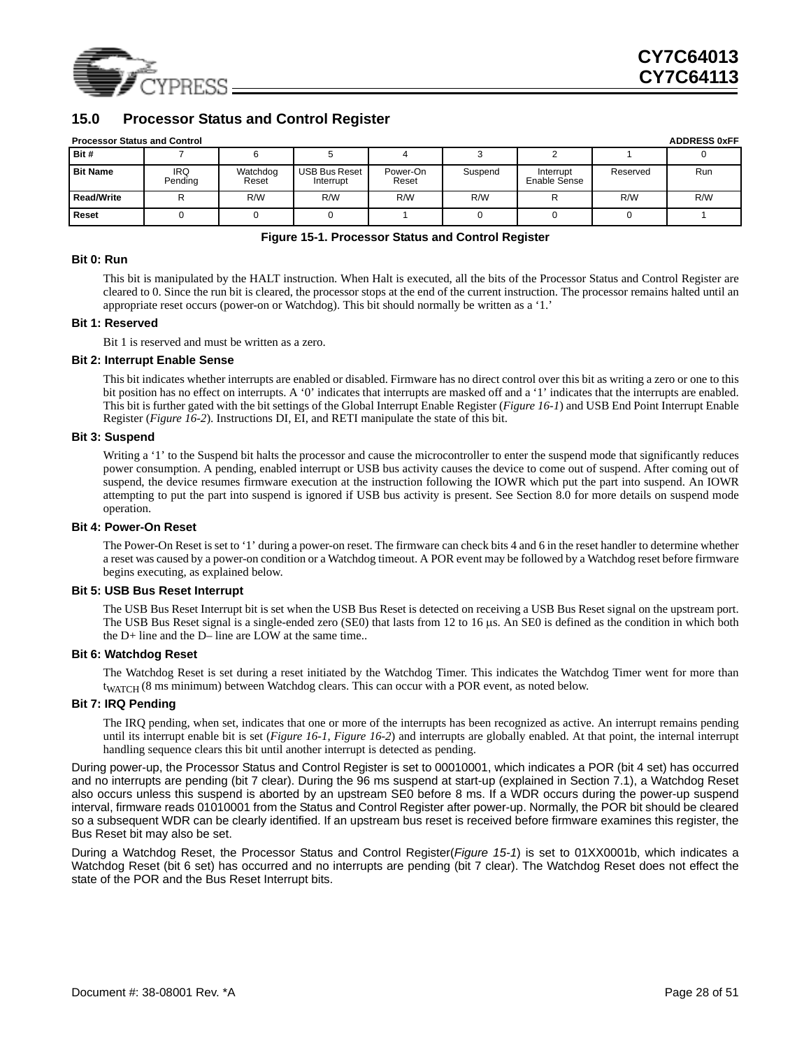## 15.0 Processor Status and Control Register

**Processor Status and Control** **ADDRESS 0xFF**

| **Bit #** | 7 | 6 | 5 | 4 | 3 | 2 | 1 | 0 |
|---|---|---|---|---|---|---|---|---|
| **Bit Name** | IRQ Pending | Watchdog Reset | USB Bus Reset Interrupt | Power-On Reset | Suspend | Interrupt Enable Sense | Reserved | Run |
| **Read/Write** | R | R/W | R/W | R/W | R/W | R | R/W | R/W |
| **Reset** | 0 | 0 | 0 | 1 | 0 | 0 | 0 | 1 |

**Figure 15-1. Processor Status and Control Register**

**Bit 0: Run**

This bit is manipulated by the HALT instruction. When Halt is executed, all the bits of the Processor Status and Control Register are cleared to 0. Since the run bit is cleared, the processor stops at the end of the current instruction. The processor remains halted until an appropriate reset occurs (power-on or Watchdog). This bit should normally be written as a '1.'

**Bit 1: Reserved**

Bit 1 is reserved and must be written as a zero.

**Bit 2: Interrupt Enable Sense**

This bit indicates whether interrupts are enabled or disabled. Firmware has no direct control over this bit as writing a zero or one to this bit position has no effect on interrupts. A '0' indicates that interrupts are masked off and a '1' indicates that the interrupts are enabled. This bit is further gated with the bit settings of the Global Interrupt Enable Register (*Figure 16-1*) and USB End Point Interrupt Enable Register (*Figure 16-2*). Instructions DI, EI, and RETI manipulate the state of this bit.

**Bit 3: Suspend**

Writing a '1' to the Suspend bit halts the processor and cause the microcontroller to enter the suspend mode that significantly reduces power consumption. A pending, enabled interrupt or USB bus activity causes the device to come out of suspend. After coming out of suspend, the device resumes firmware execution at the instruction following the IOWR which put the part into suspend. An IOWR attempting to put the part into suspend is ignored if USB bus activity is present. See Section 8.0 for more details on suspend mode operation.

**Bit 4: Power-On Reset**

The Power-On Reset is set to '1' during a power-on reset. The firmware can check bits 4 and 6 in the reset handler to determine whether a reset was caused by a power-on condition or a Watchdog timeout. A POR event may be followed by a Watchdog reset before firmware begins executing, as explained below.

**Bit 5: USB Bus Reset Interrupt**

The USB Bus Reset Interrupt bit is set when the USB Bus Reset is detected on receiving a USB Bus Reset signal on the upstream port. The USB Bus Reset signal is a single-ended zero (SE0) that lasts from 12 to 16 μs. An SE0 is defined as the condition in which both the D+ line and the D– line are LOW at the same time..

**Bit 6: Watchdog Reset**

The Watchdog Reset is set during a reset initiated by the Watchdog Timer. This indicates the Watchdog Timer went for more than $t_{WATCH}$ (8 ms minimum) between Watchdog clears. This can occur with a POR event, as noted below.

**Bit 7: IRQ Pending**

The IRQ pending, when set, indicates that one or more of the interrupts has been recognized as active. An interrupt remains pending until its interrupt enable bit is set (*Figure 16-1*, *Figure 16-2*) and interrupts are globally enabled. At that point, the internal interrupt handling sequence clears this bit until another interrupt is detected as pending.

During power-up, the Processor Status and Control Register is set to 00010001, which indicates a POR (bit 4 set) has occurred and no interrupts are pending (bit 7 clear). During the 96 ms suspend at start-up (explained in Section 7.1), a Watchdog Reset also occurs unless this suspend is aborted by an upstream SE0 before 8 ms. If a WDR occurs during the power-up suspend interval, firmware reads 01010001 from the Status and Control Register after power-up. Normally, the POR bit should be cleared so a subsequent WDR can be clearly identified. If an upstream bus reset is received before firmware examines this register, the Bus Reset bit may also be set.

During a Watchdog Reset, the Processor Status and Control Register(*Figure 15-1*) is set to 01XX0001b, which indicates a Watchdog Reset (bit 6 set) has occurred and no interrupts are pending (bit 7 clear). The Watchdog Reset does not effect the state of the POR and the Bus Reset Interrupt bits.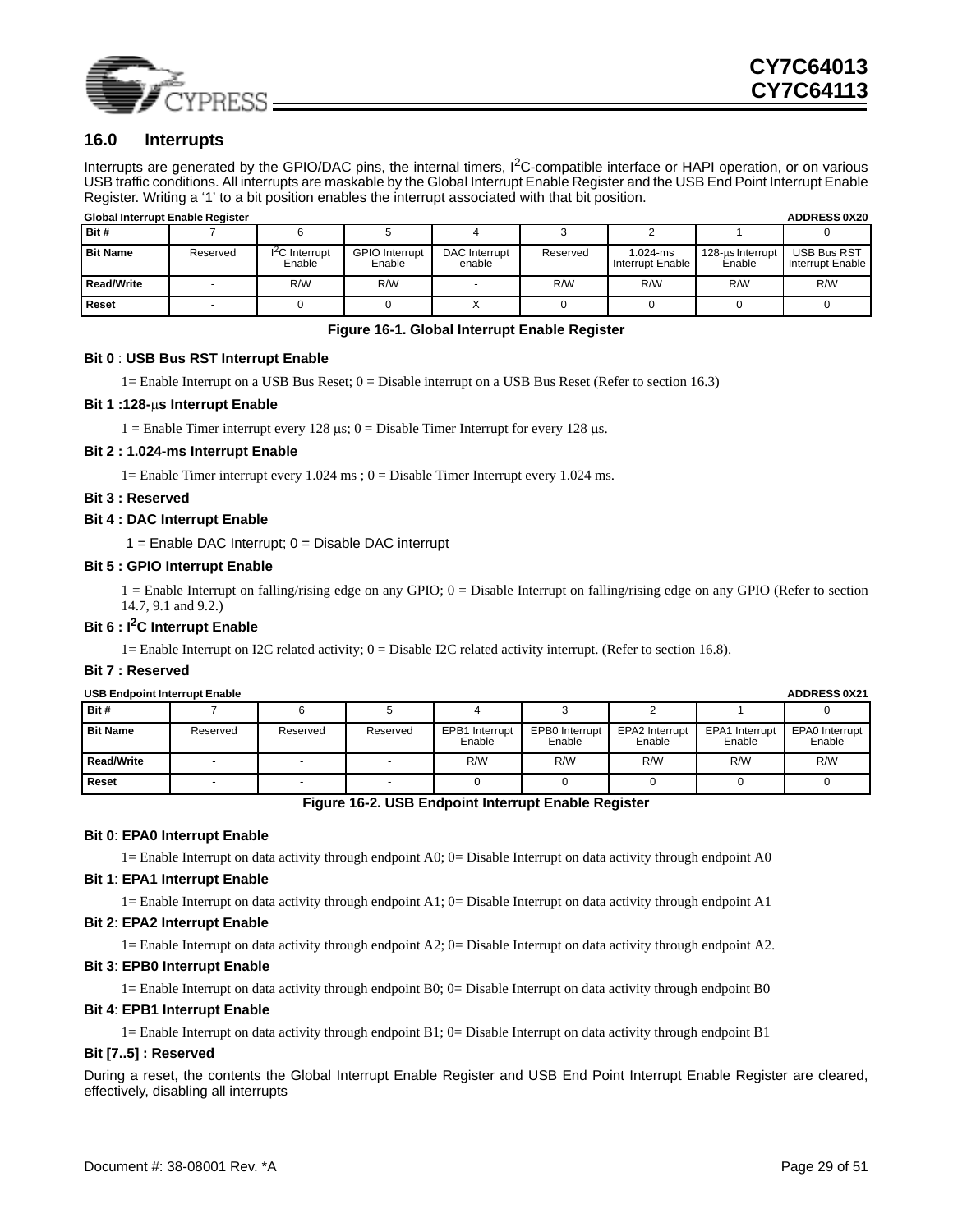## 16.0 Interrupts

Interrupts are generated by the GPIO/DAC pins, the internal timers, I$^2$C-compatible interface or HAPI operation, or on various USB traffic conditions. All interrupts are maskable by the Global Interrupt Enable Register and the USB End Point Interrupt Enable Register. Writing a '1' to a bit position enables the interrupt associated with that bit position.

**Global Interrupt Enable Register** — **ADDRESS 0X20**

| Bit # | 7 | 6 | 5 | 4 | 3 | 2 | 1 | 0 |
|---|---|---|---|---|---|---|---|---|
| **Bit Name** | Reserved | I$^2$C Interrupt Enable | GPIO Interrupt Enable | DAC Interrupt enable | Reserved | 1.024-ms Interrupt Enable | 128-μs Interrupt Enable | USB Bus RST Interrupt Enable |
| **Read/Write** | - | R/W | R/W | - | R/W | R/W | R/W | R/W |
| **Reset** | - | 0 | 0 | X | 0 | 0 | 0 | 0 |

**Figure 16-1. Global Interrupt Enable Register**

**Bit 0** : **USB Bus RST Interrupt Enable**

1= Enable Interrupt on a USB Bus Reset; 0 = Disable interrupt on a USB Bus Reset (Refer to section 16.3)

**Bit 1 :128-μs Interrupt Enable**

1 = Enable Timer interrupt every 128 μs; 0 = Disable Timer Interrupt for every 128 μs.

**Bit 2 : 1.024-ms Interrupt Enable**

1= Enable Timer interrupt every 1.024 ms ; 0 = Disable Timer Interrupt every 1.024 ms.

**Bit 3 : Reserved**

**Bit 4 : DAC Interrupt Enable**

1 = Enable DAC Interrupt; 0 = Disable DAC interrupt

**Bit 5 : GPIO Interrupt Enable**

1 = Enable Interrupt on falling/rising edge on any GPIO; 0 = Disable Interrupt on falling/rising edge on any GPIO (Refer to section 14.7, 9.1 and 9.2.)

**Bit 6 : I$^2$C Interrupt Enable**

1= Enable Interrupt on I2C related activity; 0 = Disable I2C related activity interrupt. (Refer to section 16.8).

**Bit 7 : Reserved**

**USB Endpoint Interrupt Enable** — **ADDRESS 0X21**

| Bit # | 7 | 6 | 5 | 4 | 3 | 2 | 1 | 0 |
|---|---|---|---|---|---|---|---|---|
| **Bit Name** | Reserved | Reserved | Reserved | EPB1 Interrupt Enable | EPB0 Interrupt Enable | EPA2 Interrupt Enable | EPA1 Interrupt Enable | EPA0 Interrupt Enable |
| **Read/Write** | - | - | - | R/W | R/W | R/W | R/W | R/W |
| **Reset** | - | - | - | 0 | 0 | 0 | 0 | 0 |

**Figure 16-2. USB Endpoint Interrupt Enable Register**

**Bit 0**: **EPA0 Interrupt Enable**

1= Enable Interrupt on data activity through endpoint A0; 0= Disable Interrupt on data activity through endpoint A0

**Bit 1**: **EPA1 Interrupt Enable**

1= Enable Interrupt on data activity through endpoint A1; 0= Disable Interrupt on data activity through endpoint A1

**Bit 2**: **EPA2 Interrupt Enable**

1= Enable Interrupt on data activity through endpoint A2; 0= Disable Interrupt on data activity through endpoint A2.

**Bit 3**: **EPB0 Interrupt Enable**

1= Enable Interrupt on data activity through endpoint B0; 0= Disable Interrupt on data activity through endpoint B0

**Bit 4**: **EPB1 Interrupt Enable**

1= Enable Interrupt on data activity through endpoint B1; 0= Disable Interrupt on data activity through endpoint B1

**Bit [7..5] : Reserved**

During a reset, the contents the Global Interrupt Enable Register and USB End Point Interrupt Enable Register are cleared, effectively, disabling all interrupts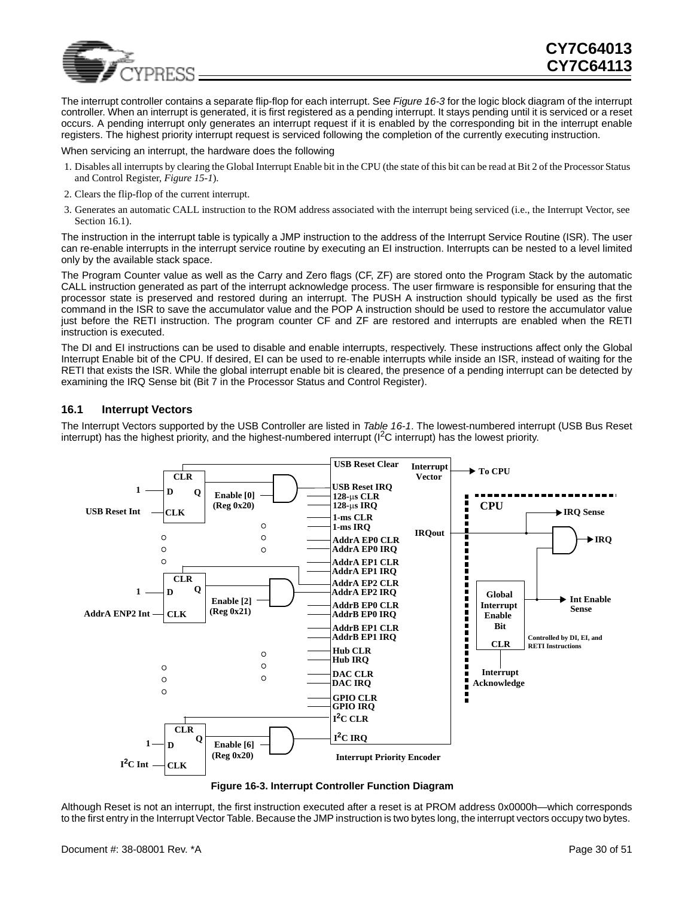The interrupt controller contains a separate flip-flop for each interrupt. See *Figure 16-3* for the logic block diagram of the interrupt controller. When an interrupt is generated, it is first registered as a pending interrupt. It stays pending until it is serviced or a reset occurs. A pending interrupt only generates an interrupt request if it is enabled by the corresponding bit in the interrupt enable registers. The highest priority interrupt request is serviced following the completion of the currently executing instruction.

When servicing an interrupt, the hardware does the following

1. Disables all interrupts by clearing the Global Interrupt Enable bit in the CPU (the state of this bit can be read at Bit 2 of the Processor Status and Control Register, *Figure 15-1*).
2. Clears the flip-flop of the current interrupt.
3. Generates an automatic CALL instruction to the ROM address associated with the interrupt being serviced (i.e., the Interrupt Vector, see Section 16.1).

The instruction in the interrupt table is typically a JMP instruction to the address of the Interrupt Service Routine (ISR). The user can re-enable interrupts in the interrupt service routine by executing an EI instruction. Interrupts can be nested to a level limited only by the available stack space.

The Program Counter value as well as the Carry and Zero flags (CF, ZF) are stored onto the Program Stack by the automatic CALL instruction generated as part of the interrupt acknowledge process. The user firmware is responsible for ensuring that the processor state is preserved and restored during an interrupt. The PUSH A instruction should typically be used as the first command in the ISR to save the accumulator value and the POP A instruction should be used to restore the accumulator value just before the RETI instruction. The program counter CF and ZF are restored and interrupts are enabled when the RETI instruction is executed.

The DI and EI instructions can be used to disable and enable interrupts, respectively. These instructions affect only the Global Interrupt Enable bit of the CPU. If desired, EI can be used to re-enable interrupts while inside an ISR, instead of waiting for the RETI that exists the ISR. While the global interrupt enable bit is cleared, the presence of a pending interrupt can be detected by examining the IRQ Sense bit (Bit 7 in the Processor Status and Control Register).

### 16.1 Interrupt Vectors

The Interrupt Vectors supported by the USB Controller are listed in *Table 16-1*. The lowest-numbered interrupt (USB Bus Reset interrupt) has the highest priority, and the highest-numbered interrupt ($I^2C$ interrupt) has the lowest priority.

**Figure 16-3. Interrupt Controller Function Diagram**

Although Reset is not an interrupt, the first instruction executed after a reset is at PROM address 0x0000h—which corresponds to the first entry in the Interrupt Vector Table. Because the JMP instruction is two bytes long, the interrupt vectors occupy two bytes.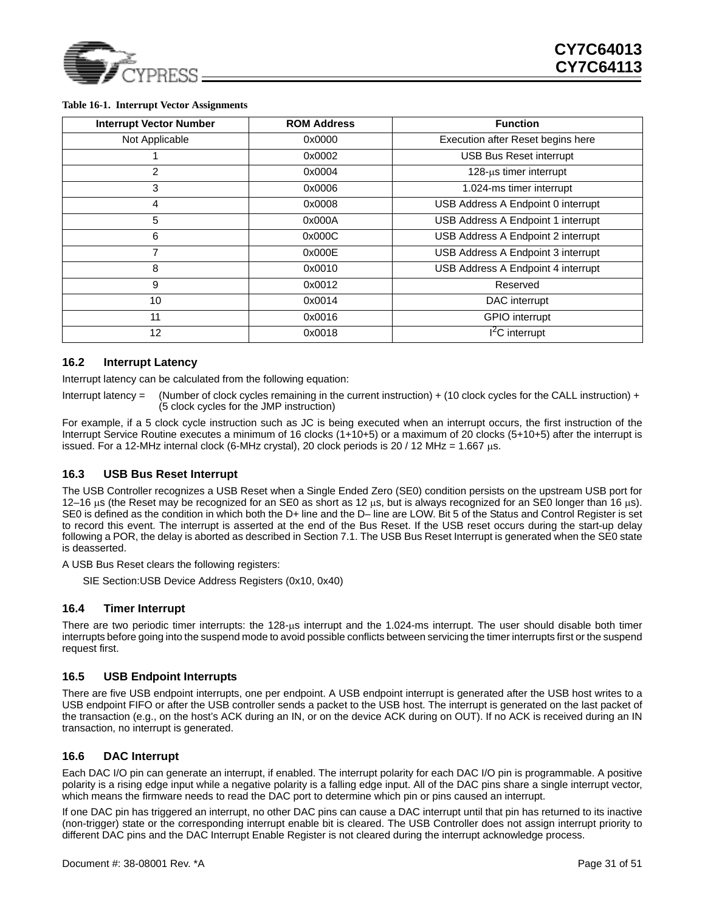**Table 16-1. Interrupt Vector Assignments**

| Interrupt Vector Number | ROM Address | Function |
|---|---|---|
| Not Applicable | 0x0000 | Execution after Reset begins here |
| 1 | 0x0002 | USB Bus Reset interrupt |
| 2 | 0x0004 | 128-μs timer interrupt |
| 3 | 0x0006 | 1.024-ms timer interrupt |
| 4 | 0x0008 | USB Address A Endpoint 0 interrupt |
| 5 | 0x000A | USB Address A Endpoint 1 interrupt |
| 6 | 0x000C | USB Address A Endpoint 2 interrupt |
| 7 | 0x000E | USB Address A Endpoint 3 interrupt |
| 8 | 0x0010 | USB Address A Endpoint 4 interrupt |
| 9 | 0x0012 | Reserved |
| 10 | 0x0014 | DAC interrupt |
| 11 | 0x0016 | GPIO interrupt |
| 12 | 0x0018 | $I^2C$ interrupt |

## 16.2 Interrupt Latency

Interrupt latency can be calculated from the following equation:

Interrupt latency = (Number of clock cycles remaining in the current instruction) + (10 clock cycles for the CALL instruction) + (5 clock cycles for the JMP instruction)

For example, if a 5 clock cycle instruction such as JC is being executed when an interrupt occurs, the first instruction of the Interrupt Service Routine executes a minimum of 16 clocks (1+10+5) or a maximum of 20 clocks (5+10+5) after the interrupt is issued. For a 12-MHz internal clock (6-MHz crystal), 20 clock periods is 20 / 12 MHz = 1.667 μs.

## 16.3 USB Bus Reset Interrupt

The USB Controller recognizes a USB Reset when a Single Ended Zero (SE0) condition persists on the upstream USB port for 12–16 μs (the Reset may be recognized for an SE0 as short as 12 μs, but is always recognized for an SE0 longer than 16 μs). SE0 is defined as the condition in which both the D+ line and the D– line are LOW. Bit 5 of the Status and Control Register is set to record this event. The interrupt is asserted at the end of the Bus Reset. If the USB reset occurs during the start-up delay following a POR, the delay is aborted as described in Section 7.1. The USB Bus Reset Interrupt is generated when the SE0 state is deasserted.

A USB Bus Reset clears the following registers:

SIE Section:USB Device Address Registers (0x10, 0x40)

## 16.4 Timer Interrupt

There are two periodic timer interrupts: the 128-μs interrupt and the 1.024-ms interrupt. The user should disable both timer interrupts before going into the suspend mode to avoid possible conflicts between servicing the timer interrupts first or the suspend request first.

## 16.5 USB Endpoint Interrupts

There are five USB endpoint interrupts, one per endpoint. A USB endpoint interrupt is generated after the USB host writes to a USB endpoint FIFO or after the USB controller sends a packet to the USB host. The interrupt is generated on the last packet of the transaction (e.g., on the host's ACK during an IN, or on the device ACK during on OUT). If no ACK is received during an IN transaction, no interrupt is generated.

## 16.6 DAC Interrupt

Each DAC I/O pin can generate an interrupt, if enabled. The interrupt polarity for each DAC I/O pin is programmable. A positive polarity is a rising edge input while a negative polarity is a falling edge input. All of the DAC pins share a single interrupt vector, which means the firmware needs to read the DAC port to determine which pin or pins caused an interrupt.

If one DAC pin has triggered an interrupt, no other DAC pins can cause a DAC interrupt until that pin has returned to its inactive (non-trigger) state or the corresponding interrupt enable bit is cleared. The USB Controller does not assign interrupt priority to different DAC pins and the DAC Interrupt Enable Register is not cleared during the interrupt acknowledge process.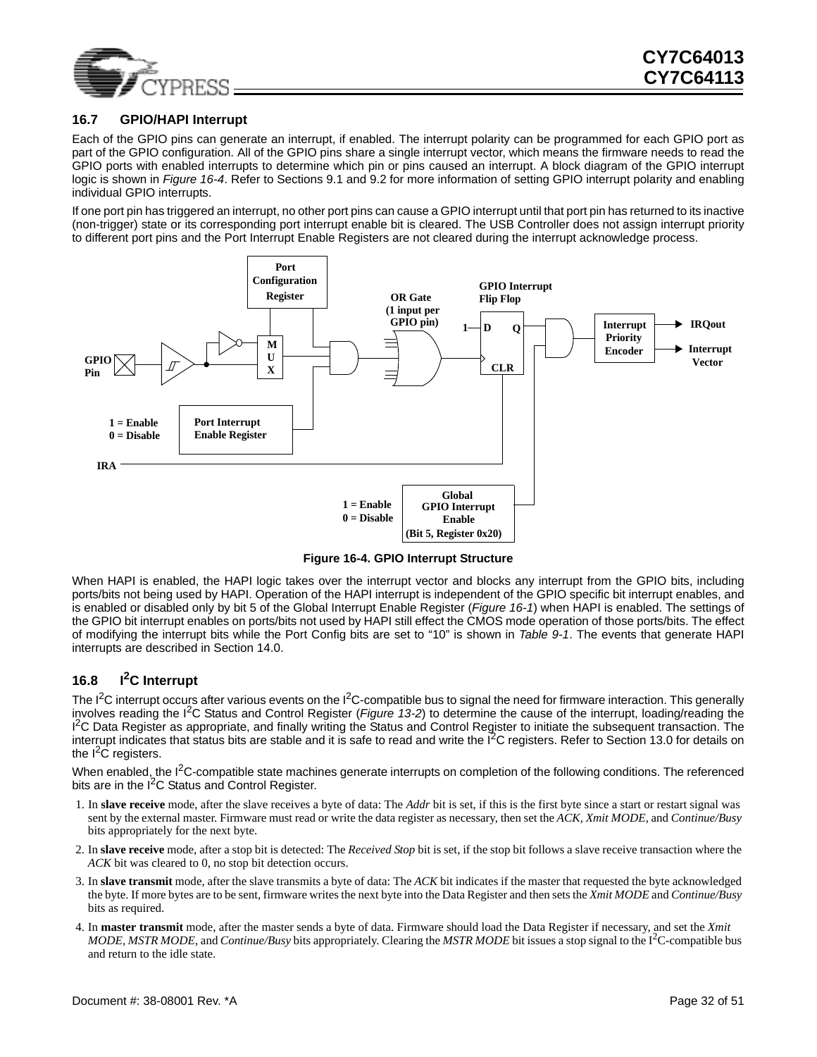### 16.7 GPIO/HAPI Interrupt

Each of the GPIO pins can generate an interrupt, if enabled. The interrupt polarity can be programmed for each GPIO port as part of the GPIO configuration. All of the GPIO pins share a single interrupt vector, which means the firmware needs to read the GPIO ports with enabled interrupts to determine which pin or pins caused an interrupt. A block diagram of the GPIO interrupt logic is shown in *Figure 16-4*. Refer to Sections 9.1 and 9.2 for more information of setting GPIO interrupt polarity and enabling individual GPIO interrupts.

If one port pin has triggered an interrupt, no other port pins can cause a GPIO interrupt until that port pin has returned to its inactive (non-trigger) state or its corresponding port interrupt enable bit is cleared. The USB Controller does not assign interrupt priority to different port pins and the Port Interrupt Enable Registers are not cleared during the interrupt acknowledge process.

**Figure 16-4. GPIO Interrupt Structure**

When HAPI is enabled, the HAPI logic takes over the interrupt vector and blocks any interrupt from the GPIO bits, including ports/bits not being used by HAPI. Operation of the HAPI interrupt is independent of the GPIO specific bit interrupt enables, and is enabled or disabled only by bit 5 of the Global Interrupt Enable Register (*Figure 16-1*) when HAPI is enabled. The settings of the GPIO bit interrupt enables on ports/bits not used by HAPI still effect the CMOS mode operation of those ports/bits. The effect of modifying the interrupt bits while the Port Config bits are set to “10” is shown in *Table 9-1*. The events that generate HAPI interrupts are described in Section 14.0.

### 16.8 I²C Interrupt

The I²C interrupt occurs after various events on the I²C-compatible bus to signal the need for firmware interaction. This generally involves reading the I²C Status and Control Register (*Figure 13-2*) to determine the cause of the interrupt, loading/reading the I²C Data Register as appropriate, and finally writing the Status and Control Register to initiate the subsequent transaction. The interrupt indicates that status bits are stable and it is safe to read and write the I²C registers. Refer to Section 13.0 for details on the I²C registers.

When enabled, the I²C-compatible state machines generate interrupts on completion of the following conditions. The referenced bits are in the I²C Status and Control Register.

1. In **slave receive** mode, after the slave receives a byte of data: The *Addr* bit is set, if this is the first byte since a start or restart signal was sent by the external master. Firmware must read or write the data register as necessary, then set the *ACK, Xmit MODE,* and *Continue/Busy* bits appropriately for the next byte.
2. In **slave receive** mode, after a stop bit is detected: The *Received Stop* bit is set, if the stop bit follows a slave receive transaction where the *ACK* bit was cleared to 0, no stop bit detection occurs.
3. In **slave transmit** mode, after the slave transmits a byte of data: The *ACK* bit indicates if the master that requested the byte acknowledged the byte. If more bytes are to be sent, firmware writes the next byte into the Data Register and then sets the *Xmit MODE* and *Continue/Busy* bits as required.
4. In **master transmit** mode, after the master sends a byte of data. Firmware should load the Data Register if necessary, and set the *Xmit MODE, MSTR MODE*, and *Continue/Busy* bits appropriately. Clearing the *MSTR MODE* bit issues a stop signal to the I²C-compatible bus and return to the idle state.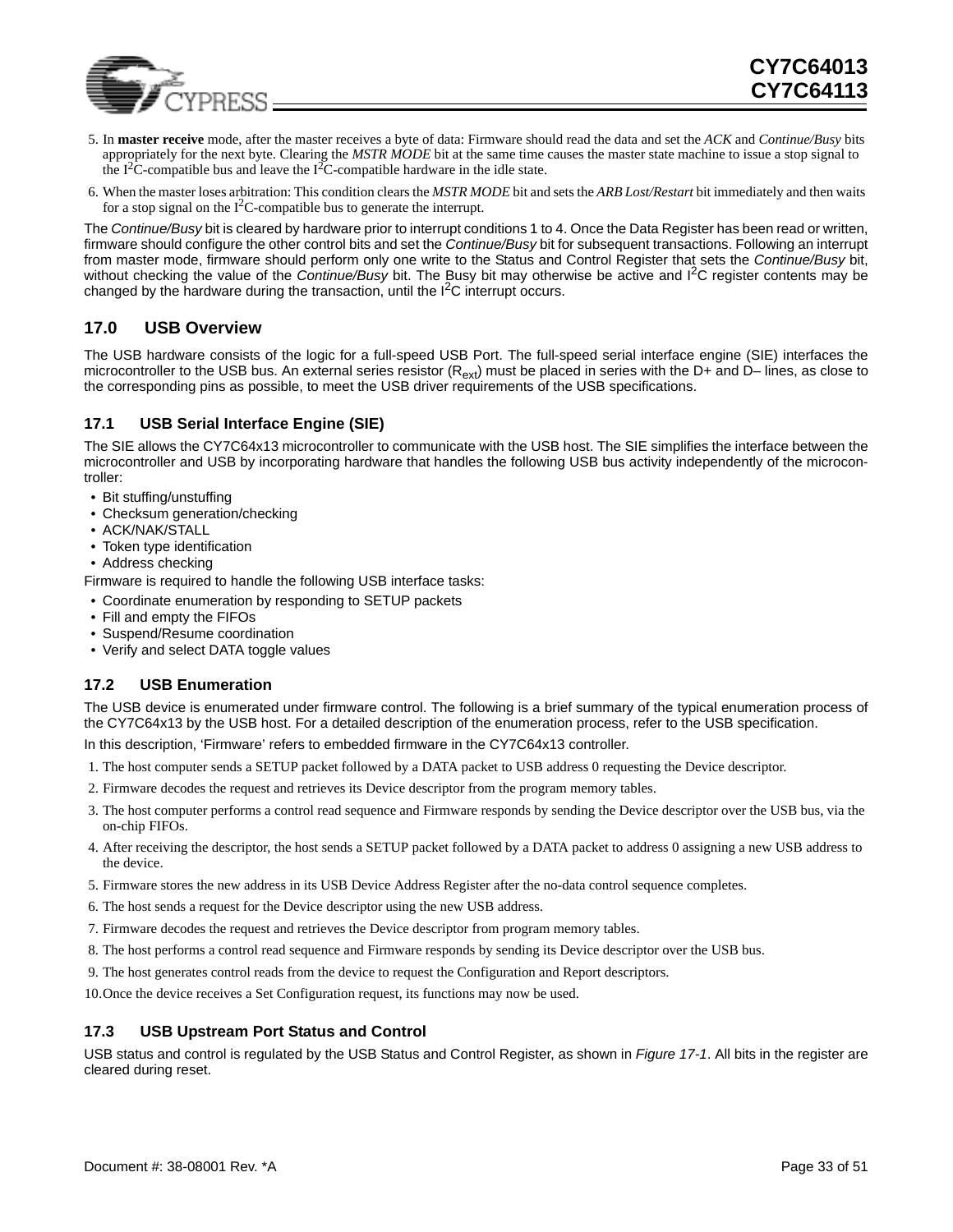5. In **master receive** mode, after the master receives a byte of data: Firmware should read the data and set the *ACK* and *Continue/Busy* bits appropriately for the next byte. Clearing the *MSTR MODE* bit at the same time causes the master state machine to issue a stop signal to the $I^2C$-compatible bus and leave the $I^2C$-compatible hardware in the idle state.
6. When the master loses arbitration: This condition clears the *MSTR MODE* bit and sets the *ARB Lost/Restart* bit immediately and then waits for a stop signal on the $I^2C$-compatible bus to generate the interrupt.

The *Continue/Busy* bit is cleared by hardware prior to interrupt conditions 1 to 4. Once the Data Register has been read or written, firmware should configure the other control bits and set the *Continue/Busy* bit for subsequent transactions. Following an interrupt from master mode, firmware should perform only one write to the Status and Control Register that sets the *Continue/Busy* bit, without checking the value of the *Continue/Busy* bit. The Busy bit may otherwise be active and $I^2C$ register contents may be changed by the hardware during the transaction, until the $I^2C$ interrupt occurs.

## 17.0 USB Overview

The USB hardware consists of the logic for a full-speed USB Port. The full-speed serial interface engine (SIE) interfaces the microcontroller to the USB bus. An external series resistor ($R_{ext}$) must be placed in series with the D+ and D– lines, as close to the corresponding pins as possible, to meet the USB driver requirements of the USB specifications.

### 17.1 USB Serial Interface Engine (SIE)

The SIE allows the CY7C64x13 microcontroller to communicate with the USB host. The SIE simplifies the interface between the microcontroller and USB by incorporating hardware that handles the following USB bus activity independently of the microcontroller:

- Bit stuffing/unstuffing
- Checksum generation/checking
- ACK/NAK/STALL
- Token type identification
- Address checking

Firmware is required to handle the following USB interface tasks:

- Coordinate enumeration by responding to SETUP packets
- Fill and empty the FIFOs
- Suspend/Resume coordination
- Verify and select DATA toggle values

### 17.2 USB Enumeration

The USB device is enumerated under firmware control. The following is a brief summary of the typical enumeration process of the CY7C64x13 by the USB host. For a detailed description of the enumeration process, refer to the USB specification.

In this description, ‘Firmware’ refers to embedded firmware in the CY7C64x13 controller.

1. The host computer sends a SETUP packet followed by a DATA packet to USB address 0 requesting the Device descriptor.
2. Firmware decodes the request and retrieves its Device descriptor from the program memory tables.
3. The host computer performs a control read sequence and Firmware responds by sending the Device descriptor over the USB bus, via the on-chip FIFOs.
4. After receiving the descriptor, the host sends a SETUP packet followed by a DATA packet to address 0 assigning a new USB address to the device.
5. Firmware stores the new address in its USB Device Address Register after the no-data control sequence completes.
6. The host sends a request for the Device descriptor using the new USB address.
7. Firmware decodes the request and retrieves the Device descriptor from program memory tables.
8. The host performs a control read sequence and Firmware responds by sending its Device descriptor over the USB bus.
9. The host generates control reads from the device to request the Configuration and Report descriptors.
10. Once the device receives a Set Configuration request, its functions may now be used.

### 17.3 USB Upstream Port Status and Control

USB status and control is regulated by the USB Status and Control Register, as shown in *Figure 17-1*. All bits in the register are cleared during reset.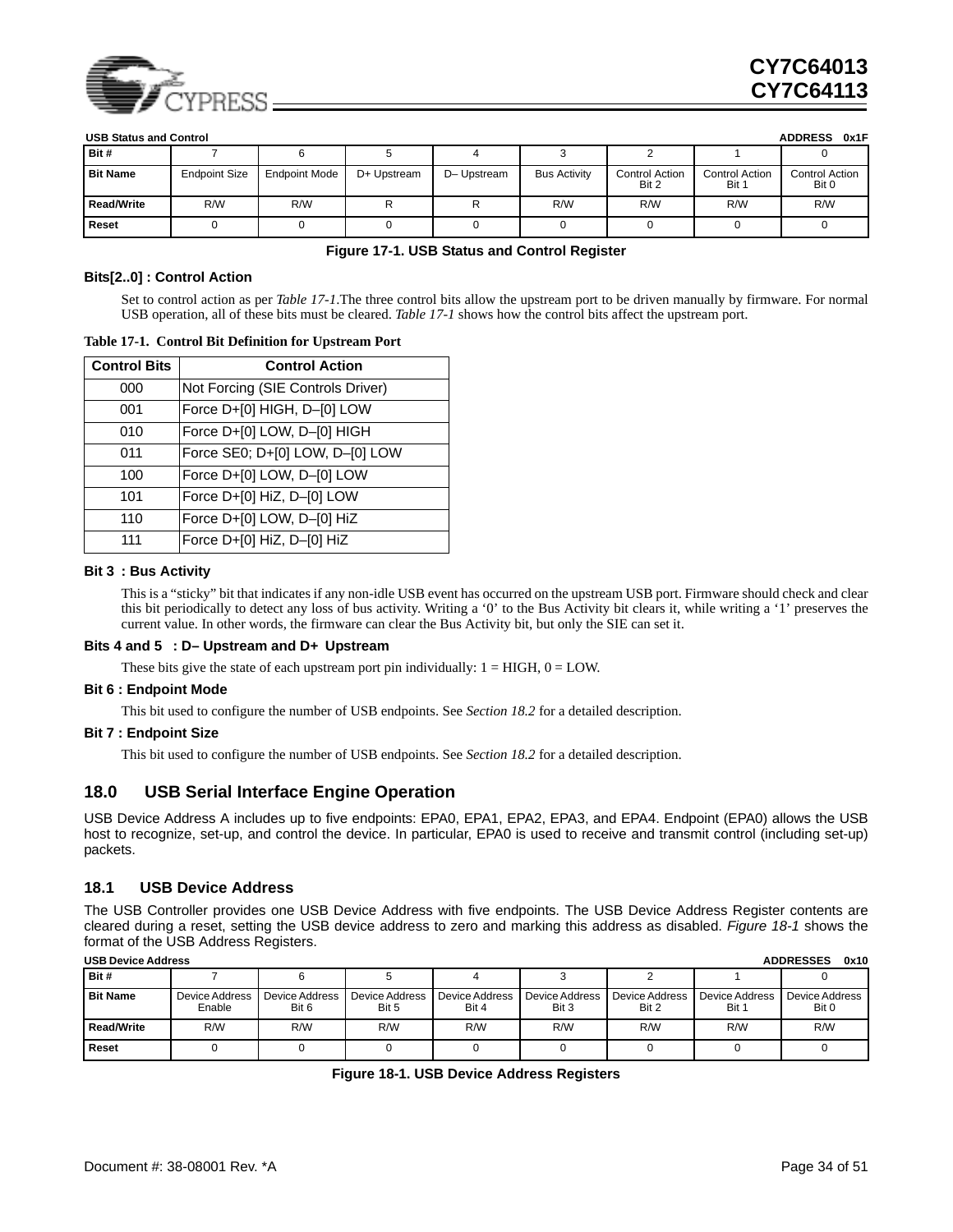**USB Status and Control** **ADDRESS 0x1F**

| Bit # | 7 | 6 | 5 | 4 | 3 | 2 | 1 | 0 |
|---|---|---|---|---|---|---|---|---|
| **Bit Name** | Endpoint Size | Endpoint Mode | D+ Upstream | D– Upstream | Bus Activity | Control Action Bit 2 | Control Action Bit 1 | Control Action Bit 0 |
| **Read/Write** | R/W | R/W | R | R | R/W | R/W | R/W | R/W |
| **Reset** | 0 | 0 | 0 | 0 | 0 | 0 | 0 | 0 |

**Figure 17-1. USB Status and Control Register**

**Bits[2..0] : Control Action**

Set to control action as per *Table 17-1*.The three control bits allow the upstream port to be driven manually by firmware. For normal USB operation, all of these bits must be cleared. *Table 17-1* shows how the control bits affect the upstream port.

**Table 17-1. Control Bit Definition for Upstream Port**

| Control Bits | Control Action |
|---|---|
| 000 | Not Forcing (SIE Controls Driver) |
| 001 | Force D+[0] HIGH, D–[0] LOW |
| 010 | Force D+[0] LOW, D–[0] HIGH |
| 011 | Force SE0; D+[0] LOW, D–[0] LOW |
| 100 | Force D+[0] LOW, D–[0] LOW |
| 101 | Force D+[0] HiZ, D–[0] LOW |
| 110 | Force D+[0] LOW, D–[0] HiZ |
| 111 | Force D+[0] HiZ, D–[0] HiZ |

**Bit 3 : Bus Activity**

This is a "sticky" bit that indicates if any non-idle USB event has occurred on the upstream USB port. Firmware should check and clear this bit periodically to detect any loss of bus activity. Writing a '0' to the Bus Activity bit clears it, while writing a '1' preserves the current value. In other words, the firmware can clear the Bus Activity bit, but only the SIE can set it.

**Bits 4 and 5 : D– Upstream and D+ Upstream**

These bits give the state of each upstream port pin individually: 1 = HIGH, 0 = LOW.

**Bit 6 : Endpoint Mode**

This bit used to configure the number of USB endpoints. See *Section 18.2* for a detailed description.

**Bit 7 : Endpoint Size**

This bit used to configure the number of USB endpoints. See *Section 18.2* for a detailed description.

## 18.0 USB Serial Interface Engine Operation

USB Device Address A includes up to five endpoints: EPA0, EPA1, EPA2, EPA3, and EPA4. Endpoint (EPA0) allows the USB host to recognize, set-up, and control the device. In particular, EPA0 is used to receive and transmit control (including set-up) packets.

### 18.1 USB Device Address

The USB Controller provides one USB Device Address with five endpoints. The USB Device Address Register contents are cleared during a reset, setting the USB device address to zero and marking this address as disabled. *Figure 18-1* shows the format of the USB Address Registers.

**USB Device Address** **ADDRESSES 0x10**

| Bit # | 7 | 6 | 5 | 4 | 3 | 2 | 1 | 0 |
|---|---|---|---|---|---|---|---|---|
| **Bit Name** | Device Address Enable | Device Address Bit 6 | Device Address Bit 5 | Device Address Bit 4 | Device Address Bit 3 | Device Address Bit 2 | Device Address Bit 1 | Device Address Bit 0 |
| **Read/Write** | R/W | R/W | R/W | R/W | R/W | R/W | R/W | R/W |
| **Reset** | 0 | 0 | 0 | 0 | 0 | 0 | 0 | 0 |

**Figure 18-1. USB Device Address Registers**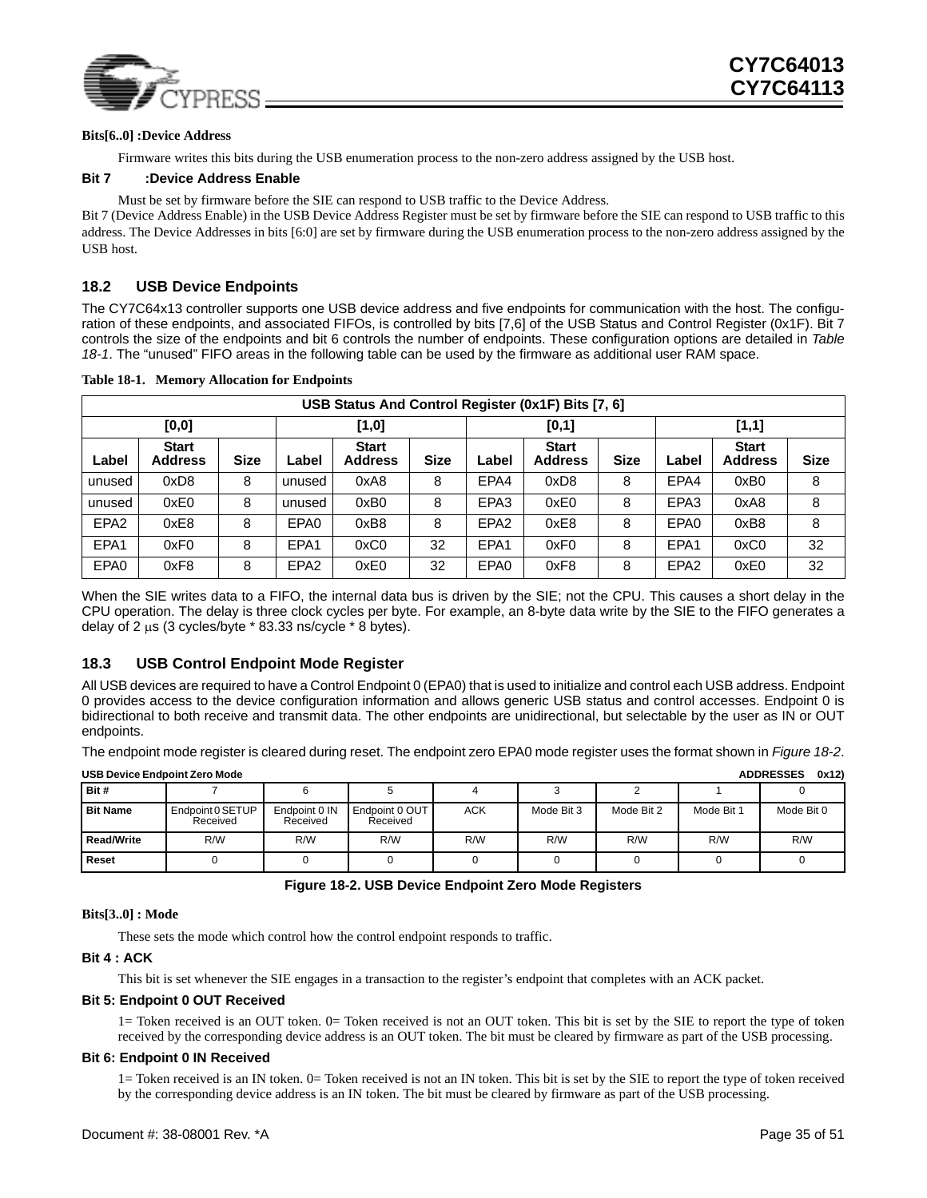**Bits[6..0] :Device Address**

Firmware writes this bits during the USB enumeration process to the non-zero address assigned by the USB host.

**Bit 7 :Device Address Enable**

Must be set by firmware before the SIE can respond to USB traffic to the Device Address.

Bit 7 (Device Address Enable) in the USB Device Address Register must be set by firmware before the SIE can respond to USB traffic to this address. The Device Addresses in bits [6:0] are set by firmware during the USB enumeration process to the non-zero address assigned by the USB host.

## 18.2 USB Device Endpoints

The CY7C64x13 controller supports one USB device address and five endpoints for communication with the host. The configuration of these endpoints, and associated FIFOs, is controlled by bits [7,6] of the USB Status and Control Register (0x1F). Bit 7 controls the size of the endpoints and bit 6 controls the number of endpoints. These configuration options are detailed in *Table 18-1*. The "unused" FIFO areas in the following table can be used by the firmware as additional user RAM space.

**Table 18-1. Memory Allocation for Endpoints**

| USB Status And Control Register (0x1F) Bits [7, 6] | | | | | | | | | | | |
|---|---|---|---|---|---|---|---|---|---|---|---|
| [0,0] | | | [1,0] | | | [0,1] | | | [1,1] | | |
| Label | Start Address | Size | Label | Start Address | Size | Label | Start Address | Size | Label | Start Address | Size |
| unused | 0xD8 | 8 | unused | 0xA8 | 8 | EPA4 | 0xD8 | 8 | EPA4 | 0xB0 | 8 |
| unused | 0xE0 | 8 | unused | 0xB0 | 8 | EPA3 | 0xE0 | 8 | EPA3 | 0xA8 | 8 |
| EPA2 | 0xE8 | 8 | EPA0 | 0xB8 | 8 | EPA2 | 0xE8 | 8 | EPA0 | 0xB8 | 8 |
| EPA1 | 0xF0 | 8 | EPA1 | 0xC0 | 32 | EPA1 | 0xF0 | 8 | EPA1 | 0xC0 | 32 |
| EPA0 | 0xF8 | 8 | EPA2 | 0xE0 | 32 | EPA0 | 0xF8 | 8 | EPA2 | 0xE0 | 32 |

When the SIE writes data to a FIFO, the internal data bus is driven by the SIE; not the CPU. This causes a short delay in the CPU operation. The delay is three clock cycles per byte. For example, an 8-byte data write by the SIE to the FIFO generates a delay of 2 µs (3 cycles/byte * 83.33 ns/cycle * 8 bytes).

## 18.3 USB Control Endpoint Mode Register

All USB devices are required to have a Control Endpoint 0 (EPA0) that is used to initialize and control each USB address. Endpoint 0 provides access to the device configuration information and allows generic USB status and control accesses. Endpoint 0 is bidirectional to both receive and transmit data. The other endpoints are unidirectional, but selectable by the user as IN or OUT endpoints.

The endpoint mode register is cleared during reset. The endpoint zero EPA0 mode register uses the format shown in *Figure 18-2*.

**USB Device Endpoint Zero Mode** — ADDRESSES 0x12)

| Bit # | 7 | 6 | 5 | 4 | 3 | 2 | 1 | 0 |
|---|---|---|---|---|---|---|---|---|
| Bit Name | Endpoint 0 SETUP Received | Endpoint 0 IN Received | Endpoint 0 OUT Received | ACK | Mode Bit 3 | Mode Bit 2 | Mode Bit 1 | Mode Bit 0 |
| Read/Write | R/W | R/W | R/W | R/W | R/W | R/W | R/W | R/W |
| Reset | 0 | 0 | 0 | 0 | 0 | 0 | 0 | 0 |

**Figure 18-2. USB Device Endpoint Zero Mode Registers**

**Bits[3..0] : Mode**

These sets the mode which control how the control endpoint responds to traffic.

**Bit 4 : ACK**

This bit is set whenever the SIE engages in a transaction to the register's endpoint that completes with an ACK packet.

**Bit 5: Endpoint 0 OUT Received**

1= Token received is an OUT token. 0= Token received is not an OUT token. This bit is set by the SIE to report the type of token received by the corresponding device address is an OUT token. The bit must be cleared by firmware as part of the USB processing.

**Bit 6: Endpoint 0 IN Received**

1= Token received is an IN token. 0= Token received is not an IN token. This bit is set by the SIE to report the type of token received by the corresponding device address is an IN token. The bit must be cleared by firmware as part of the USB processing.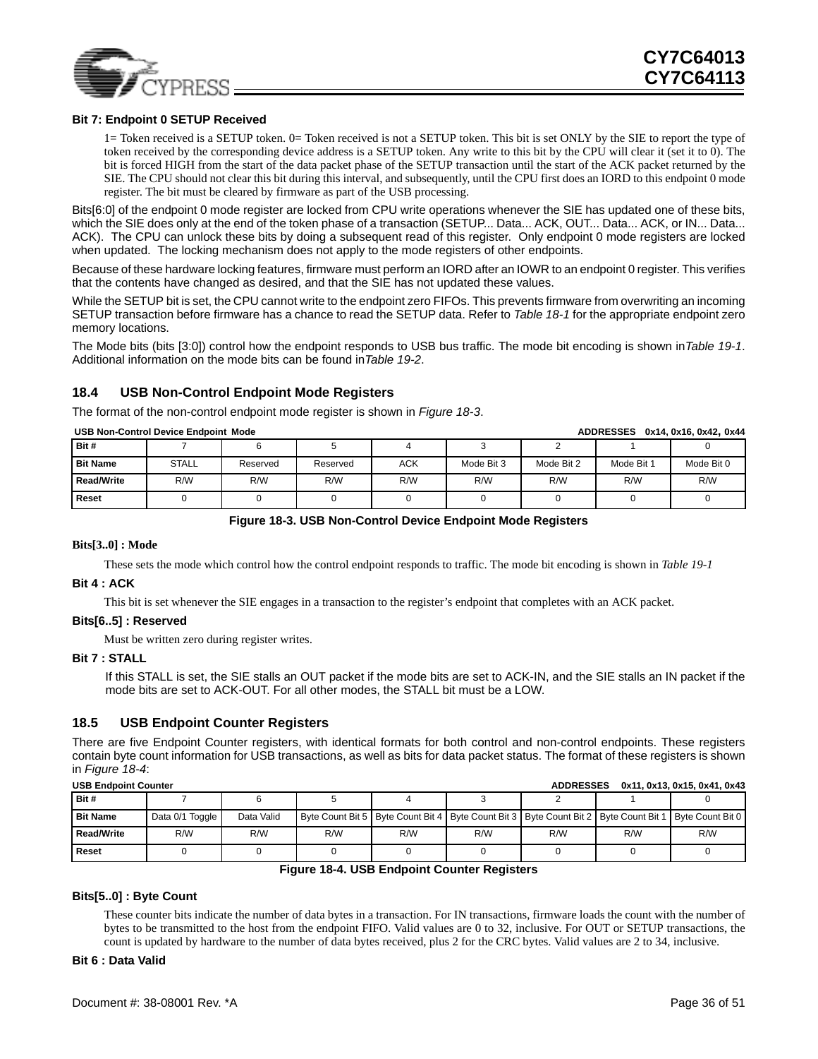**Bit 7: Endpoint 0 SETUP Received**

1= Token received is a SETUP token. 0= Token received is not a SETUP token. This bit is set ONLY by the SIE to report the type of token received by the corresponding device address is a SETUP token. Any write to this bit by the CPU will clear it (set it to 0). The bit is forced HIGH from the start of the data packet phase of the SETUP transaction until the start of the ACK packet returned by the SIE. The CPU should not clear this bit during this interval, and subsequently, until the CPU first does an IORD to this endpoint 0 mode register. The bit must be cleared by firmware as part of the USB processing.

Bits[6:0] of the endpoint 0 mode register are locked from CPU write operations whenever the SIE has updated one of these bits, which the SIE does only at the end of the token phase of a transaction (SETUP... Data... ACK, OUT... Data... ACK, or IN... Data... ACK). The CPU can unlock these bits by doing a subsequent read of this register. Only endpoint 0 mode registers are locked when updated. The locking mechanism does not apply to the mode registers of other endpoints.

Because of these hardware locking features, firmware must perform an IORD after an IOWR to an endpoint 0 register. This verifies that the contents have changed as desired, and that the SIE has not updated these values.

While the SETUP bit is set, the CPU cannot write to the endpoint zero FIFOs. This prevents firmware from overwriting an incoming SETUP transaction before firmware has a chance to read the SETUP data. Refer to *Table 18-1* for the appropriate endpoint zero memory locations.

The Mode bits (bits [3:0]) control how the endpoint responds to USB bus traffic. The mode bit encoding is shown in*Table 19-1*. Additional information on the mode bits can be found in*Table 19-2*.

## 18.4 USB Non-Control Endpoint Mode Registers

The format of the non-control endpoint mode register is shown in *Figure 18-3*.

**USB Non-Control Device Endpoint Mode** — **ADDRESSES 0x14, 0x16, 0x42, 0x44**

| Bit # | 7 | 6 | 5 | 4 | 3 | 2 | 1 | 0 |
|---|---|---|---|---|---|---|---|---|
| Bit Name | STALL | Reserved | Reserved | ACK | Mode Bit 3 | Mode Bit 2 | Mode Bit 1 | Mode Bit 0 |
| Read/Write | R/W | R/W | R/W | R/W | R/W | R/W | R/W | R/W |
| Reset | 0 | 0 | 0 | 0 | 0 | 0 | 0 | 0 |

**Figure 18-3. USB Non-Control Device Endpoint Mode Registers**

**Bits[3..0] : Mode**

These sets the mode which control how the control endpoint responds to traffic. The mode bit encoding is shown in *Table 19-1*

**Bit 4 : ACK**

This bit is set whenever the SIE engages in a transaction to the register's endpoint that completes with an ACK packet.

**Bits[6..5] : Reserved**

Must be written zero during register writes.

**Bit 7 : STALL**

If this STALL is set, the SIE stalls an OUT packet if the mode bits are set to ACK-IN, and the SIE stalls an IN packet if the mode bits are set to ACK-OUT. For all other modes, the STALL bit must be a LOW.

## 18.5 USB Endpoint Counter Registers

There are five Endpoint Counter registers, with identical formats for both control and non-control endpoints. These registers contain byte count information for USB transactions, as well as bits for data packet status. The format of these registers is shown in *Figure 18-4*:

**USB Endpoint Counter** — **ADDRESSES 0x11, 0x13, 0x15, 0x41, 0x43**

| Bit # | 7 | 6 | 5 | 4 | 3 | 2 | 1 | 0 |
|---|---|---|---|---|---|---|---|---|
| Bit Name | Data 0/1 Toggle | Data Valid | Byte Count Bit 5 | Byte Count Bit 4 | Byte Count Bit 3 | Byte Count Bit 2 | Byte Count Bit 1 | Byte Count Bit 0 |
| Read/Write | R/W | R/W | R/W | R/W | R/W | R/W | R/W | R/W |
| Reset | 0 | 0 | 0 | 0 | 0 | 0 | 0 | 0 |

**Figure 18-4. USB Endpoint Counter Registers**

**Bits[5..0] : Byte Count**

These counter bits indicate the number of data bytes in a transaction. For IN transactions, firmware loads the count with the number of bytes to be transmitted to the host from the endpoint FIFO. Valid values are 0 to 32, inclusive. For OUT or SETUP transactions, the count is updated by hardware to the number of data bytes received, plus 2 for the CRC bytes. Valid values are 2 to 34, inclusive.

**Bit 6 : Data Valid**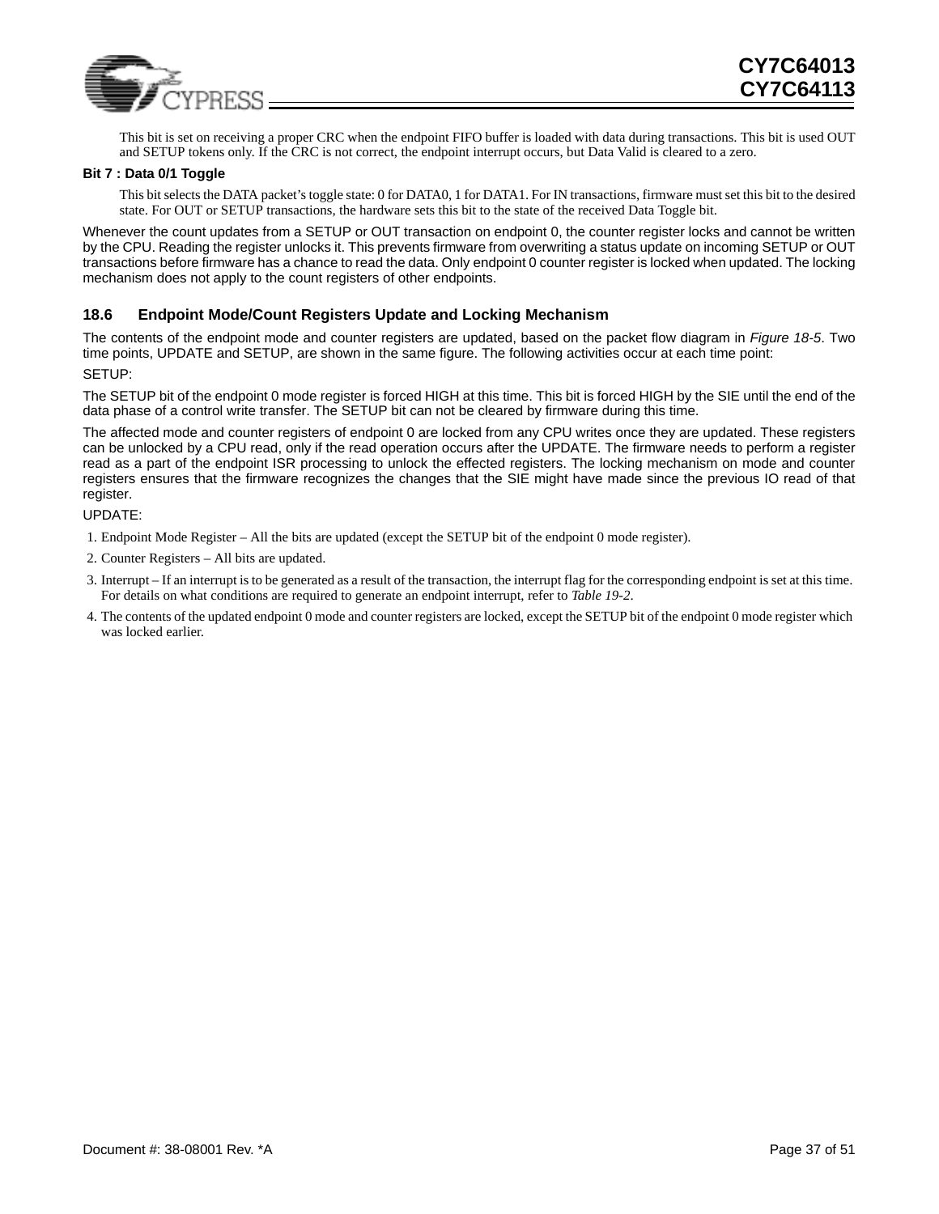This bit is set on receiving a proper CRC when the endpoint FIFO buffer is loaded with data during transactions. This bit is used OUT and SETUP tokens only. If the CRC is not correct, the endpoint interrupt occurs, but Data Valid is cleared to a zero.

**Bit 7 : Data 0/1 Toggle**

This bit selects the DATA packet's toggle state: 0 for DATA0, 1 for DATA1. For IN transactions, firmware must set this bit to the desired state. For OUT or SETUP transactions, the hardware sets this bit to the state of the received Data Toggle bit.

Whenever the count updates from a SETUP or OUT transaction on endpoint 0, the counter register locks and cannot be written by the CPU. Reading the register unlocks it. This prevents firmware from overwriting a status update on incoming SETUP or OUT transactions before firmware has a chance to read the data. Only endpoint 0 counter register is locked when updated. The locking mechanism does not apply to the count registers of other endpoints.

### 18.6 Endpoint Mode/Count Registers Update and Locking Mechanism

The contents of the endpoint mode and counter registers are updated, based on the packet flow diagram in *Figure 18-5*. Two time points, UPDATE and SETUP, are shown in the same figure. The following activities occur at each time point:

SETUP:

The SETUP bit of the endpoint 0 mode register is forced HIGH at this time. This bit is forced HIGH by the SIE until the end of the data phase of a control write transfer. The SETUP bit can not be cleared by firmware during this time.

The affected mode and counter registers of endpoint 0 are locked from any CPU writes once they are updated. These registers can be unlocked by a CPU read, only if the read operation occurs after the UPDATE. The firmware needs to perform a register read as a part of the endpoint ISR processing to unlock the effected registers. The locking mechanism on mode and counter registers ensures that the firmware recognizes the changes that the SIE might have made since the previous IO read of that register.

UPDATE:

1. Endpoint Mode Register – All the bits are updated (except the SETUP bit of the endpoint 0 mode register).
2. Counter Registers – All bits are updated.
3. Interrupt – If an interrupt is to be generated as a result of the transaction, the interrupt flag for the corresponding endpoint is set at this time. For details on what conditions are required to generate an endpoint interrupt, refer to *Table 19-2*.
4. The contents of the updated endpoint 0 mode and counter registers are locked, except the SETUP bit of the endpoint 0 mode register which was locked earlier.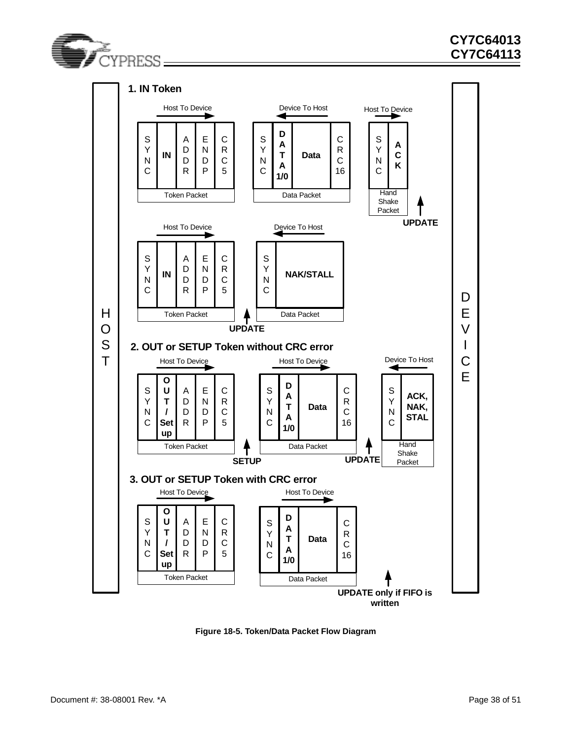**1. IN Token**

| Direction | Packet | Fields |
|---|---|---|
| Host To Device | Token Packet | SYNC, IN, ADDR, ENDP, CRC5 |
| Device To Host | Data Packet | SYNC, DATA 1/0, Data, CRC16 |
| Host To Device | Hand Shake Packet | SYNC, ACK |

UPDATE (after Hand Shake Packet)

| Direction | Packet | Fields |
|---|---|---|
| Host To Device | Token Packet | SYNC, IN, ADDR, ENDP, CRC5 |
| Device To Host | Data Packet | SYNC, NAK/STALL |

UPDATE (after Token Packet)

**2. OUT or SETUP Token without CRC error**

| Direction | Packet | Fields |
|---|---|---|
| Host To Device | Token Packet | SYNC, OUT/Setup, ADDR, ENDP, CRC5 |
| Host To Device | Data Packet | SYNC, DATA 1/0, Data, CRC16 |
| Device To Host | Hand Shake Packet | SYNC, ACK, NAK, STAL |

SETUP (after Token Packet); UPDATE (after Data Packet)

**3. OUT or SETUP Token with CRC error**

| Direction | Packet | Fields |
|---|---|---|
| Host To Device | Token Packet | SYNC, OUT/Setup, ADDR, ENDP, CRC5 |
| Host To Device | Data Packet | SYNC, DATA 1/0, Data, CRC16 |

UPDATE only if FIFO is written

HOST — DEVICE

Figure 18-5. Token/Data Packet Flow Diagram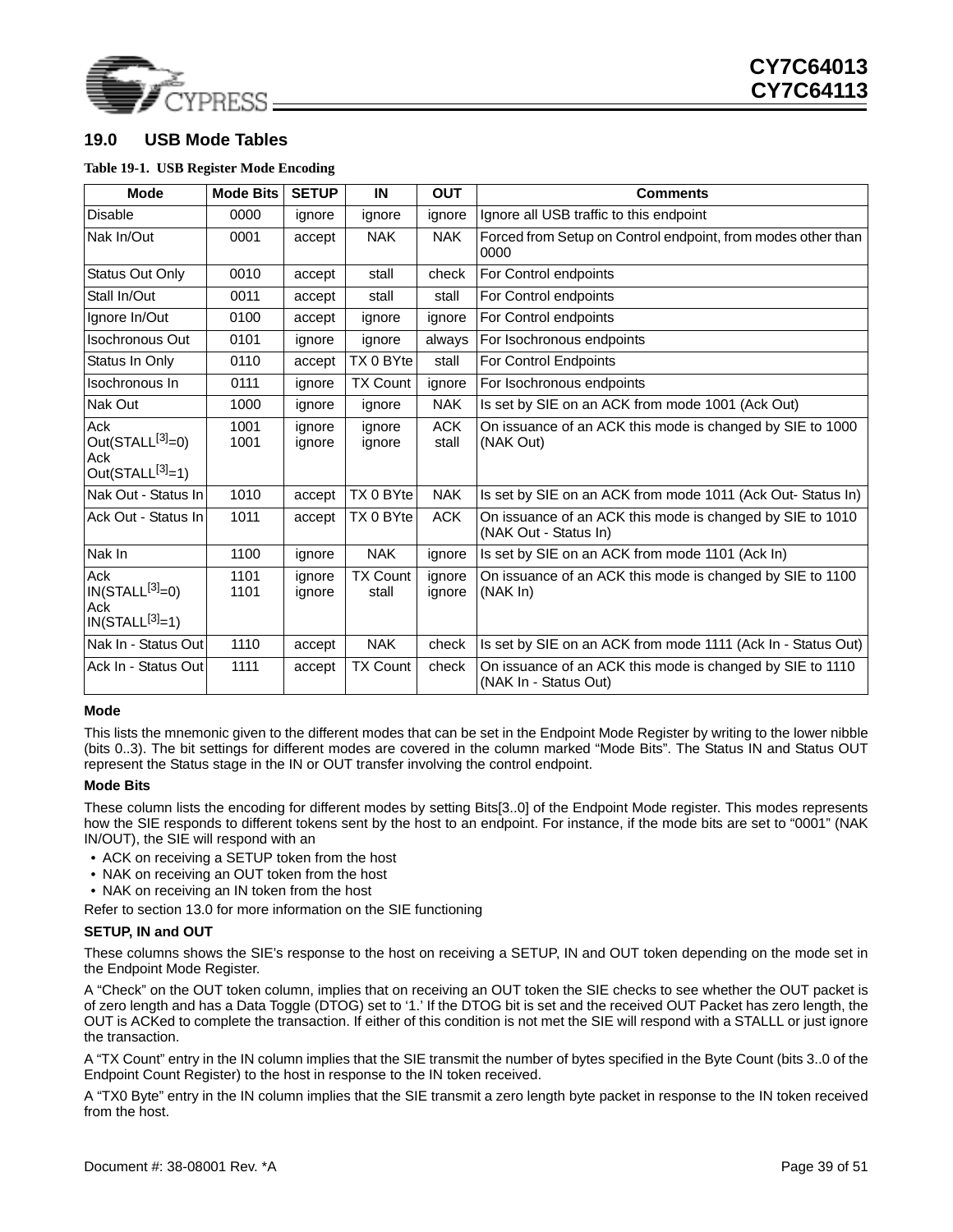## 19.0 USB Mode Tables

**Table 19-1. USB Register Mode Encoding**

| Mode | Mode Bits | SETUP | IN | OUT | Comments |
|---|---|---|---|---|---|
| Disable | 0000 | ignore | ignore | ignore | Ignore all USB traffic to this endpoint |
| Nak In/Out | 0001 | accept | NAK | NAK | Forced from Setup on Control endpoint, from modes other than 0000 |
| Status Out Only | 0010 | accept | stall | check | For Control endpoints |
| Stall In/Out | 0011 | accept | stall | stall | For Control endpoints |
| Ignore In/Out | 0100 | accept | ignore | ignore | For Control endpoints |
| Isochronous Out | 0101 | ignore | ignore | always | For Isochronous endpoints |
| Status In Only | 0110 | accept | TX 0 BYte | stall | For Control Endpoints |
| Isochronous In | 0111 | ignore | TX Count | ignore | For Isochronous endpoints |
| Nak Out | 1000 | ignore | ignore | NAK | Is set by SIE on an ACK from mode 1001 (Ack Out) |
| Ack Out(STALL[3]=0)<br>Ack Out(STALL[3]=1) | 1001<br>1001 | ignore<br>ignore | ignore<br>ignore | ACK<br>stall | On issuance of an ACK this mode is changed by SIE to 1000 (NAK Out) |
| Nak Out - Status In | 1010 | accept | TX 0 BYte | NAK | Is set by SIE on an ACK from mode 1011 (Ack Out- Status In) |
| Ack Out - Status In | 1011 | accept | TX 0 BYte | ACK | On issuance of an ACK this mode is changed by SIE to 1010 (NAK Out - Status In) |
| Nak In | 1100 | ignore | NAK | ignore | Is set by SIE on an ACK from mode 1101 (Ack In) |
| Ack IN(STALL[3]=0)<br>Ack IN(STALL[3]=1) | 1101<br>1101 | ignore<br>ignore | TX Count<br>stall | ignore<br>ignore | On issuance of an ACK this mode is changed by SIE to 1100 (NAK In) |
| Nak In - Status Out | 1110 | accept | NAK | check | Is set by SIE on an ACK from mode 1111 (Ack In - Status Out) |
| Ack In - Status Out | 1111 | accept | TX Count | check | On issuance of an ACK this mode is changed by SIE to 1110 (NAK In - Status Out) |

**Mode**

This lists the mnemonic given to the different modes that can be set in the Endpoint Mode Register by writing to the lower nibble (bits 0..3). The bit settings for different modes are covered in the column marked "Mode Bits". The Status IN and Status OUT represent the Status stage in the IN or OUT transfer involving the control endpoint.

**Mode Bits**

These column lists the encoding for different modes by setting Bits[3..0] of the Endpoint Mode register. This modes represents how the SIE responds to different tokens sent by the host to an endpoint. For instance, if the mode bits are set to "0001" (NAK IN/OUT), the SIE will respond with an

- ACK on receiving a SETUP token from the host
- NAK on receiving an OUT token from the host
- NAK on receiving an IN token from the host

Refer to section 13.0 for more information on the SIE functioning

**SETUP, IN and OUT**

These columns shows the SIE's response to the host on receiving a SETUP, IN and OUT token depending on the mode set in the Endpoint Mode Register.

A "Check" on the OUT token column, implies that on receiving an OUT token the SIE checks to see whether the OUT packet is of zero length and has a Data Toggle (DTOG) set to '1.' If the DTOG bit is set and the received OUT Packet has zero length, the OUT is ACKed to complete the transaction. If either of this condition is not met the SIE will respond with a STALLL or just ignore the transaction.

A "TX Count" entry in the IN column implies that the SIE transmit the number of bytes specified in the Byte Count (bits 3..0 of the Endpoint Count Register) to the host in response to the IN token received.

A "TX0 Byte" entry in the IN column implies that the SIE transmit a zero length byte packet in response to the IN token received from the host.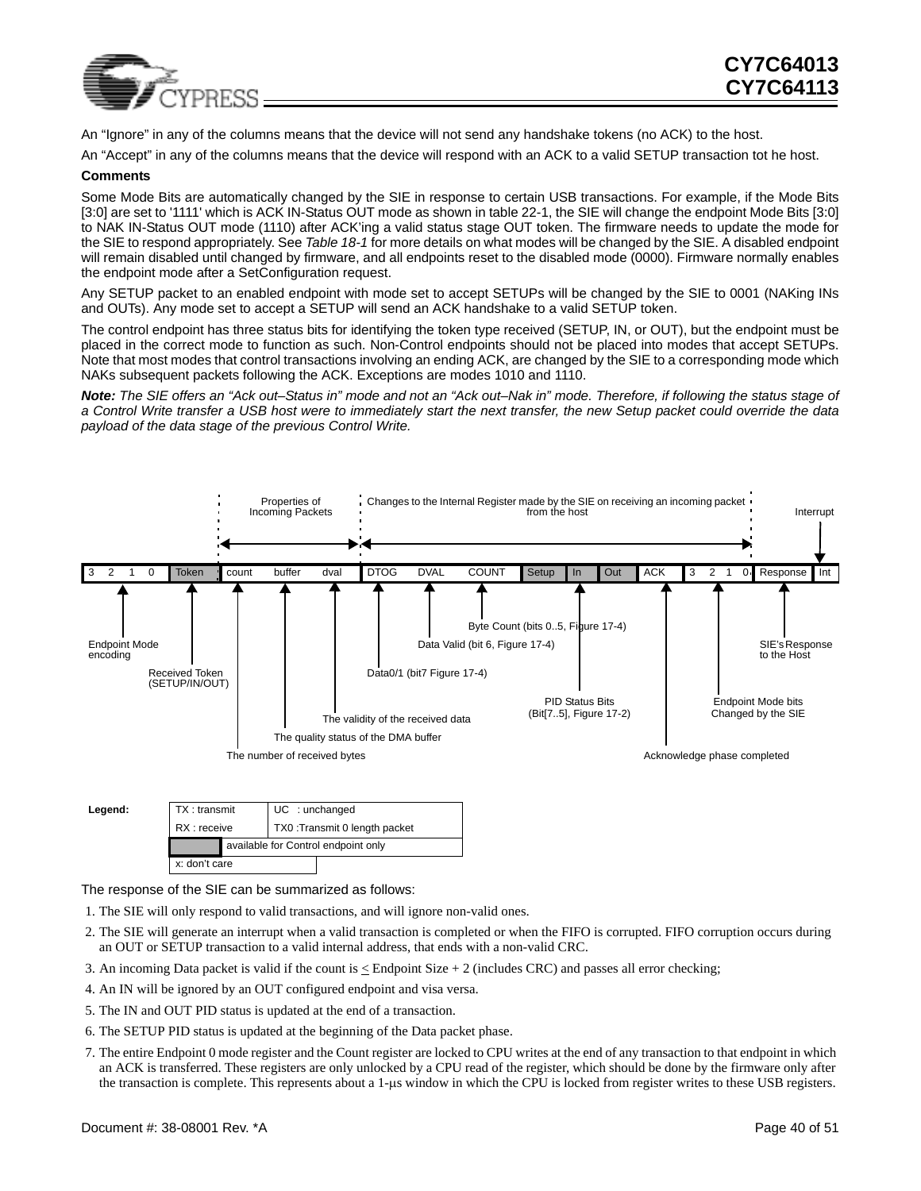An “Ignore” in any of the columns means that the device will not send any handshake tokens (no ACK) to the host.

An “Accept” in any of the columns means that the device will respond with an ACK to a valid SETUP transaction tot he host.

**Comments**

Some Mode Bits are automatically changed by the SIE in response to certain USB transactions. For example, if the Mode Bits [3:0] are set to '1111' which is ACK IN-Status OUT mode as shown in table 22-1, the SIE will change the endpoint Mode Bits [3:0] to NAK IN-Status OUT mode (1110) after ACK’ing a valid status stage OUT token. The firmware needs to update the mode for the SIE to respond appropriately. See *Table 18-1* for more details on what modes will be changed by the SIE. A disabled endpoint will remain disabled until changed by firmware, and all endpoints reset to the disabled mode (0000). Firmware normally enables the endpoint mode after a SetConfiguration request.

Any SETUP packet to an enabled endpoint with mode set to accept SETUPs will be changed by the SIE to 0001 (NAKing INs and OUTs). Any mode set to accept a SETUP will send an ACK handshake to a valid SETUP token.

The control endpoint has three status bits for identifying the token type received (SETUP, IN, or OUT), but the endpoint must be placed in the correct mode to function as such. Non-Control endpoints should not be placed into modes that accept SETUPs. Note that most modes that control transactions involving an ending ACK, are changed by the SIE to a corresponding mode which NAKs subsequent packets following the ACK. Exceptions are modes 1010 and 1110.

***Note:*** *The SIE offers an “Ack out–Status in” mode and not an “Ack out–Nak in” mode. Therefore, if following the status stage of a Control Write transfer a USB host were to immediately start the next transfer, the new Setup packet could override the data payload of the data stage of the previous Control Write.*

| 3 | 2 | 1 | 0 | Token | count | buffer | dval | DTOG | DVAL | COUNT | Setup | In | Out | ACK | 3 | 2 | 1 | 0 | Response | Int |
|---|---|---|---|---|---|---|---|---|---|---|---|---|---|---|---|---|---|---|---|---|

- Properties of Incoming Packets: count, buffer, dval
- Changes to the Internal Register made by the SIE on receiving an incoming packet from the host: DTOG through Endpoint Mode bits 3..0
- Interrupt: Int

Field descriptions:
- 3 2 1 0: Endpoint Mode encoding
- Token: Received Token (SETUP/IN/OUT)
- count: The number of received bytes
- buffer: The quality status of the DMA buffer
- dval: The validity of the received data
- DTOG: Data0/1 (bit7 Figure 17-4)
- DVAL: Data Valid (bit 6, Figure 17-4)
- COUNT: Byte Count (bits 0..5, Figure 17-4)
- Setup / In / Out: PID Status Bits (Bit[7..5], Figure 17-2)
- ACK: Acknowledge phase completed
- 3 2 1 0: Endpoint Mode bits Changed by the SIE
- Response: SIE’s Response to the Host

**Legend:**

| TX : transmit | UC : unchanged |
|---|---|
| RX : receive | TX0 :Transmit 0 length packet |
| (shaded) | available for Control endpoint only |
| x: don’t care | |

The response of the SIE can be summarized as follows:

1. The SIE will only respond to valid transactions, and will ignore non-valid ones.
2. The SIE will generate an interrupt when a valid transaction is completed or when the FIFO is corrupted. FIFO corruption occurs during an OUT or SETUP transaction to a valid internal address, that ends with a non-valid CRC.
3. An incoming Data packet is valid if the count is ≤ Endpoint Size + 2 (includes CRC) and passes all error checking;
4. An IN will be ignored by an OUT configured endpoint and visa versa.
5. The IN and OUT PID status is updated at the end of a transaction.
6. The SETUP PID status is updated at the beginning of the Data packet phase.
7. The entire Endpoint 0 mode register and the Count register are locked to CPU writes at the end of any transaction to that endpoint in which an ACK is transferred. These registers are only unlocked by a CPU read of the register, which should be done by the firmware only after the transaction is complete. This represents about a 1-μs window in which the CPU is locked from register writes to these USB registers.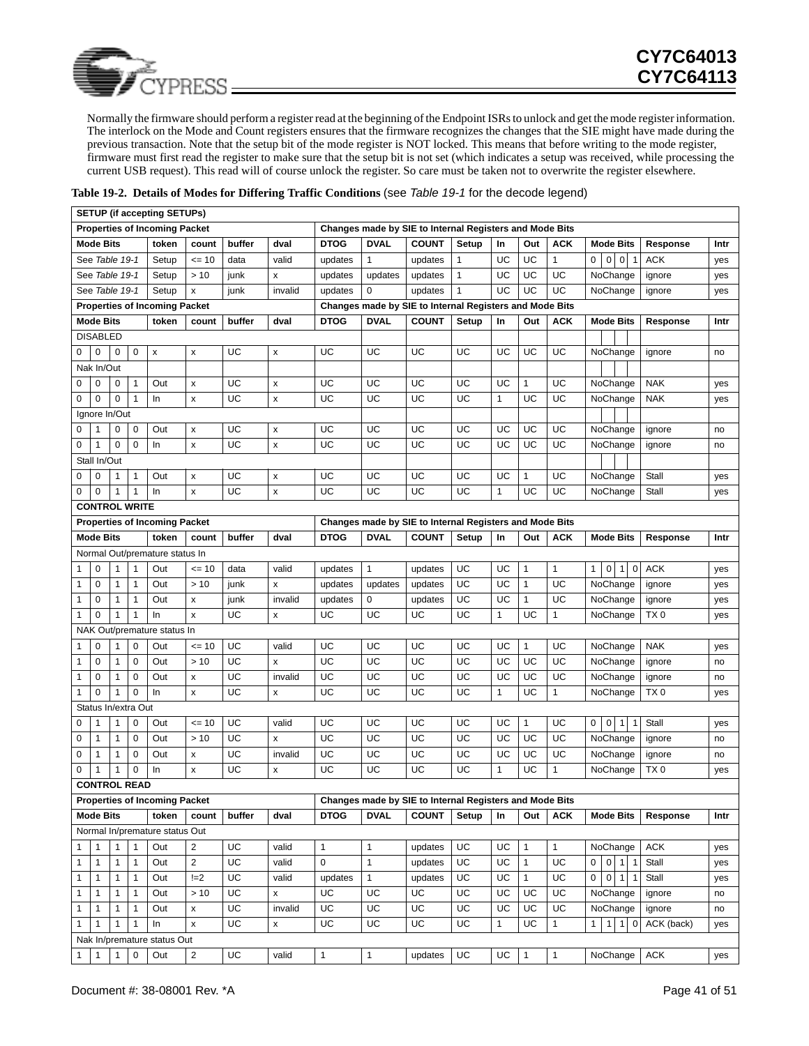Normally the firmware should perform a register read at the beginning of the Endpoint ISRs to unlock and get the mode register information. The interlock on the Mode and Count registers ensures that the firmware recognizes the changes that the SIE might have made during the previous transaction. Note that the setup bit of the mode register is NOT locked. This means that before writing to the mode register, firmware must first read the register to make sure that the setup bit is not set (which indicates a setup was received, while processing the current USB request). This read will of course unlock the register. So care must be taken not to overwrite the register elsewhere.

**Table 19-2. Details of Modes for Differing Traffic Conditions** (see *Table 19-1* for the decode legend)

| Mode Bits | | | | token | count | buffer | dval | DTOG | DVAL | COUNT | Setup | In | Out | ACK | Mode Bits | | | | Response | Intr |
|---|---|---|---|---|---|---|---|---|---|---|---|---|---|---|---|---|---|---|---|---|
| **SETUP (if accepting SETUPs)** | | | | | | | | | | | | | | | | | | | | |
| **Properties of Incoming Packet** | | | | | | | | **Changes made by SIE to Internal Registers and Mode Bits** | | | | | | | | | | | | |
| See *Table 19-1* | | | | Setup | <= 10 | data | valid | updates | 1 | updates | 1 | UC | UC | 1 | 0 | 0 | 0 | 1 | ACK | yes |
| See *Table 19-1* | | | | Setup | > 10 | junk | x | updates | updates | updates | 1 | UC | UC | UC | NoChange | | | | ignore | yes |
| See *Table 19-1* | | | | Setup | x | junk | invalid | updates | 0 | updates | 1 | UC | UC | UC | NoChange | | | | ignore | yes |
| **Properties of Incoming Packet** | | | | | | | | **Changes made by SIE to Internal Registers and Mode Bits** | | | | | | | | | | | | |
| **Mode Bits** | | | | **token** | **count** | **buffer** | **dval** | **DTOG** | **DVAL** | **COUNT** | **Setup** | **In** | **Out** | **ACK** | **Mode Bits** | | | | **Response** | **Intr** |
| DISABLED | | | | | | | | | | | | | | | | | | | | |
| 0 | 0 | 0 | 0 | x | x | UC | x | UC | UC | UC | UC | UC | UC | UC | NoChange | | | | ignore | no |
| Nak In/Out | | | | | | | | | | | | | | | | | | | | |
| 0 | 0 | 0 | 1 | Out | x | UC | x | UC | UC | UC | UC | UC | 1 | UC | NoChange | | | | NAK | yes |
| 0 | 0 | 0 | 1 | In | x | UC | x | UC | UC | UC | UC | 1 | UC | UC | NoChange | | | | NAK | yes |
| Ignore In/Out | | | | | | | | | | | | | | | | | | | | |
| 0 | 1 | 0 | 0 | Out | x | UC | x | UC | UC | UC | UC | UC | UC | UC | NoChange | | | | ignore | no |
| 0 | 1 | 0 | 0 | In | x | UC | x | UC | UC | UC | UC | UC | UC | UC | NoChange | | | | ignore | no |
| Stall In/Out | | | | | | | | | | | | | | | | | | | | |
| 0 | 0 | 1 | 1 | Out | x | UC | x | UC | UC | UC | UC | UC | 1 | UC | NoChange | | | | Stall | yes |
| 0 | 0 | 1 | 1 | In | x | UC | x | UC | UC | UC | UC | 1 | UC | UC | NoChange | | | | Stall | yes |
| **CONTROL WRITE** | | | | | | | | | | | | | | | | | | | | |
| **Properties of Incoming Packet** | | | | | | | | **Changes made by SIE to Internal Registers and Mode Bits** | | | | | | | | | | | | |
| **Mode Bits** | | | | **token** | **count** | **buffer** | **dval** | **DTOG** | **DVAL** | **COUNT** | **Setup** | **In** | **Out** | **ACK** | **Mode Bits** | | | | **Response** | **Intr** |
| Normal Out/premature status In | | | | | | | | | | | | | | | | | | | | |
| 1 | 0 | 1 | 1 | Out | <= 10 | data | valid | updates | 1 | updates | UC | UC | 1 | 1 | 1 | 0 | 1 | 0 | ACK | yes |
| 1 | 0 | 1 | 1 | Out | > 10 | junk | x | updates | updates | updates | UC | UC | 1 | UC | NoChange | | | | ignore | yes |
| 1 | 0 | 1 | 1 | Out | x | junk | invalid | updates | 0 | updates | UC | UC | 1 | UC | NoChange | | | | ignore | yes |
| 1 | 0 | 1 | 1 | In | x | UC | x | UC | UC | UC | UC | 1 | UC | 1 | NoChange | | | | TX 0 | yes |
| NAK Out/premature status In | | | | | | | | | | | | | | | | | | | | |
| 1 | 0 | 1 | 0 | Out | <= 10 | UC | valid | UC | UC | UC | UC | UC | 1 | UC | NoChange | | | | NAK | yes |
| 1 | 0 | 1 | 0 | Out | > 10 | UC | x | UC | UC | UC | UC | UC | UC | UC | NoChange | | | | ignore | no |
| 1 | 0 | 1 | 0 | Out | x | UC | invalid | UC | UC | UC | UC | UC | UC | UC | NoChange | | | | ignore | no |
| 1 | 0 | 1 | 0 | In | x | UC | x | UC | UC | UC | UC | 1 | UC | 1 | NoChange | | | | TX 0 | yes |
| Status In/extra Out | | | | | | | | | | | | | | | | | | | | |
| 0 | 1 | 1 | 0 | Out | <= 10 | UC | valid | UC | UC | UC | UC | UC | 1 | UC | 0 | 0 | 1 | 1 | Stall | yes |
| 0 | 1 | 1 | 0 | Out | > 10 | UC | x | UC | UC | UC | UC | UC | UC | UC | NoChange | | | | ignore | no |
| 0 | 1 | 1 | 0 | Out | x | UC | invalid | UC | UC | UC | UC | UC | UC | UC | NoChange | | | | ignore | no |
| 0 | 1 | 1 | 0 | In | x | UC | x | UC | UC | UC | UC | 1 | UC | 1 | NoChange | | | | TX 0 | yes |
| **CONTROL READ** | | | | | | | | | | | | | | | | | | | | |
| **Properties of Incoming Packet** | | | | | | | | **Changes made by SIE to Internal Registers and Mode Bits** | | | | | | | | | | | | |
| **Mode Bits** | | | | **token** | **count** | **buffer** | **dval** | **DTOG** | **DVAL** | **COUNT** | **Setup** | **In** | **Out** | **ACK** | **Mode Bits** | | | | **Response** | **Intr** |
| Normal In/premature status Out | | | | | | | | | | | | | | | | | | | | |
| 1 | 1 | 1 | 1 | Out | 2 | UC | valid | 1 | 1 | updates | UC | UC | 1 | 1 | NoChange | | | | ACK | yes |
| 1 | 1 | 1 | 1 | Out | 2 | UC | valid | 0 | 1 | updates | UC | UC | 1 | UC | 0 | 0 | 1 | 1 | Stall | yes |
| 1 | 1 | 1 | 1 | Out | !=2 | UC | valid | updates | 1 | updates | UC | UC | 1 | UC | 0 | 0 | 1 | 1 | Stall | yes |
| 1 | 1 | 1 | 1 | Out | > 10 | UC | x | UC | UC | UC | UC | UC | UC | UC | NoChange | | | | ignore | no |
| 1 | 1 | 1 | 1 | Out | x | UC | invalid | UC | UC | UC | UC | UC | UC | UC | NoChange | | | | ignore | no |
| 1 | 1 | 1 | 1 | In | x | UC | x | UC | UC | UC | UC | 1 | UC | 1 | 1 | 1 | 1 | 0 | ACK (back) | yes |
| Nak In/premature status Out | | | | | | | | | | | | | | | | | | | | |
| 1 | 1 | 1 | 0 | Out | 2 | UC | valid | 1 | 1 | updates | UC | UC | 1 | 1 | NoChange | | | | ACK | yes |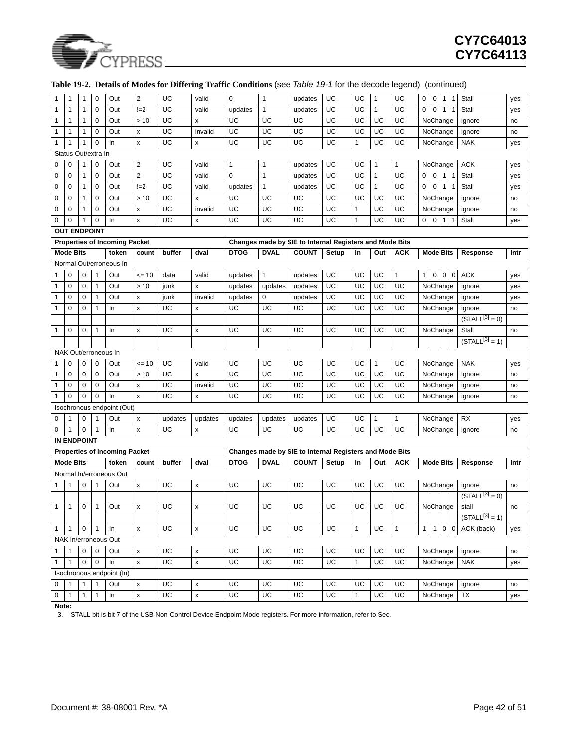**Table 19-2. Details of Modes for Differing Traffic Conditions** (see *Table 19-1* for the decode legend) (continued)

| | | | | | | | | | | | | | | | | | | | | |
|---|---|---|---|---|---|---|---|---|---|---|---|---|---|---|---|---|---|---|---|---|
| 1 | 1 | 1 | 0 | Out | 2 | UC | valid | 0 | 1 | updates | UC | UC | 1 | UC | 0 | 0 | 1 | 1 | Stall | yes |
| 1 | 1 | 1 | 0 | Out | !=2 | UC | valid | updates | 1 | updates | UC | UC | 1 | UC | 0 | 0 | 1 | 1 | Stall | yes |
| 1 | 1 | 1 | 0 | Out | > 10 | UC | x | UC | UC | UC | UC | UC | UC | UC | NoChange | | | | ignore | no |
| 1 | 1 | 1 | 0 | Out | x | UC | invalid | UC | UC | UC | UC | UC | UC | UC | NoChange | | | | ignore | no |
| 1 | 1 | 1 | 0 | In | x | UC | x | UC | UC | UC | UC | 1 | UC | UC | NoChange | | | | NAK | yes |
| Status Out/extra In | | | | | | | | | | | | | | | | | | | | |
| 0 | 0 | 1 | 0 | Out | 2 | UC | valid | 1 | 1 | updates | UC | UC | 1 | 1 | NoChange | | | | ACK | yes |
| 0 | 0 | 1 | 0 | Out | 2 | UC | valid | 0 | 1 | updates | UC | UC | 1 | UC | 0 | 0 | 1 | 1 | Stall | yes |
| 0 | 0 | 1 | 0 | Out | !=2 | UC | valid | updates | 1 | updates | UC | UC | 1 | UC | 0 | 0 | 1 | 1 | Stall | yes |
| 0 | 0 | 1 | 0 | Out | > 10 | UC | x | UC | UC | UC | UC | UC | UC | UC | NoChange | | | | ignore | no |
| 0 | 0 | 1 | 0 | Out | x | UC | invalid | UC | UC | UC | UC | 1 | UC | UC | NoChange | | | | ignore | no |
| 0 | 0 | 1 | 0 | In | x | UC | x | UC | UC | UC | UC | 1 | UC | UC | 0 | 0 | 1 | 1 | Stall | yes |
| **OUT ENDPOINT** | | | | | | | | | | | | | | | | | | | | |
| **Properties of Incoming Packet** | | | | | | | | **Changes made by SIE to Internal Registers and Mode Bits** | | | | | | | | | | | | |
| **Mode Bits** | | | | **token** | **count** | **buffer** | **dval** | **DTOG** | **DVAL** | **COUNT** | **Setup** | **In** | **Out** | **ACK** | **Mode Bits** | | | | **Response** | **Intr** |
| Normal Out/erroneous In | | | | | | | | | | | | | | | | | | | | |
| 1 | 0 | 0 | 1 | Out | <= 10 | data | valid | updates | 1 | updates | UC | UC | UC | 1 | 1 | 0 | 0 | 0 | ACK | yes |
| 1 | 0 | 0 | 1 | Out | > 10 | junk | x | updates | updates | updates | UC | UC | UC | UC | NoChange | | | | ignore | yes |
| 1 | 0 | 0 | 1 | Out | x | junk | invalid | updates | 0 | updates | UC | UC | UC | UC | NoChange | | | | ignore | yes |
| 1 | 0 | 0 | 1 | In | x | UC | x | UC | UC | UC | UC | UC | UC | UC | NoChange | | | | ignore | no |
| | | | | | | | | | | | | | | | | | | | (STALL[3] = 0) | |
| 1 | 0 | 0 | 1 | In | x | UC | x | UC | UC | UC | UC | UC | UC | UC | NoChange | | | | Stall | no |
| | | | | | | | | | | | | | | | | | | | (STALL[3] = 1) | |
| NAK Out/erroneous In | | | | | | | | | | | | | | | | | | | | |
| 1 | 0 | 0 | 0 | Out | <= 10 | UC | valid | UC | UC | UC | UC | UC | 1 | UC | NoChange | | | | NAK | yes |
| 1 | 0 | 0 | 0 | Out | > 10 | UC | x | UC | UC | UC | UC | UC | UC | UC | NoChange | | | | ignore | no |
| 1 | 0 | 0 | 0 | Out | x | UC | invalid | UC | UC | UC | UC | UC | UC | UC | NoChange | | | | ignore | no |
| 1 | 0 | 0 | 0 | In | x | UC | x | UC | UC | UC | UC | UC | UC | UC | NoChange | | | | ignore | no |
| Isochronous endpoint (Out) | | | | | | | | | | | | | | | | | | | | |
| 0 | 1 | 0 | 1 | Out | x | updates | updates | updates | updates | updates | UC | UC | 1 | 1 | NoChange | | | | RX | yes |
| 0 | 1 | 0 | 1 | In | x | UC | x | UC | UC | UC | UC | UC | UC | UC | NoChange | | | | ignore | no |
| **IN ENDPOINT** | | | | | | | | | | | | | | | | | | | | |
| **Properties of Incoming Packet** | | | | | | | | **Changes made by SIE to Internal Registers and Mode Bits** | | | | | | | | | | | | |
| **Mode Bits** | | | | **token** | **count** | **buffer** | **dval** | **DTOG** | **DVAL** | **COUNT** | **Setup** | **In** | **Out** | **ACK** | **Mode Bits** | | | | **Response** | **Intr** |
| Normal In/erroneous Out | | | | | | | | | | | | | | | | | | | | |
| 1 | 1 | 0 | 1 | Out | x | UC | x | UC | UC | UC | UC | UC | UC | UC | NoChange | | | | ignore | no |
| | | | | | | | | | | | | | | | | | | | (STALL[3] = 0) | |
| 1 | 1 | 0 | 1 | Out | x | UC | x | UC | UC | UC | UC | UC | UC | UC | NoChange | | | | stall | no |
| | | | | | | | | | | | | | | | | | | | (STALL[3] = 1) | |
| 1 | 1 | 0 | 1 | In | x | UC | x | UC | UC | UC | UC | 1 | UC | 1 | 1 | 1 | 0 | 0 | ACK (back) | yes |
| NAK In/erroneous Out | | | | | | | | | | | | | | | | | | | | |
| 1 | 1 | 0 | 0 | Out | x | UC | x | UC | UC | UC | UC | UC | UC | UC | NoChange | | | | ignore | no |
| 1 | 1 | 0 | 0 | In | x | UC | x | UC | UC | UC | UC | 1 | UC | UC | NoChange | | | | NAK | yes |
| Isochronous endpoint (In) | | | | | | | | | | | | | | | | | | | | |
| 0 | 1 | 1 | 1 | Out | x | UC | x | UC | UC | UC | UC | UC | UC | UC | NoChange | | | | ignore | no |
| 0 | 1 | 1 | 1 | In | x | UC | x | UC | UC | UC | UC | 1 | UC | UC | NoChange | | | | TX | yes |

**Note:**

3. STALL bit is bit 7 of the USB Non-Control Device Endpoint Mode registers. For more information, refer to Sec.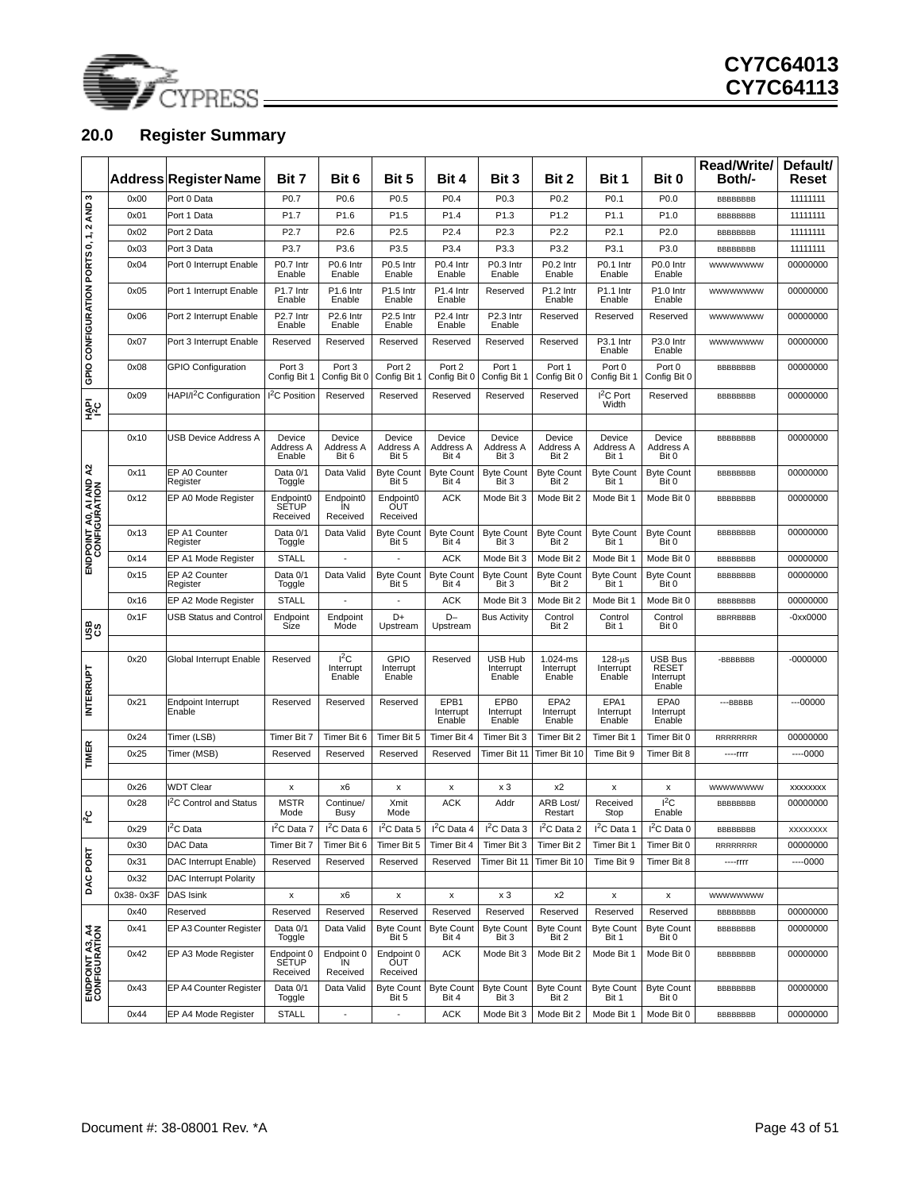## 20.0 Register Summary

| | Address | Register Name | Bit 7 | Bit 6 | Bit 5 | Bit 4 | Bit 3 | Bit 2 | Bit 1 | Bit 0 | Read/Write/ Both/- | Default/ Reset |
|---|---|---|---|---|---|---|---|---|---|---|---|---|
| GPIO CONFIGURATION PORTS 0, 1, 2 AND 3 | 0x00 | Port 0 Data | P0.7 | P0.6 | P0.5 | P0.4 | P0.3 | P0.2 | P0.1 | P0.0 | BBBBBBBB | 11111111 |
| | 0x01 | Port 1 Data | P1.7 | P1.6 | P1.5 | P1.4 | P1.3 | P1.2 | P1.1 | P1.0 | BBBBBBBB | 11111111 |
| | 0x02 | Port 2 Data | P2.7 | P2.6 | P2.5 | P2.4 | P2.3 | P2.2 | P2.1 | P2.0 | BBBBBBBB | 11111111 |
| | 0x03 | Port 3 Data | P3.7 | P3.6 | P3.5 | P3.4 | P3.3 | P3.2 | P3.1 | P3.0 | BBBBBBBB | 11111111 |
| | 0x04 | Port 0 Interrupt Enable | P0.7 Intr Enable | P0.6 Intr Enable | P0.5 Intr Enable | P0.4 Intr Enable | P0.3 Intr Enable | P0.2 Intr Enable | P0.1 Intr Enable | P0.0 Intr Enable | WWWWWWWW | 00000000 |
| | 0x05 | Port 1 Interrupt Enable | P1.7 Intr Enable | P1.6 Intr Enable | P1.5 Intr Enable | P1.4 Intr Enable | Reserved | P1.2 Intr Enable | P1.1 Intr Enable | P1.0 Intr Enable | WWWWWWWW | 00000000 |
| | 0x06 | Port 2 Interrupt Enable | P2.7 Intr Enable | P2.6 Intr Enable | P2.5 Intr Enable | P2.4 Intr Enable | P2.3 Intr Enable | Reserved | Reserved | Reserved | WWWWWWWW | 00000000 |
| | 0x07 | Port 3 Interrupt Enable | Reserved | Reserved | Reserved | Reserved | Reserved | Reserved | P3.1 Intr Enable | P3.0 Intr Enable | WWWWWWWW | 00000000 |
| | 0x08 | GPIO Configuration | Port 3 Config Bit 1 | Port 3 Config Bit 0 | Port 2 Config Bit 1 | Port 2 Config Bit 0 | Port 1 Config Bit 1 | Port 1 Config Bit 0 | Port 0 Config Bit 1 | Port 0 Config Bit 0 | BBBBBBBB | 00000000 |
| HAPI I²C | 0x09 | HAPI/I²C Configuration | I²C Position | Reserved | Reserved | Reserved | Reserved | Reserved | I²C Port Width | Reserved | BBBBBBBB | 00000000 |
| | | | | | | | | | | | | |
| ENDPOINT A0, A1 AND A2 CONFIGURATION | 0x10 | USB Device Address A | Device Address A Enable | Device Address A Bit 6 | Device Address A Bit 5 | Device Address A Bit 4 | Device Address A Bit 3 | Device Address A Bit 2 | Device Address A Bit 1 | Device Address A Bit 0 | BBBBBBBB | 00000000 |
| | 0x11 | EP A0 Counter Register | Data 0/1 Toggle | Data Valid | Byte Count Bit 5 | Byte Count Bit 4 | Byte Count Bit 3 | Byte Count Bit 2 | Byte Count Bit 1 | Byte Count Bit 0 | BBBBBBBB | 00000000 |
| | 0x12 | EP A0 Mode Register | Endpoint0 SETUP Received | Endpoint0 IN Received | Endpoint0 OUT Received | ACK | Mode Bit 3 | Mode Bit 2 | Mode Bit 1 | Mode Bit 0 | BBBBBBBB | 00000000 |
| | 0x13 | EP A1 Counter Register | Data 0/1 Toggle | Data Valid | Byte Count Bit 5 | Byte Count Bit 4 | Byte Count Bit 3 | Byte Count Bit 2 | Byte Count Bit 1 | Byte Count Bit 0 | BBBBBBBB | 00000000 |
| | 0x14 | EP A1 Mode Register | STALL | - | - | ACK | Mode Bit 3 | Mode Bit 2 | Mode Bit 1 | Mode Bit 0 | BBBBBBBB | 00000000 |
| | 0x15 | EP A2 Counter Register | Data 0/1 Toggle | Data Valid | Byte Count Bit 5 | Byte Count Bit 4 | Byte Count Bit 3 | Byte Count Bit 2 | Byte Count Bit 1 | Byte Count Bit 0 | BBBBBBBB | 00000000 |
| | 0x16 | EP A2 Mode Register | STALL | - | - | ACK | Mode Bit 3 | Mode Bit 2 | Mode Bit 1 | Mode Bit 0 | BBBBBBBB | 00000000 |
| USB CS | 0x1F | USB Status and Control | Endpoint Size | Endpoint Mode | D+ Upstream | D– Upstream | Bus Activity | Control Bit 2 | Control Bit 1 | Control Bit 0 | BBRRBBBB | -0xx0000 |
| | | | | | | | | | | | | |
| INTERRUPT | 0x20 | Global Interrupt Enable | Reserved | I²C Interrupt Enable | GPIO Interrupt Enable | Reserved | USB Hub Interrupt Enable | 1.024-ms Interrupt Enable | 128-µs Interrupt Enable | USB Bus RESET Interrupt Enable | -BBBBBBB | -0000000 |
| | 0x21 | Endpoint Interrupt Enable | Reserved | Reserved | Reserved | EPB1 Interrupt Enable | EPB0 Interrupt Enable | EPA2 Interrupt Enable | EPA1 Interrupt Enable | EPA0 Interrupt Enable | ---BBBBB | ---00000 |
| TIMER | 0x24 | Timer (LSB) | Timer Bit 7 | Timer Bit 6 | Timer Bit 5 | Timer Bit 4 | Timer Bit 3 | Timer Bit 2 | Timer Bit 1 | Timer Bit 0 | RRRRRRRR | 00000000 |
| | 0x25 | Timer (MSB) | Reserved | Reserved | Reserved | Reserved | Timer Bit 11 | Timer Bit 10 | Time Bit 9 | Timer Bit 8 | ----rrrr | ----0000 |
| | | | | | | | | | | | | |
| | 0x26 | WDT Clear | x | x6 | x | x | x 3 | x2 | x | x | WWWWWWWW | XXXXXXXX |
| I²C | 0x28 | I²C Control and Status | MSTR Mode | Continue/ Busy | Xmit Mode | ACK | Addr | ARB Lost/ Restart | Received Stop | I²C Enable | BBBBBBBB | 00000000 |
| | 0x29 | I²C Data | I²C Data 7 | I²C Data 6 | I²C Data 5 | I²C Data 4 | I²C Data 3 | I²C Data 2 | I²C Data 1 | I²C Data 0 | BBBBBBBB | XXXXXXXX |
| DAC PORT | 0x30 | DAC Data | Timer Bit 7 | Timer Bit 6 | Timer Bit 5 | Timer Bit 4 | Timer Bit 3 | Timer Bit 2 | Timer Bit 1 | Timer Bit 0 | RRRRRRRR | 00000000 |
| | 0x31 | DAC Interrupt Enable) | Reserved | Reserved | Reserved | Reserved | Timer Bit 11 | Timer Bit 10 | Time Bit 9 | Timer Bit 8 | ----rrrr | ----0000 |
| | 0x32 | DAC Interrupt Polarity | | | | | | | | | | |
| | 0x38- 0x3F | DAS Isink | x | x6 | x | x | x 3 | x2 | x | x | WWWWWWWW | |
| ENDPOINT A3, A4 CONFIGURATION | 0x40 | Reserved | Reserved | Reserved | Reserved | Reserved | Reserved | Reserved | Reserved | Reserved | BBBBBBBB | 00000000 |
| | 0x41 | EP A3 Counter Register | Data 0/1 Toggle | Data Valid | Byte Count Bit 5 | Byte Count Bit 4 | Byte Count Bit 3 | Byte Count Bit 2 | Byte Count Bit 1 | Byte Count Bit 0 | BBBBBBBB | 00000000 |
| | 0x42 | EP A3 Mode Register | Endpoint 0 SETUP Received | Endpoint 0 IN Received | Endpoint 0 OUT Received | ACK | Mode Bit 3 | Mode Bit 2 | Mode Bit 1 | Mode Bit 0 | BBBBBBBB | 00000000 |
| | 0x43 | EP A4 Counter Register | Data 0/1 Toggle | Data Valid | Byte Count Bit 5 | Byte Count Bit 4 | Byte Count Bit 3 | Byte Count Bit 2 | Byte Count Bit 1 | Byte Count Bit 0 | BBBBBBBB | 00000000 |
| | 0x44 | EP A4 Mode Register | STALL | - | - | ACK | Mode Bit 3 | Mode Bit 2 | Mode Bit 1 | Mode Bit 0 | BBBBBBBB | 00000000 |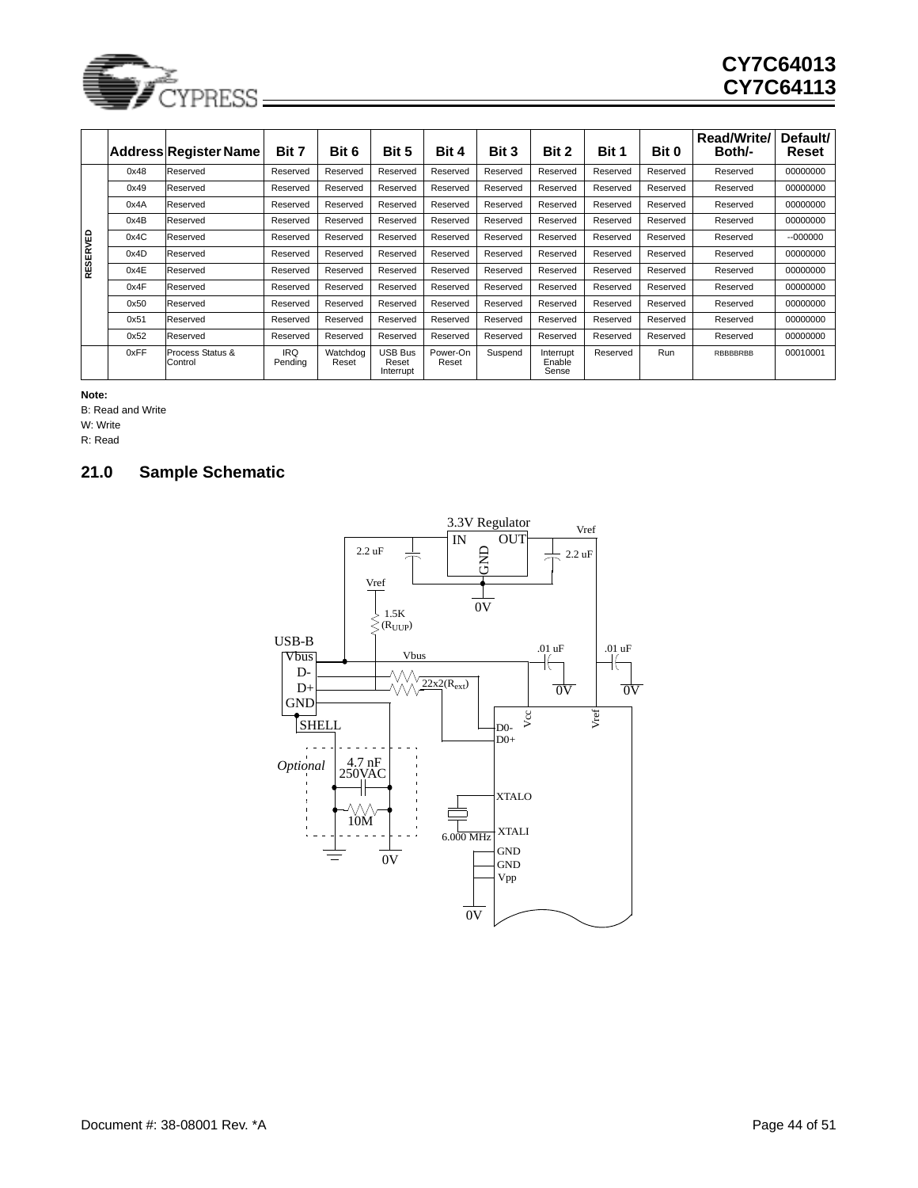| | Address | Register Name | Bit 7 | Bit 6 | Bit 5 | Bit 4 | Bit 3 | Bit 2 | Bit 1 | Bit 0 | Read/Write/ Both/- | Default/ Reset |
|---|---|---|---|---|---|---|---|---|---|---|---|---|
| RESERVED | 0x48 | Reserved | Reserved | Reserved | Reserved | Reserved | Reserved | Reserved | Reserved | Reserved | Reserved | 00000000 |
| | 0x49 | Reserved | Reserved | Reserved | Reserved | Reserved | Reserved | Reserved | Reserved | Reserved | Reserved | 00000000 |
| | 0x4A | Reserved | Reserved | Reserved | Reserved | Reserved | Reserved | Reserved | Reserved | Reserved | Reserved | 00000000 |
| | 0x4B | Reserved | Reserved | Reserved | Reserved | Reserved | Reserved | Reserved | Reserved | Reserved | Reserved | 00000000 |
| | 0x4C | Reserved | Reserved | Reserved | Reserved | Reserved | Reserved | Reserved | Reserved | Reserved | Reserved | --000000 |
| | 0x4D | Reserved | Reserved | Reserved | Reserved | Reserved | Reserved | Reserved | Reserved | Reserved | Reserved | 00000000 |
| | 0x4E | Reserved | Reserved | Reserved | Reserved | Reserved | Reserved | Reserved | Reserved | Reserved | Reserved | 00000000 |
| | 0x4F | Reserved | Reserved | Reserved | Reserved | Reserved | Reserved | Reserved | Reserved | Reserved | Reserved | 00000000 |
| | 0x50 | Reserved | Reserved | Reserved | Reserved | Reserved | Reserved | Reserved | Reserved | Reserved | Reserved | 00000000 |
| | 0x51 | Reserved | Reserved | Reserved | Reserved | Reserved | Reserved | Reserved | Reserved | Reserved | Reserved | 00000000 |
| | 0x52 | Reserved | Reserved | Reserved | Reserved | Reserved | Reserved | Reserved | Reserved | Reserved | Reserved | 00000000 |
| | 0xFF | Process Status & Control | IRQ Pending | Watchdog Reset | USB Bus Reset Interrupt | Power-On Reset | Suspend | Interrupt Enable Sense | Reserved | Run | RBBBBRBB | 00010001 |

**Note:**

B: Read and Write

W: Write

R: Read

## 21.0 Sample Schematic

3.3V Regulator (IN, OUT, GND); Vref; 2.2 uF; 2.2 uF; 0V; Vref; 1.5K ($R_{UUP}$); USB-B: Vbus, D-, D+, GND, SHELL; Vbus; .01 uF; .01 uF; 0V; 0V; 22x2($R_{ext}$); $V_{CC}$; Vref; D0-; D0+; Optional; 4.7 nF 250VAC; 10M; 0V; XTALO; XTALI; 6.000 MHz; GND; GND; Vpp; 0V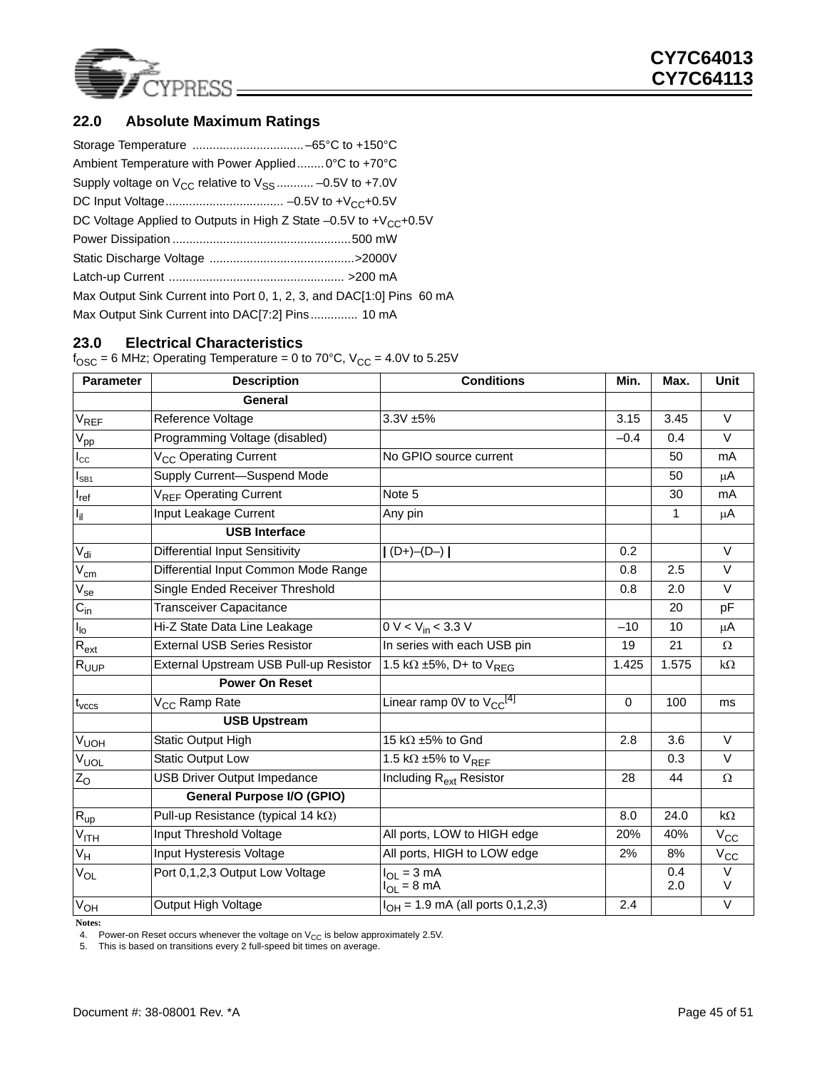## 22.0 Absolute Maximum Ratings

Storage Temperature ................................. –65°C to +150°C

Ambient Temperature with Power Applied........ 0°C to +70°C

Supply voltage on $V_{CC}$ relative to $V_{SS}$........... –0.5V to +7.0V

DC Input Voltage.................................. –0.5V to $+V_{CC}$+0.5V

DC Voltage Applied to Outputs in High Z State –0.5V to $+V_{CC}$+0.5V

Power Dissipation ....................................................500 mW

Static Discharge Voltage ..........................................>2000V

Latch-up Current ................................................... >200 mA

Max Output Sink Current into Port 0, 1, 2, 3, and DAC[1:0] Pins 60 mA

Max Output Sink Current into DAC[7:2] Pins.............. 10 mA

## 23.0 Electrical Characteristics

$f_{OSC}$ = 6 MHz; Operating Temperature = 0 to 70°C, $V_{CC}$ = 4.0V to 5.25V

| Parameter | Description | Conditions | Min. | Max. | Unit |
|---|---|---|---|---|---|
| | **General** | | | | |
| $V_{REF}$ | Reference Voltage | 3.3V ±5% | 3.15 | 3.45 | V |
| $V_{pp}$ | Programming Voltage (disabled) | | –0.4 | 0.4 | V |
| $I_{CC}$ | $V_{CC}$ Operating Current | No GPIO source current | | 50 | mA |
| $I_{SB1}$ | Supply Current—Suspend Mode | | | 50 | μA |
| $I_{ref}$ | $V_{REF}$ Operating Current | Note 5 | | 30 | mA |
| $I_{il}$ | Input Leakage Current | Any pin | | 1 | μA |
| | **USB Interface** | | | | |
| $V_{di}$ | Differential Input Sensitivity | \| (D+)–(D–) \| | 0.2 | | V |
| $V_{cm}$ | Differential Input Common Mode Range | | 0.8 | 2.5 | V |
| $V_{se}$ | Single Ended Receiver Threshold | | 0.8 | 2.0 | V |
| $C_{in}$ | Transceiver Capacitance | | | 20 | pF |
| $I_{lo}$ | Hi-Z State Data Line Leakage | 0 V < $V_{in}$ < 3.3 V | –10 | 10 | μA |
| $R_{ext}$ | External USB Series Resistor | In series with each USB pin | 19 | 21 | Ω |
| $R_{UUP}$ | External Upstream USB Pull-up Resistor | 1.5 kΩ ±5%, D+ to $V_{REG}$ | 1.425 | 1.575 | kΩ |
| | **Power On Reset** | | | | |
| $t_{vccs}$ | $V_{CC}$ Ramp Rate | Linear ramp 0V to $V_{CC}$[4] | 0 | 100 | ms |
| | **USB Upstream** | | | | |
| $V_{UOH}$ | Static Output High | 15 kΩ ±5% to Gnd | 2.8 | 3.6 | V |
| $V_{UOL}$ | Static Output Low | 1.5 kΩ ±5% to $V_{REF}$ | | 0.3 | V |
| $Z_O$ | USB Driver Output Impedance | Including $R_{ext}$ Resistor | 28 | 44 | Ω |
| | **General Purpose I/O (GPIO)** | | | | |
| $R_{up}$ | Pull-up Resistance (typical 14 kΩ) | | 8.0 | 24.0 | kΩ |
| $V_{ITH}$ | Input Threshold Voltage | All ports, LOW to HIGH edge | 20% | 40% | $V_{CC}$ |
| $V_H$ | Input Hysteresis Voltage | All ports, HIGH to LOW edge | 2% | 8% | $V_{CC}$ |
| $V_{OL}$ | Port 0,1,2,3 Output Low Voltage | $I_{OL}$ = 3 mA<br>$I_{OL}$ = 8 mA | | 0.4<br>2.0 | V<br>V |
| $V_{OH}$ | Output High Voltage | $I_{OH}$ = 1.9 mA (all ports 0,1,2,3) | 2.4 | | V |

**Notes:**

4. Power-on Reset occurs whenever the voltage on $V_{CC}$ is below approximately 2.5V.
5. This is based on transitions every 2 full-speed bit times on average.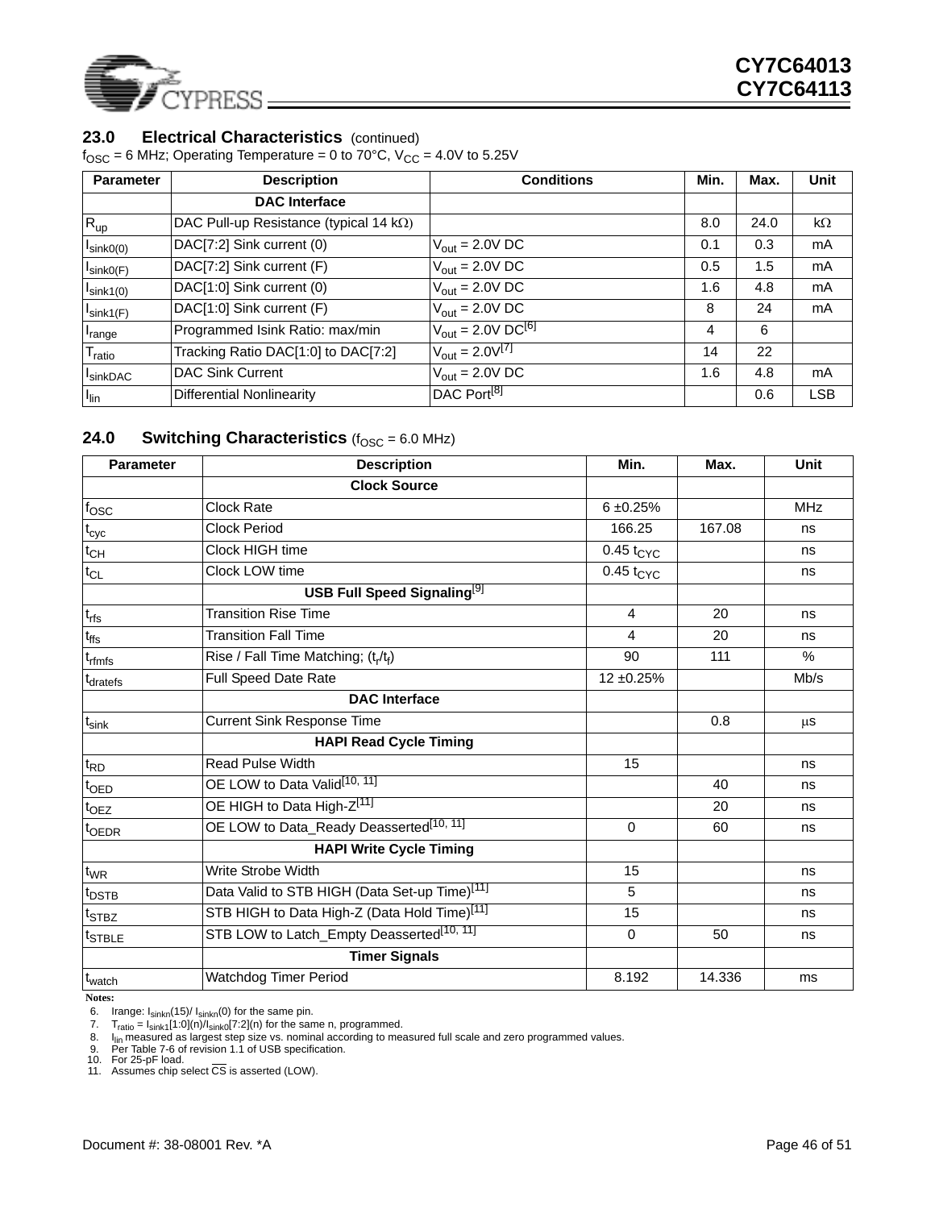## 23.0 Electrical Characteristics (continued)

$f_{OSC}$ = 6 MHz; Operating Temperature = 0 to 70°C, $V_{CC}$ = 4.0V to 5.25V

| Parameter | Description | Conditions | Min. | Max. | Unit |
|---|---|---|---|---|---|
| | **DAC Interface** | | | | |
| $R_{up}$ | DAC Pull-up Resistance (typical 14 kΩ) | | 8.0 | 24.0 | kΩ |
| $I_{sink0(0)}$ | DAC[7:2] Sink current (0) | $V_{out}$ = 2.0V DC | 0.1 | 0.3 | mA |
| $I_{sink0(F)}$ | DAC[7:2] Sink current (F) | $V_{out}$ = 2.0V DC | 0.5 | 1.5 | mA |
| $I_{sink1(0)}$ | DAC[1:0] Sink current (0) | $V_{out}$ = 2.0V DC | 1.6 | 4.8 | mA |
| $I_{sink1(F)}$ | DAC[1:0] Sink current (F) | $V_{out}$ = 2.0V DC | 8 | 24 | mA |
| $I_{range}$ | Programmed Isink Ratio: max/min | $V_{out}$ = 2.0V DC[6] | 4 | 6 | |
| $T_{ratio}$ | Tracking Ratio DAC[1:0] to DAC[7:2] | $V_{out}$ = 2.0V[7] | 14 | 22 | |
| $I_{sinkDAC}$ | DAC Sink Current | $V_{out}$ = 2.0V DC | 1.6 | 4.8 | mA |
| $I_{lin}$ | Differential Nonlinearity | DAC Port[8] | | 0.6 | LSB |

## 24.0 Switching Characteristics ($f_{OSC}$ = 6.0 MHz)

| Parameter | Description | Min. | Max. | Unit |
|---|---|---|---|---|
| | **Clock Source** | | | |
| $f_{OSC}$ | Clock Rate | 6 ±0.25% | | MHz |
| $t_{cyc}$ | Clock Period | 166.25 | 167.08 | ns |
| $t_{CH}$ | Clock HIGH time | 0.45 $t_{CYC}$ | | ns |
| $t_{CL}$ | Clock LOW time | 0.45 $t_{CYC}$ | | ns |
| | **USB Full Speed Signaling[9]** | | | |
| $t_{rfs}$ | Transition Rise Time | 4 | 20 | ns |
| $t_{ffs}$ | Transition Fall Time | 4 | 20 | ns |
| $t_{rfmfs}$ | Rise / Fall Time Matching; ($t_r/t_f$) | 90 | 111 | % |
| $t_{dratefs}$ | Full Speed Date Rate | 12 ±0.25% | | Mb/s |
| | **DAC Interface** | | | |
| $t_{sink}$ | Current Sink Response Time | | 0.8 | μs |
| | **HAPI Read Cycle Timing** | | | |
| $t_{RD}$ | Read Pulse Width | 15 | | ns |
| $t_{OED}$ | OE LOW to Data Valid[10, 11] | | 40 | ns |
| $t_{OEZ}$ | OE HIGH to Data High-Z[11] | | 20 | ns |
| $t_{OEDR}$ | OE LOW to Data_Ready Deasserted[10, 11] | 0 | 60 | ns |
| | **HAPI Write Cycle Timing** | | | |
| $t_{WR}$ | Write Strobe Width | 15 | | ns |
| $t_{DSTB}$ | Data Valid to STB HIGH (Data Set-up Time)[11] | 5 | | ns |
| $t_{STBZ}$ | STB HIGH to Data High-Z (Data Hold Time)[11] | 15 | | ns |
| $t_{STBLE}$ | STB LOW to Latch_Empty Deasserted[10, 11] | 0 | 50 | ns |
| | **Timer Signals** | | | |
| $t_{watch}$ | Watchdog Timer Period | 8.192 | 14.336 | ms |

**Notes:**

6. Irange: $I_{sinkn}(15)/ I_{sinkn}(0)$ for the same pin.
7. $T_{ratio} = I_{sink1}[1:0](n)/I_{sink0}[7:2](n)$ for the same n, programmed.
8. $I_{lin}$ measured as largest step size vs. nominal according to measured full scale and zero programmed values.
9. Per Table 7-6 of revision 1.1 of USB specification.
10. For 25-pF load.
11. Assumes chip select $\overline{CS}$ is asserted (LOW).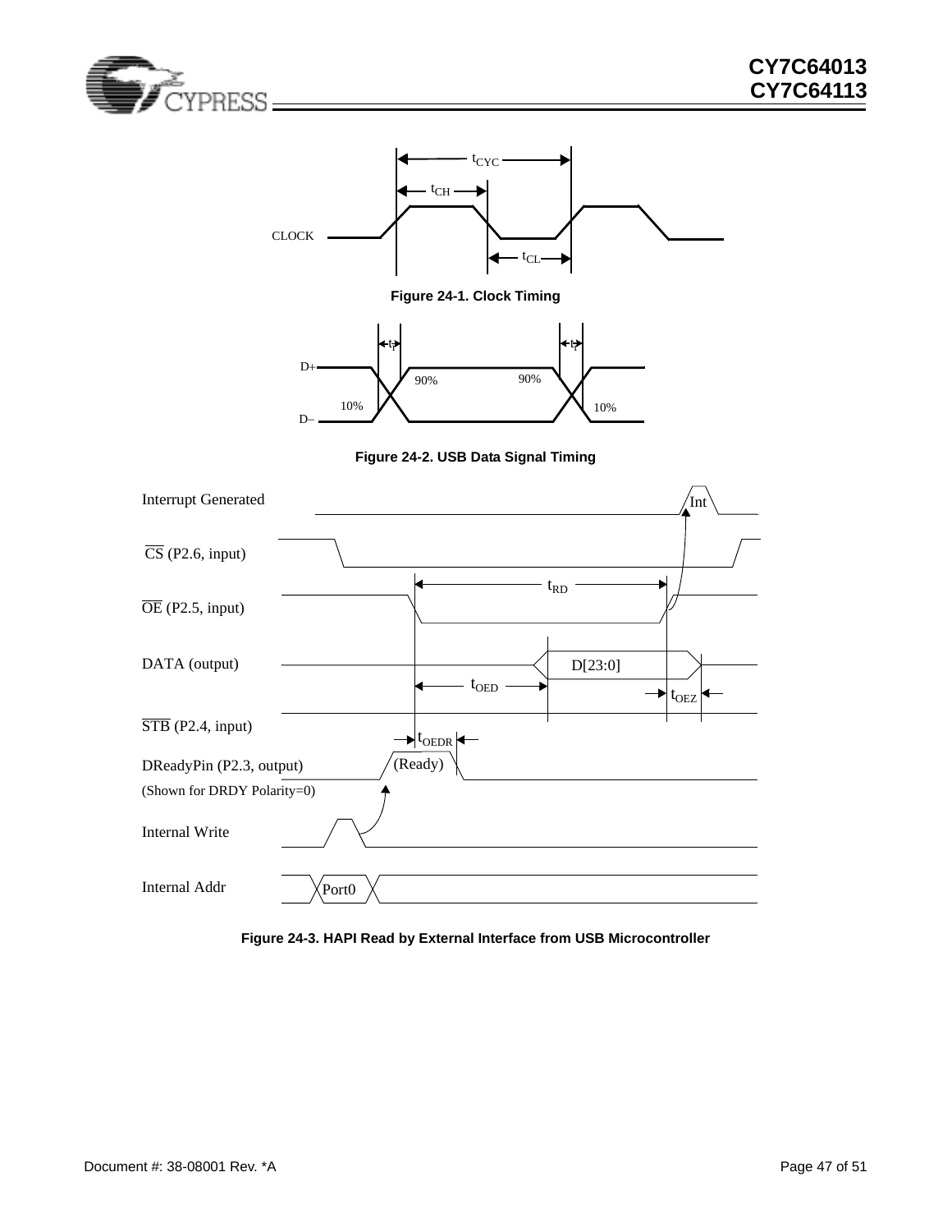**Figure 24-1. Clock Timing**

**Figure 24-2. USB Data Signal Timing**

**Figure 24-3. HAPI Read by External Interface from USB Microcontroller**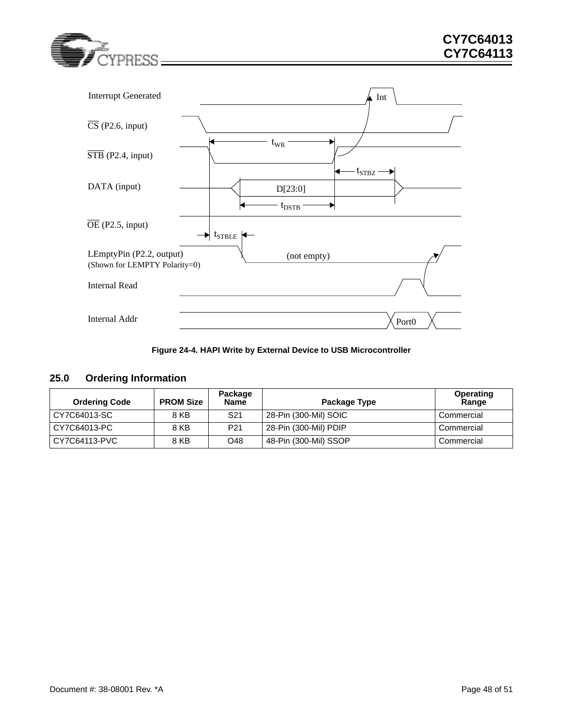Figure 24-4. HAPI Write by External Device to USB Microcontroller

## 25.0 Ordering Information

| Ordering Code | PROM Size | Package Name | Package Type | Operating Range |
|---|---|---|---|---|
| CY7C64013-SC | 8 KB | S21 | 28-Pin (300-Mil) SOIC | Commercial |
| CY7C64013-PC | 8 KB | P21 | 28-Pin (300-Mil) PDIP | Commercial |
| CY7C64113-PVC | 8 KB | O48 | 48-Pin (300-Mil) SSOP | Commercial |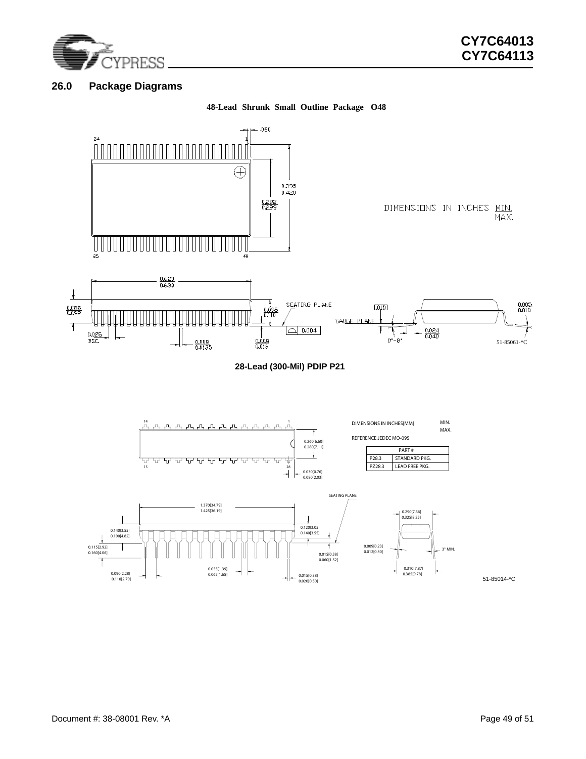## 26.0 Package Diagrams

**48-Lead Shrunk Small Outline Package O48**

DIMENSIONS IN INCHES MIN. / MAX.

51-85061-*C

**28-Lead (300-Mil) PDIP P21**

DIMENSIONS IN INCHES[MM] MIN. / MAX.

REFERENCE JEDEC MO-095

| PART # | |
|---|---|
| P28.3 | STANDARD PKG. |
| PZ28.3 | LEAD FREE PKG. |

51-85014-*C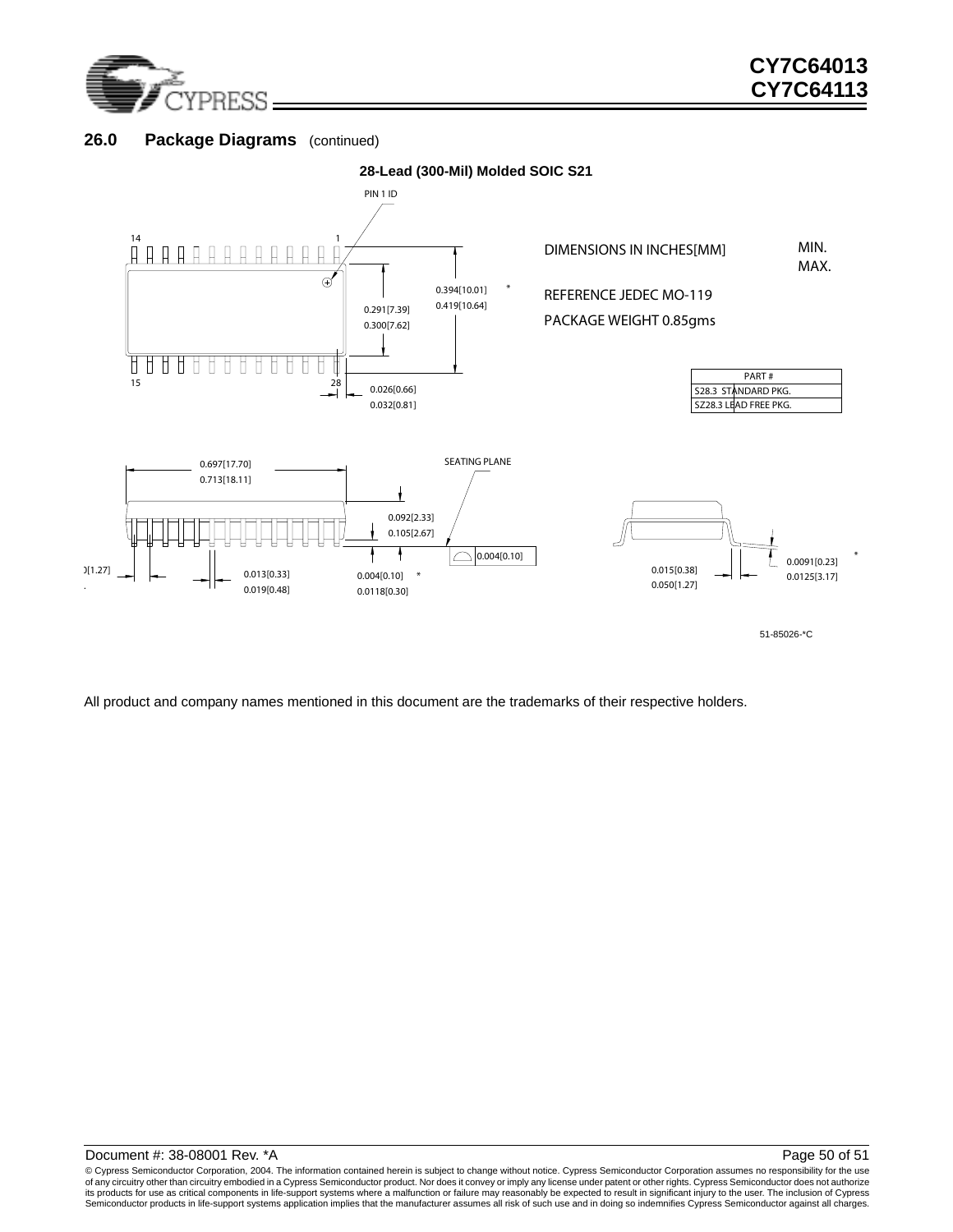## 26.0 Package Diagrams (continued)

**28-Lead (300-Mil) Molded SOIC S21**

PIN 1 ID

DIMENSIONS IN INCHES[MM] MIN. MAX.

REFERENCE JEDEC MO-119

PACKAGE WEIGHT 0.85gms

| PART # | |
|---|---|
| S28.3 | STANDARD PKG. |
| SZ28.3 | LEAD FREE PKG. |

0.394[10.01] 0.419[10.64] *

0.291[7.39] 0.300[7.62]

0.026[0.66] 0.032[0.81]

0.697[17.70] 0.713[18.11]

SEATING PLANE

0.092[2.33] 0.105[2.67]

0.004[0.10]

0[1.27]

0.013[0.33] 0.019[0.48]

0.004[0.10] * 0.0118[0.30]

0.015[0.38] 0.050[1.27]

0.0091[0.23] 0.0125[3.17] *

51-85026-*C

All product and company names mentioned in this document are the trademarks of their respective holders.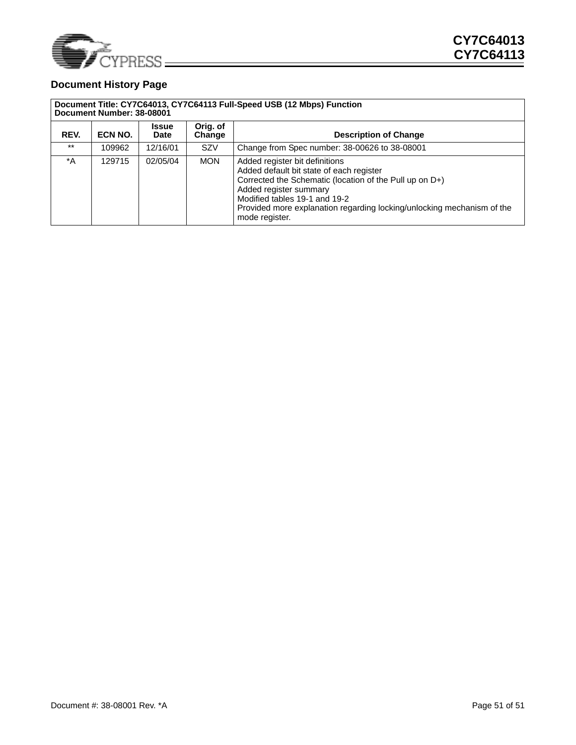## Document History Page

**Document Title: CY7C64013, CY7C64113 Full-Speed USB (12 Mbps) Function**
**Document Number: 38-08001**

| REV. | ECN NO. | Issue Date | Orig. of Change | Description of Change |
|---|---|---|---|---|
| ** | 109962 | 12/16/01 | SZV | Change from Spec number: 38-00626 to 38-08001 |
| *A | 129715 | 02/05/04 | MON | Added register bit definitions<br>Added default bit state of each register<br>Corrected the Schematic (location of the Pull up on D+)<br>Added register summary<br>Modified tables 19-1 and 19-2<br>Provided more explanation regarding locking/unlocking mechanism of the mode register. |